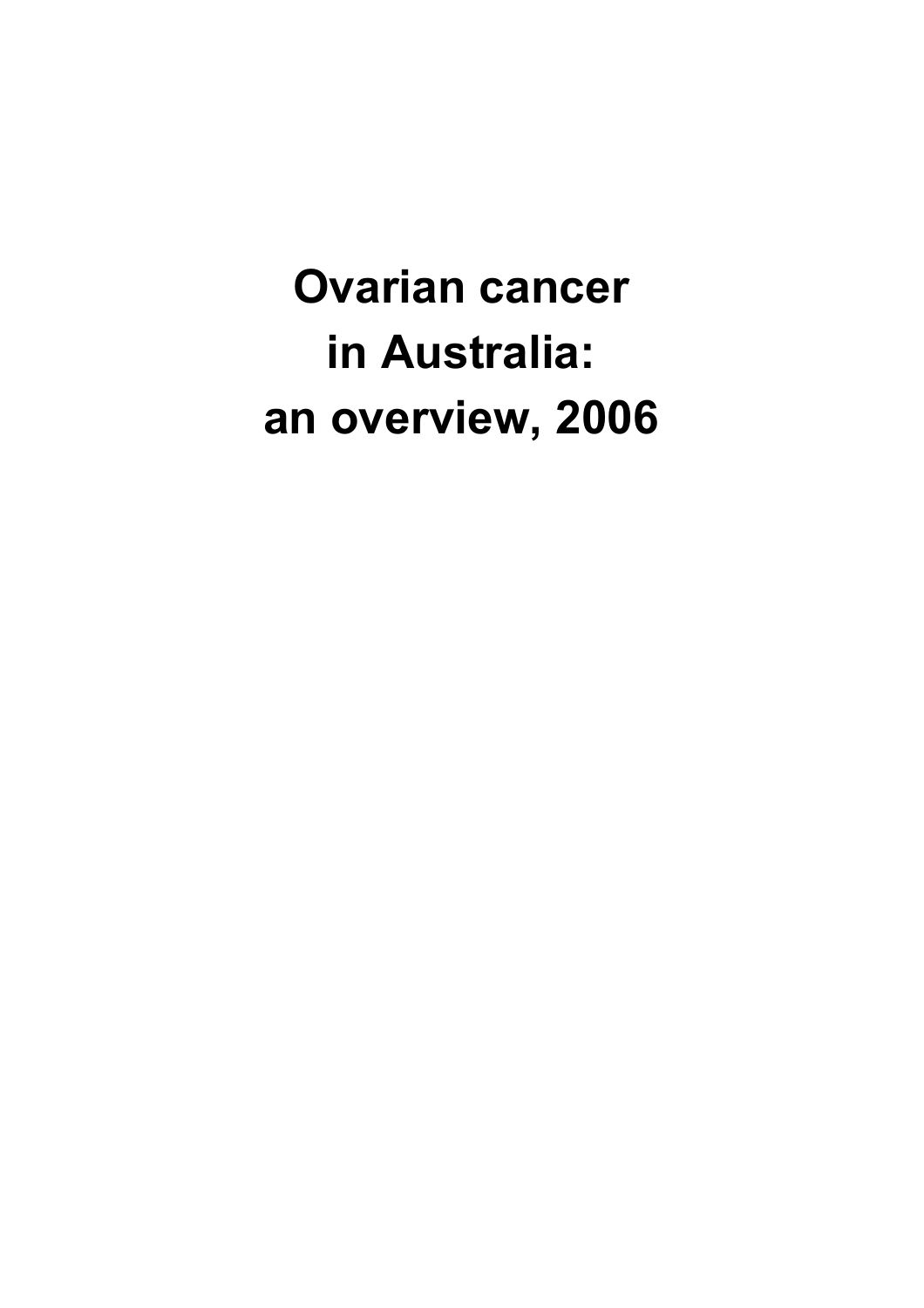# Ovarian cancer in Australia: an overview, 2006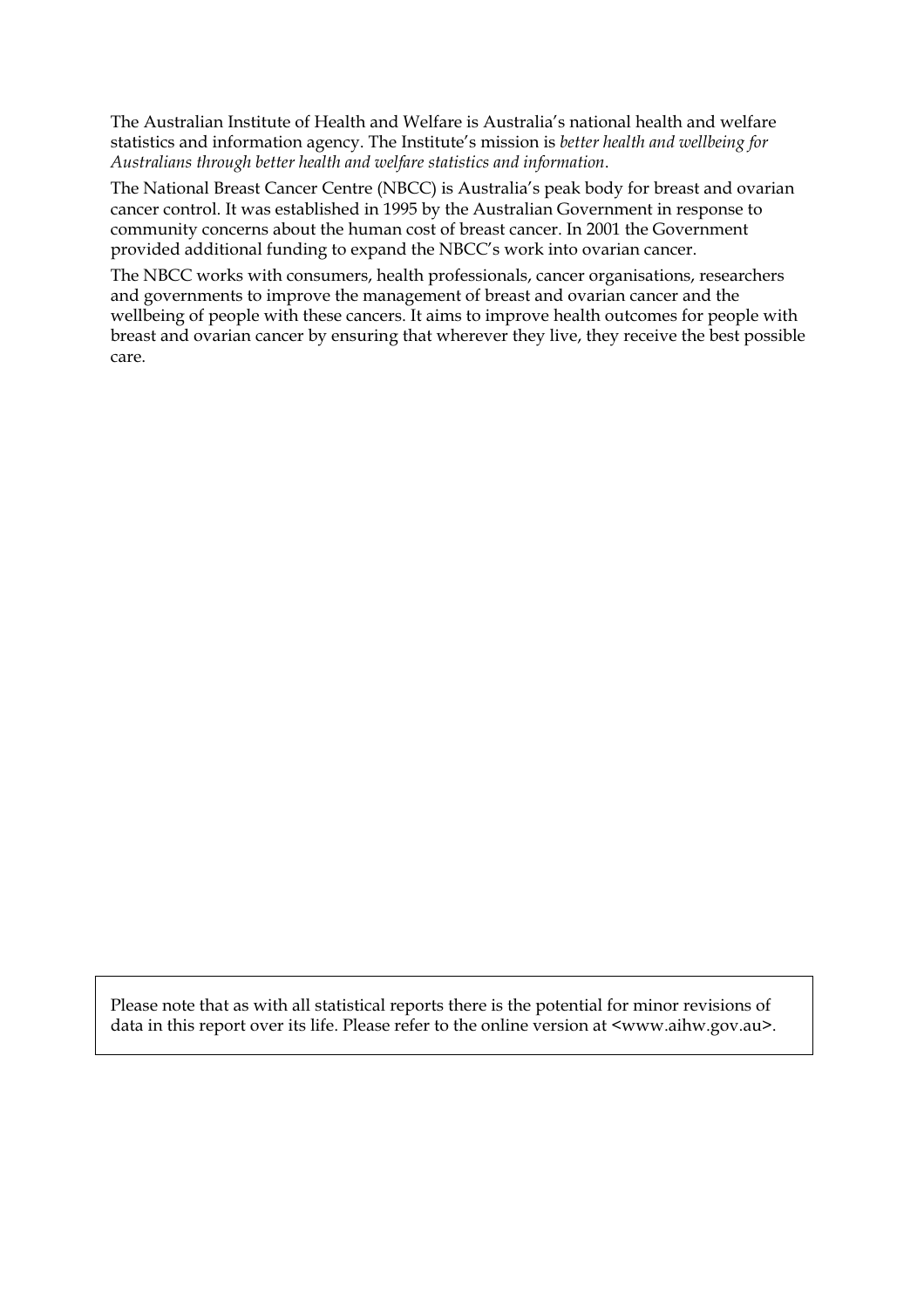The Australian Institute of Health and Welfare is Australia's national health and welfare statistics and information agency. The Institute's mission is *better health and wellbeing for Australians through better health and welfare statistics and information*.

The National Breast Cancer Centre (NBCC) is Australia's peak body for breast and ovarian cancer control. It was established in 1995 by the Australian Government in response to community concerns about the human cost of breast cancer. In 2001 the Government provided additional funding to expand the NBCC's work into ovarian cancer.

The NBCC works with consumers, health professionals, cancer organisations, researchers and governments to improve the management of breast and ovarian cancer and the wellbeing of people with these cancers. It aims to improve health outcomes for people with breast and ovarian cancer by ensuring that wherever they live, they receive the best possible care.

Please note that as with all statistical reports there is the potential for minor revisions of data in this report over its life. Please refer to the online version at <www.aihw.gov.au>.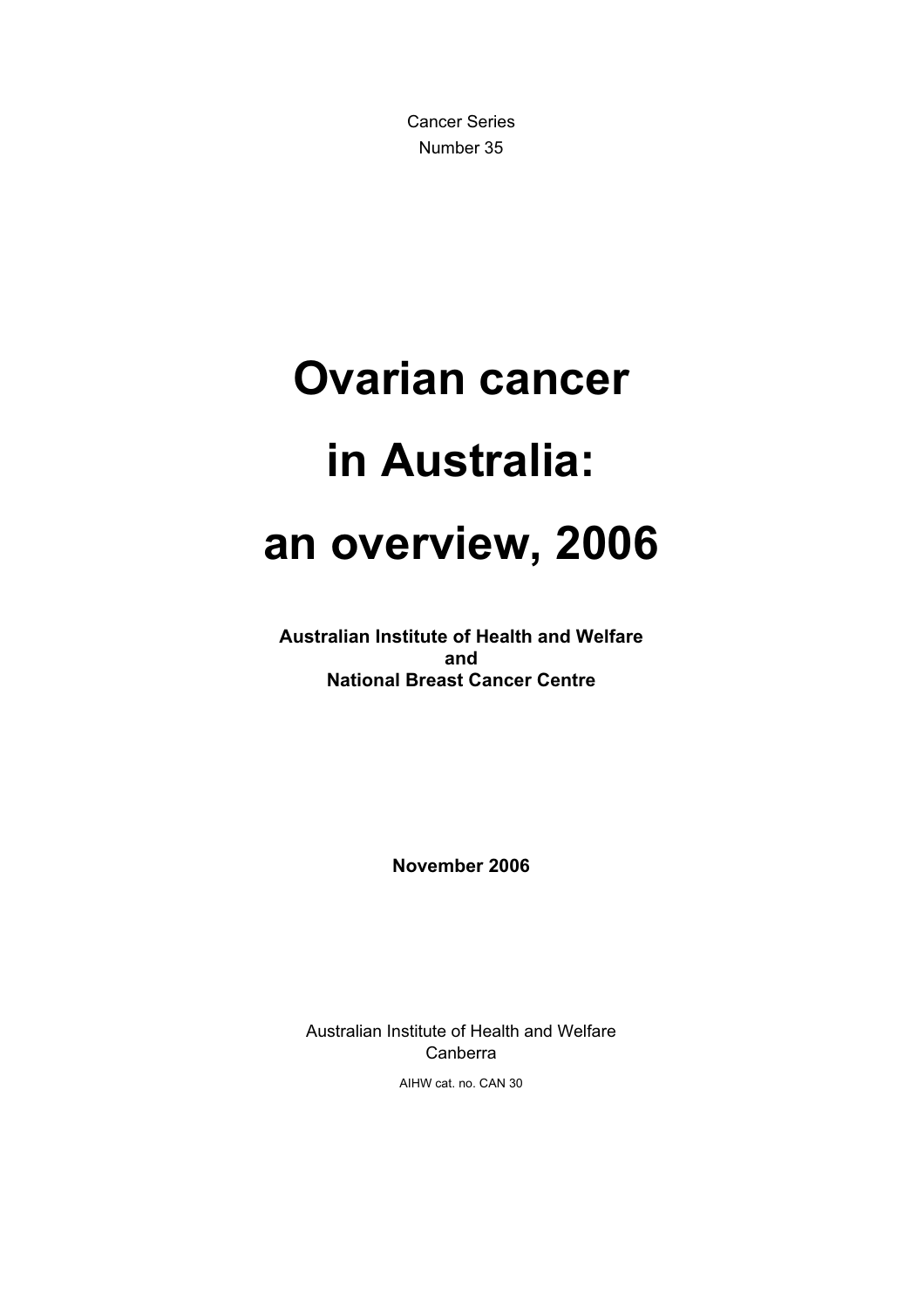Cancer Series
Number 35

# Ovarian cancer in Australia: an overview, 2006

**Australian Institute of Health and Welfare**
**and**
**National Breast Cancer Centre**

**November 2006**

Australian Institute of Health and Welfare
Canberra

AIHW cat. no. CAN 30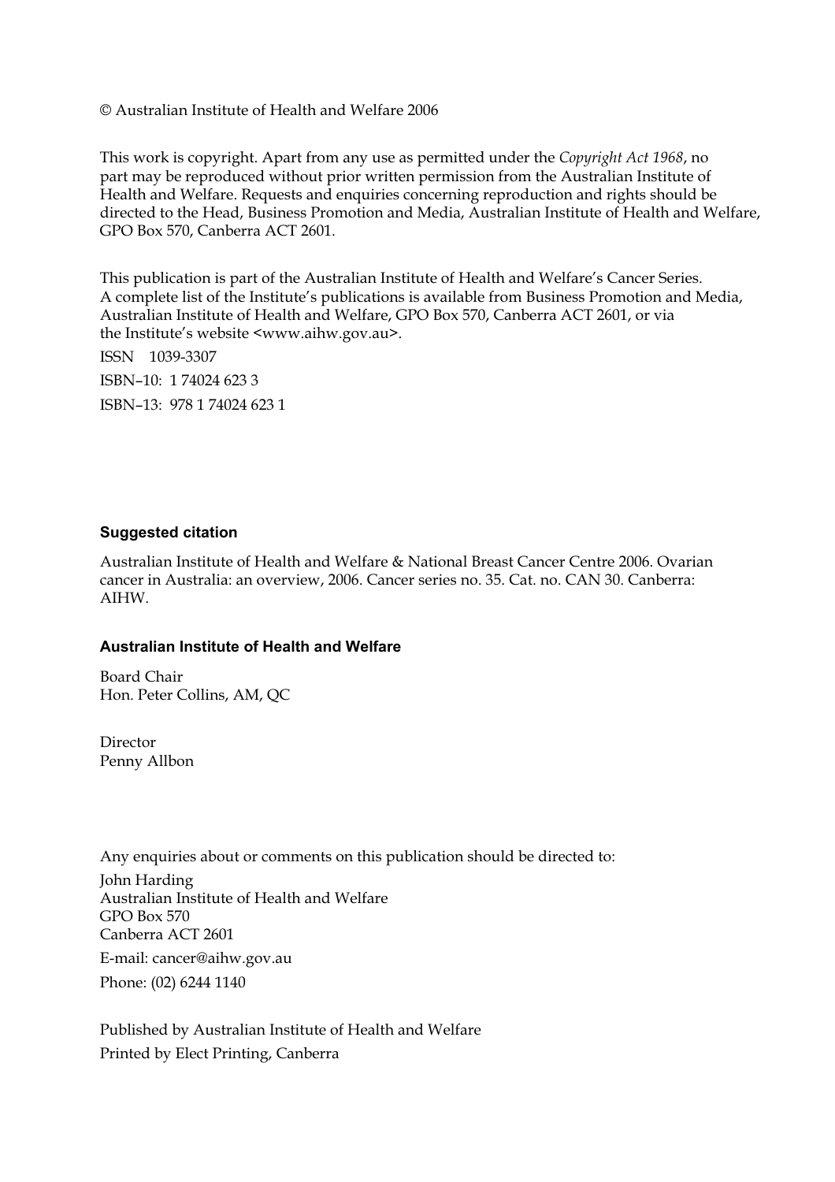© Australian Institute of Health and Welfare 2006

This work is copyright. Apart from any use as permitted under the *Copyright Act 1968*, no part may be reproduced without prior written permission from the Australian Institute of Health and Welfare. Requests and enquiries concerning reproduction and rights should be directed to the Head, Business Promotion and Media, Australian Institute of Health and Welfare, GPO Box 570, Canberra ACT 2601.

This publication is part of the Australian Institute of Health and Welfare's Cancer Series. A complete list of the Institute's publications is available from Business Promotion and Media, Australian Institute of Health and Welfare, GPO Box 570, Canberra ACT 2601, or via the Institute's website <www.aihw.gov.au>.

ISSN 1039-3307

ISBN–10: 1 74024 623 3

ISBN–13: 978 1 74024 623 1

**Suggested citation**

Australian Institute of Health and Welfare & National Breast Cancer Centre 2006. Ovarian cancer in Australia: an overview, 2006. Cancer series no. 35. Cat. no. CAN 30. Canberra: AIHW.

**Australian Institute of Health and Welfare**

Board Chair
Hon. Peter Collins, AM, QC

Director
Penny Allbon

Any enquiries about or comments on this publication should be directed to:

John Harding
Australian Institute of Health and Welfare
GPO Box 570
Canberra ACT 2601

E-mail: cancer@aihw.gov.au

Phone: (02) 6244 1140

Published by Australian Institute of Health and Welfare

Printed by Elect Printing, Canberra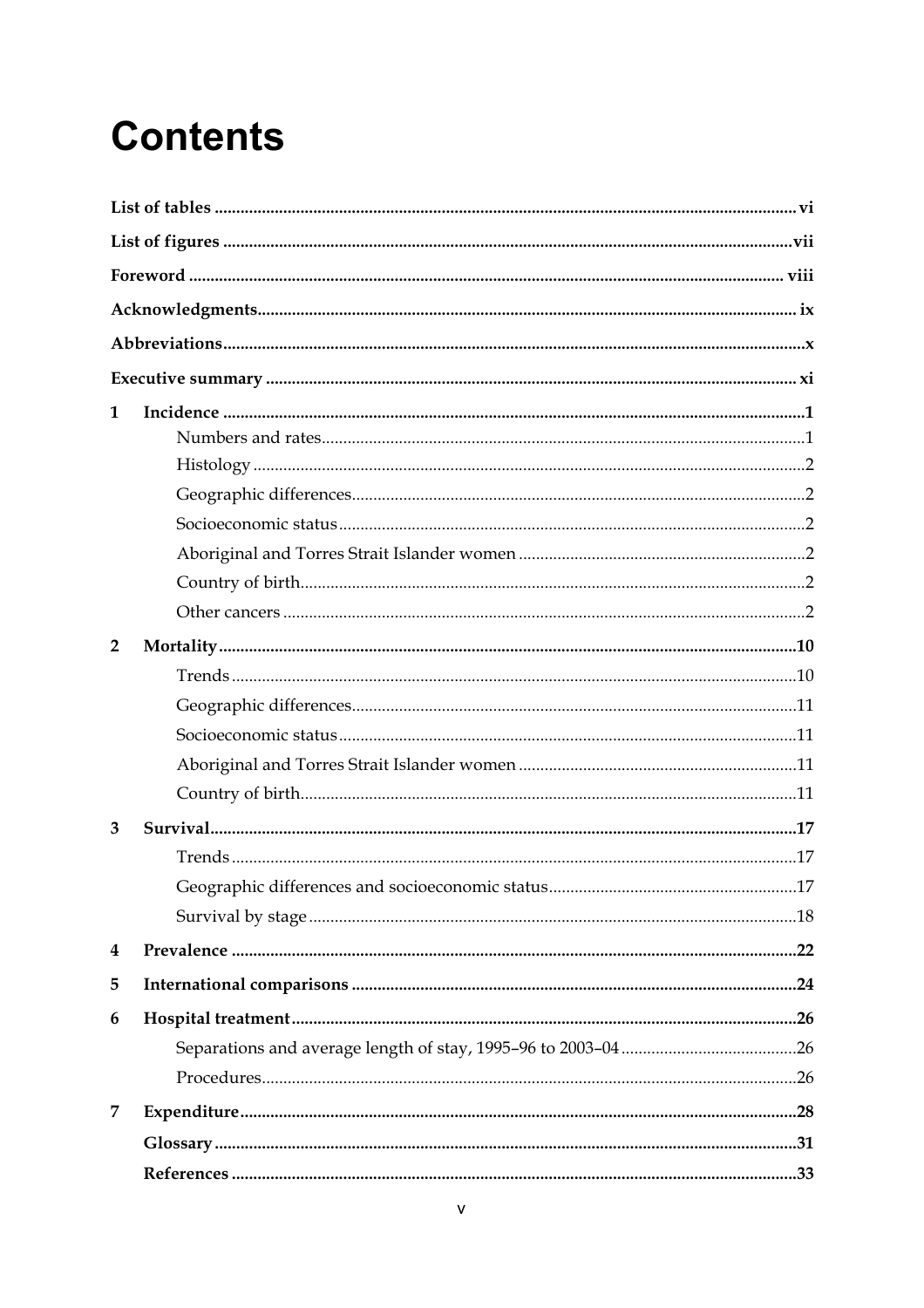# Contents

**List of tables** ....... vi

**List of figures** ....... vii

**Foreword** ....... viii

**Acknowledgments** ....... ix

**Abbreviations** ....... x

**Executive summary** ....... xi

**1 Incidence** ....... 1

- Numbers and rates ....... 1
- Histology ....... 2
- Geographic differences ....... 2
- Socioeconomic status ....... 2
- Aboriginal and Torres Strait Islander women ....... 2
- Country of birth ....... 2
- Other cancers ....... 2

**2 Mortality** ....... 10

- Trends ....... 10
- Geographic differences ....... 11
- Socioeconomic status ....... 11
- Aboriginal and Torres Strait Islander women ....... 11
- Country of birth ....... 11

**3 Survival** ....... 17

- Trends ....... 17
- Geographic differences and socioeconomic status ....... 17
- Survival by stage ....... 18

**4 Prevalence** ....... 22

**5 International comparisons** ....... 24

**6 Hospital treatment** ....... 26

- Separations and average length of stay, 1995–96 to 2003–04 ....... 26
- Procedures ....... 26

**7 Expenditure** ....... 28

**Glossary** ....... 31

**References** ....... 33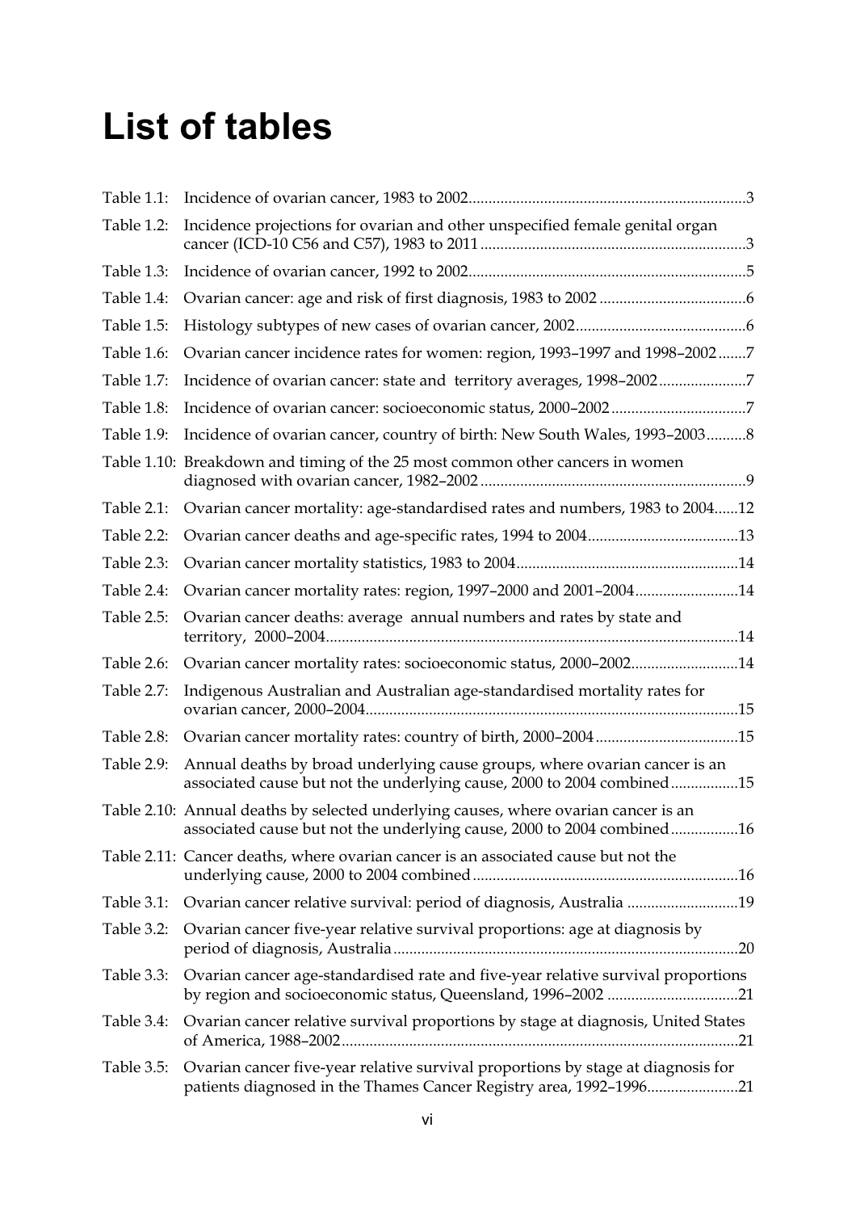# List of tables

| | | |
|---|---|---|
| Table 1.1: | Incidence of ovarian cancer, 1983 to 2002 | 3 |
| Table 1.2: | Incidence projections for ovarian and other unspecified female genital organ cancer (ICD-10 C56 and C57), 1983 to 2011 | 3 |
| Table 1.3: | Incidence of ovarian cancer, 1992 to 2002 | 5 |
| Table 1.4: | Ovarian cancer: age and risk of first diagnosis, 1983 to 2002 | 6 |
| Table 1.5: | Histology subtypes of new cases of ovarian cancer, 2002 | 6 |
| Table 1.6: | Ovarian cancer incidence rates for women: region, 1993–1997 and 1998–2002 | 7 |
| Table 1.7: | Incidence of ovarian cancer: state and territory averages, 1998–2002 | 7 |
| Table 1.8: | Incidence of ovarian cancer: socioeconomic status, 2000–2002 | 7 |
| Table 1.9: | Incidence of ovarian cancer, country of birth: New South Wales, 1993–2003 | 8 |
| Table 1.10: | Breakdown and timing of the 25 most common other cancers in women diagnosed with ovarian cancer, 1982–2002 | 9 |
| Table 2.1: | Ovarian cancer mortality: age-standardised rates and numbers, 1983 to 2004 | 12 |
| Table 2.2: | Ovarian cancer deaths and age-specific rates, 1994 to 2004 | 13 |
| Table 2.3: | Ovarian cancer mortality statistics, 1983 to 2004 | 14 |
| Table 2.4: | Ovarian cancer mortality rates: region, 1997–2000 and 2001–2004 | 14 |
| Table 2.5: | Ovarian cancer deaths: average annual numbers and rates by state and territory, 2000–2004 | 14 |
| Table 2.6: | Ovarian cancer mortality rates: socioeconomic status, 2000–2002 | 14 |
| Table 2.7: | Indigenous Australian and Australian age-standardised mortality rates for ovarian cancer, 2000–2004 | 15 |
| Table 2.8: | Ovarian cancer mortality rates: country of birth, 2000–2004 | 15 |
| Table 2.9: | Annual deaths by broad underlying cause groups, where ovarian cancer is an associated cause but not the underlying cause, 2000 to 2004 combined | 15 |
| Table 2.10: | Annual deaths by selected underlying causes, where ovarian cancer is an associated cause but not the underlying cause, 2000 to 2004 combined | 16 |
| Table 2.11: | Cancer deaths, where ovarian cancer is an associated cause but not the underlying cause, 2000 to 2004 combined | 16 |
| Table 3.1: | Ovarian cancer relative survival: period of diagnosis, Australia | 19 |
| Table 3.2: | Ovarian cancer five-year relative survival proportions: age at diagnosis by period of diagnosis, Australia | 20 |
| Table 3.3: | Ovarian cancer age-standardised rate and five-year relative survival proportions by region and socioeconomic status, Queensland, 1996–2002 | 21 |
| Table 3.4: | Ovarian cancer relative survival proportions by stage at diagnosis, United States of America, 1988–2002 | 21 |
| Table 3.5: | Ovarian cancer five-year relative survival proportions by stage at diagnosis for patients diagnosed in the Thames Cancer Registry area, 1992–1996 | 21 |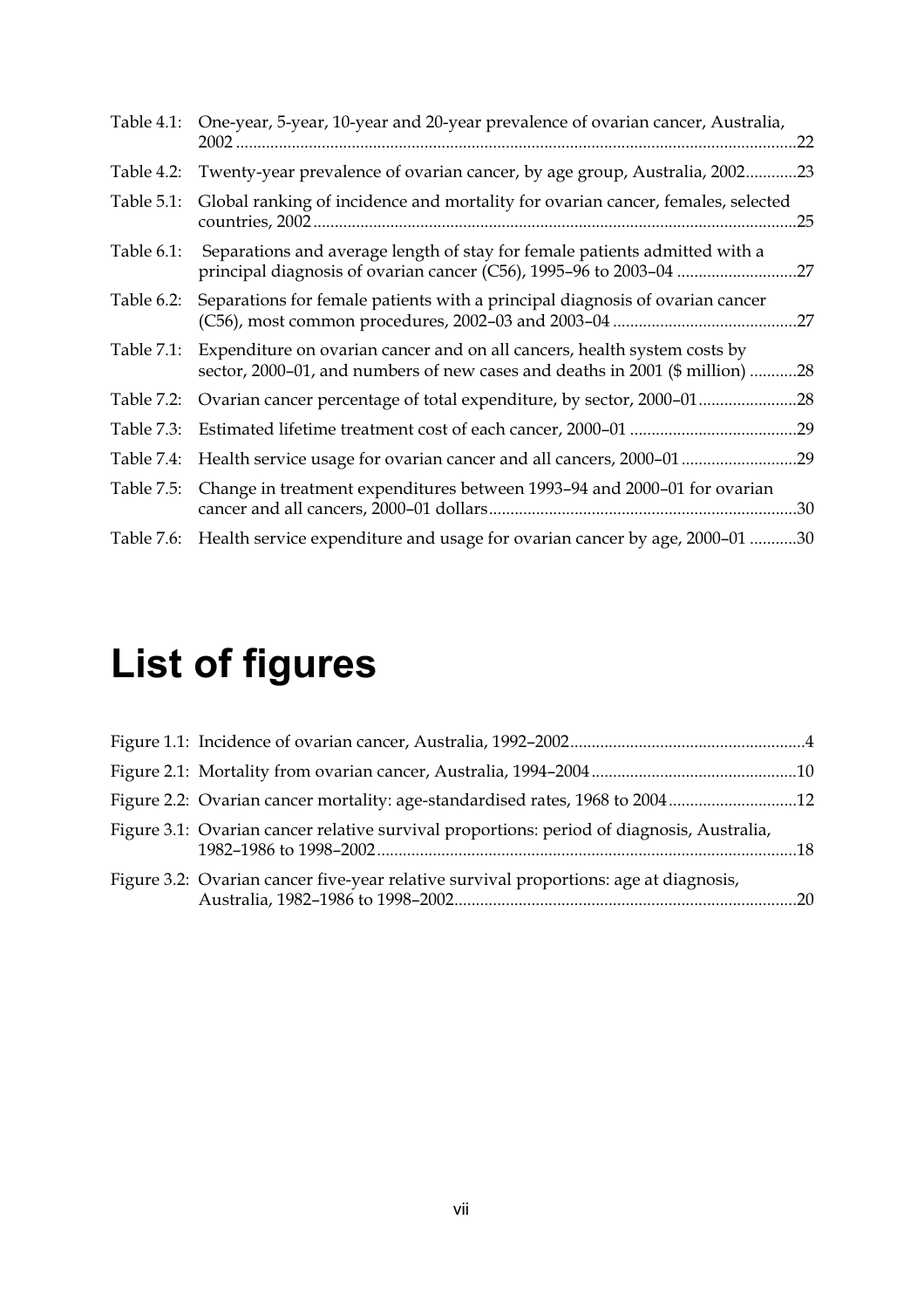Table 4.1: One-year, 5-year, 10-year and 20-year prevalence of ovarian cancer, Australia, 2002 .....22

Table 4.2: Twenty-year prevalence of ovarian cancer, by age group, Australia, 2002.....23

Table 5.1: Global ranking of incidence and mortality for ovarian cancer, females, selected countries, 2002 .....25

Table 6.1: Separations and average length of stay for female patients admitted with a principal diagnosis of ovarian cancer (C56), 1995–96 to 2003–04 .....27

Table 6.2: Separations for female patients with a principal diagnosis of ovarian cancer (C56), most common procedures, 2002–03 and 2003–04 .....27

Table 7.1: Expenditure on ovarian cancer and on all cancers, health system costs by sector, 2000–01, and numbers of new cases and deaths in 2001 ($ million) .....28

Table 7.2: Ovarian cancer percentage of total expenditure, by sector, 2000–01.....28

Table 7.3: Estimated lifetime treatment cost of each cancer, 2000–01 .....29

Table 7.4: Health service usage for ovarian cancer and all cancers, 2000–01 .....29

Table 7.5: Change in treatment expenditures between 1993–94 and 2000–01 for ovarian cancer and all cancers, 2000–01 dollars.....30

Table 7.6: Health service expenditure and usage for ovarian cancer by age, 2000–01 .....30

# List of figures

Figure 1.1: Incidence of ovarian cancer, Australia, 1992–2002.....4

Figure 2.1: Mortality from ovarian cancer, Australia, 1994–2004.....10

Figure 2.2: Ovarian cancer mortality: age-standardised rates, 1968 to 2004.....12

Figure 3.1: Ovarian cancer relative survival proportions: period of diagnosis, Australia, 1982–1986 to 1998–2002.....18

Figure 3.2: Ovarian cancer five-year relative survival proportions: age at diagnosis, Australia, 1982–1986 to 1998–2002.....20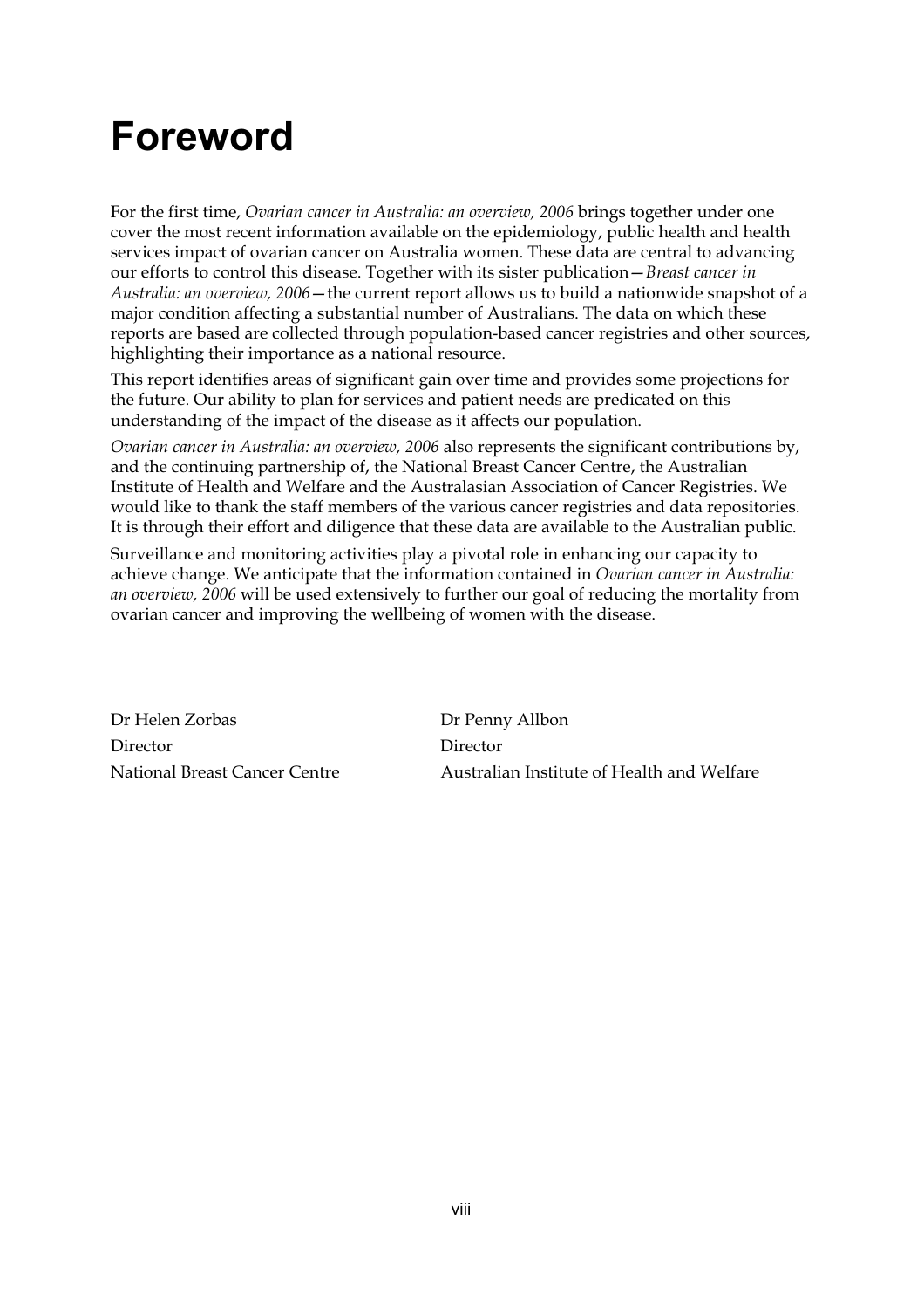# Foreword

For the first time, *Ovarian cancer in Australia: an overview, 2006* brings together under one cover the most recent information available on the epidemiology, public health and health services impact of ovarian cancer on Australia women. These data are central to advancing our efforts to control this disease. Together with its sister publication—*Breast cancer in Australia: an overview, 2006*—the current report allows us to build a nationwide snapshot of a major condition affecting a substantial number of Australians. The data on which these reports are based are collected through population-based cancer registries and other sources, highlighting their importance as a national resource.

This report identifies areas of significant gain over time and provides some projections for the future. Our ability to plan for services and patient needs are predicated on this understanding of the impact of the disease as it affects our population.

*Ovarian cancer in Australia: an overview, 2006* also represents the significant contributions by, and the continuing partnership of, the National Breast Cancer Centre, the Australian Institute of Health and Welfare and the Australasian Association of Cancer Registries. We would like to thank the staff members of the various cancer registries and data repositories. It is through their effort and diligence that these data are available to the Australian public.

Surveillance and monitoring activities play a pivotal role in enhancing our capacity to achieve change. We anticipate that the information contained in *Ovarian cancer in Australia: an overview, 2006* will be used extensively to further our goal of reducing the mortality from ovarian cancer and improving the wellbeing of women with the disease.

Dr Helen Zorbas
Director
National Breast Cancer Centre

Dr Penny Allbon
Director
Australian Institute of Health and Welfare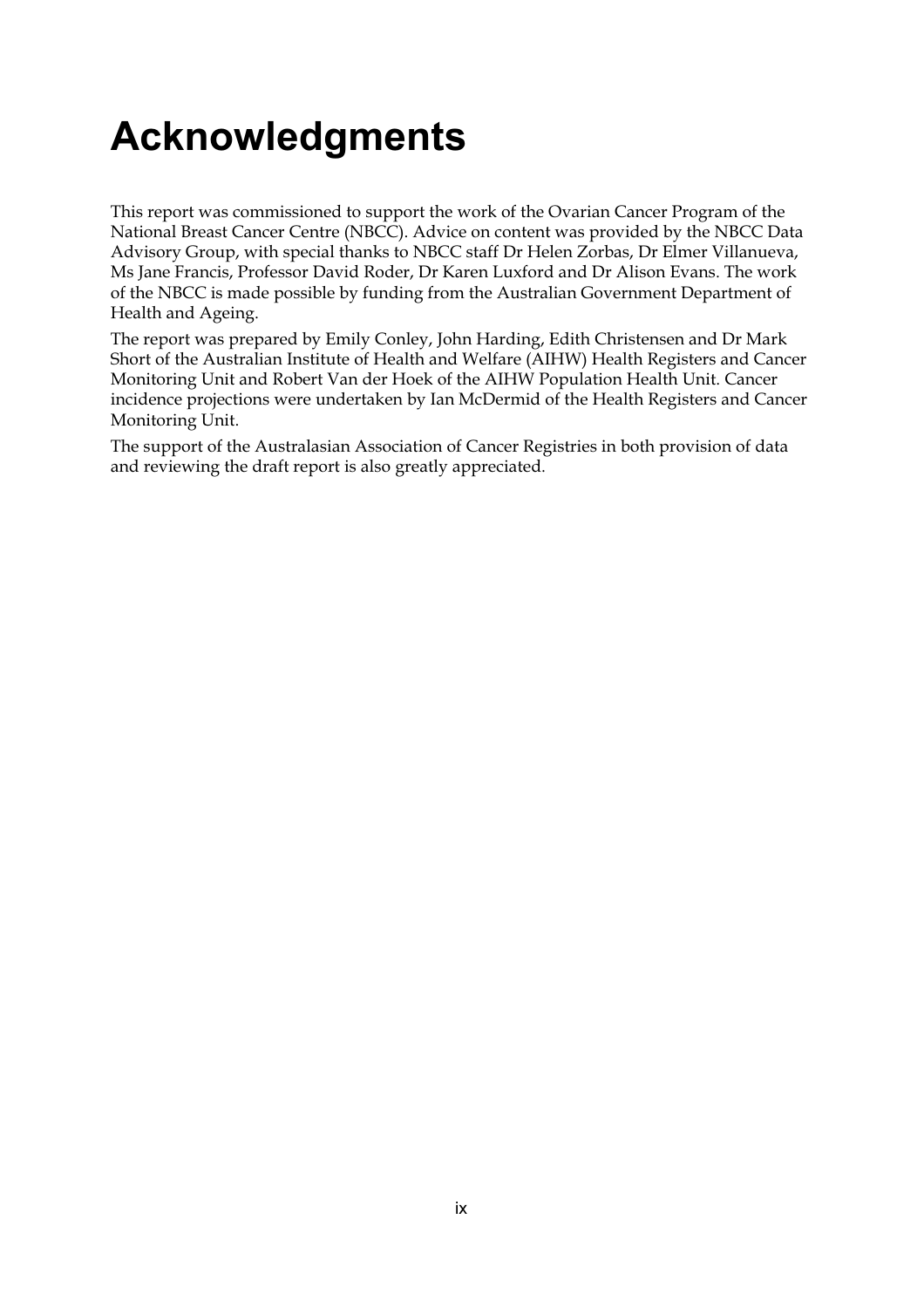# Acknowledgments

This report was commissioned to support the work of the Ovarian Cancer Program of the National Breast Cancer Centre (NBCC). Advice on content was provided by the NBCC Data Advisory Group, with special thanks to NBCC staff Dr Helen Zorbas, Dr Elmer Villanueva, Ms Jane Francis, Professor David Roder, Dr Karen Luxford and Dr Alison Evans. The work of the NBCC is made possible by funding from the Australian Government Department of Health and Ageing.

The report was prepared by Emily Conley, John Harding, Edith Christensen and Dr Mark Short of the Australian Institute of Health and Welfare (AIHW) Health Registers and Cancer Monitoring Unit and Robert Van der Hoek of the AIHW Population Health Unit. Cancer incidence projections were undertaken by Ian McDermid of the Health Registers and Cancer Monitoring Unit.

The support of the Australasian Association of Cancer Registries in both provision of data and reviewing the draft report is also greatly appreciated.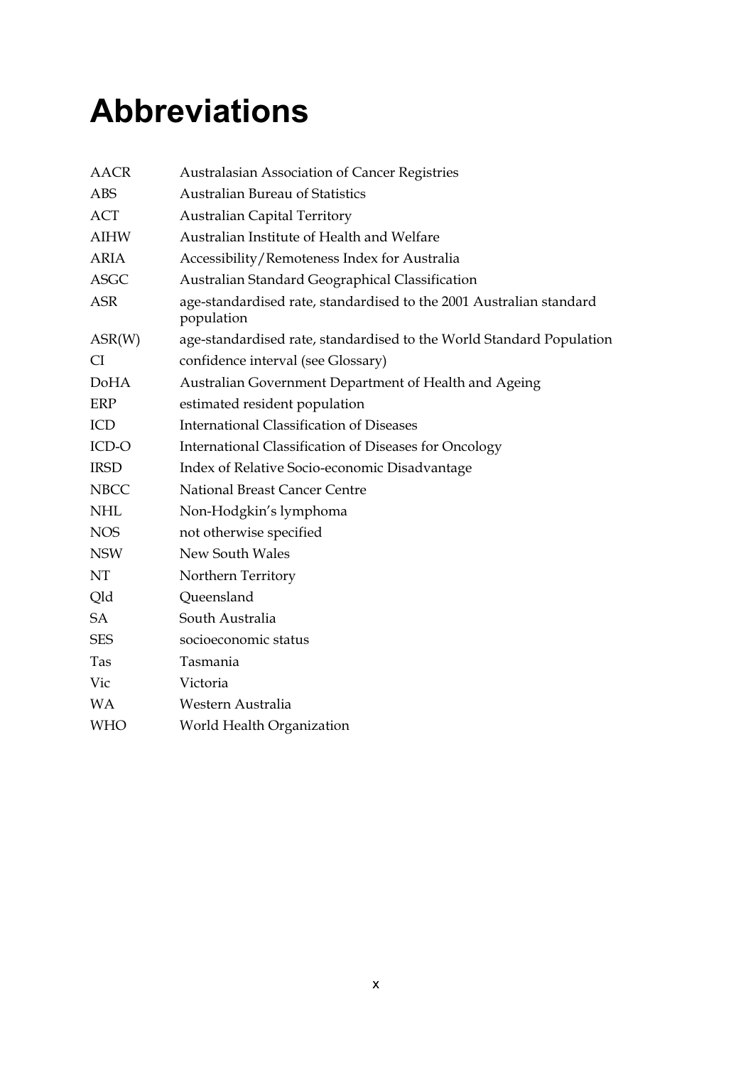# Abbreviations

| | |
|---|---|
| AACR | Australasian Association of Cancer Registries |
| ABS | Australian Bureau of Statistics |
| ACT | Australian Capital Territory |
| AIHW | Australian Institute of Health and Welfare |
| ARIA | Accessibility/Remoteness Index for Australia |
| ASGC | Australian Standard Geographical Classification |
| ASR | age-standardised rate, standardised to the 2001 Australian standard population |
| ASR(W) | age-standardised rate, standardised to the World Standard Population |
| CI | confidence interval (see Glossary) |
| DoHA | Australian Government Department of Health and Ageing |
| ERP | estimated resident population |
| ICD | International Classification of Diseases |
| ICD-O | International Classification of Diseases for Oncology |
| IRSD | Index of Relative Socio-economic Disadvantage |
| NBCC | National Breast Cancer Centre |
| NHL | Non-Hodgkin's lymphoma |
| NOS | not otherwise specified |
| NSW | New South Wales |
| NT | Northern Territory |
| Qld | Queensland |
| SA | South Australia |
| SES | socioeconomic status |
| Tas | Tasmania |
| Vic | Victoria |
| WA | Western Australia |
| WHO | World Health Organization |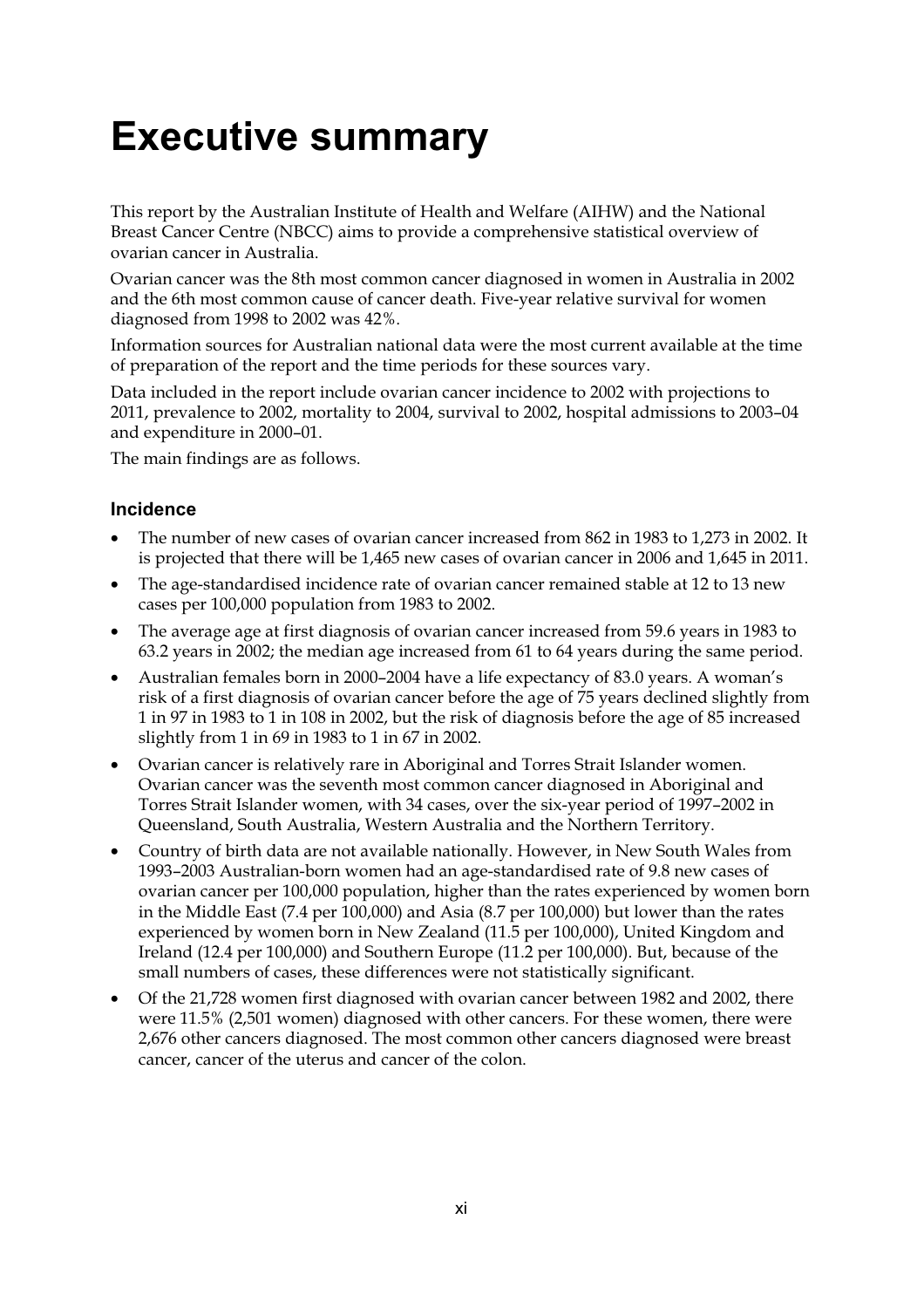# Executive summary

This report by the Australian Institute of Health and Welfare (AIHW) and the National Breast Cancer Centre (NBCC) aims to provide a comprehensive statistical overview of ovarian cancer in Australia.

Ovarian cancer was the 8th most common cancer diagnosed in women in Australia in 2002 and the 6th most common cause of cancer death. Five-year relative survival for women diagnosed from 1998 to 2002 was 42%.

Information sources for Australian national data were the most current available at the time of preparation of the report and the time periods for these sources vary.

Data included in the report include ovarian cancer incidence to 2002 with projections to 2011, prevalence to 2002, mortality to 2004, survival to 2002, hospital admissions to 2003–04 and expenditure in 2000–01.

The main findings are as follows.

### Incidence

- The number of new cases of ovarian cancer increased from 862 in 1983 to 1,273 in 2002. It is projected that there will be 1,465 new cases of ovarian cancer in 2006 and 1,645 in 2011.
- The age-standardised incidence rate of ovarian cancer remained stable at 12 to 13 new cases per 100,000 population from 1983 to 2002.
- The average age at first diagnosis of ovarian cancer increased from 59.6 years in 1983 to 63.2 years in 2002; the median age increased from 61 to 64 years during the same period.
- Australian females born in 2000–2004 have a life expectancy of 83.0 years. A woman's risk of a first diagnosis of ovarian cancer before the age of 75 years declined slightly from 1 in 97 in 1983 to 1 in 108 in 2002, but the risk of diagnosis before the age of 85 increased slightly from 1 in 69 in 1983 to 1 in 67 in 2002.
- Ovarian cancer is relatively rare in Aboriginal and Torres Strait Islander women. Ovarian cancer was the seventh most common cancer diagnosed in Aboriginal and Torres Strait Islander women, with 34 cases, over the six-year period of 1997–2002 in Queensland, South Australia, Western Australia and the Northern Territory.
- Country of birth data are not available nationally. However, in New South Wales from 1993–2003 Australian-born women had an age-standardised rate of 9.8 new cases of ovarian cancer per 100,000 population, higher than the rates experienced by women born in the Middle East (7.4 per 100,000) and Asia (8.7 per 100,000) but lower than the rates experienced by women born in New Zealand (11.5 per 100,000), United Kingdom and Ireland (12.4 per 100,000) and Southern Europe (11.2 per 100,000). But, because of the small numbers of cases, these differences were not statistically significant.
- Of the 21,728 women first diagnosed with ovarian cancer between 1982 and 2002, there were 11.5% (2,501 women) diagnosed with other cancers. For these women, there were 2,676 other cancers diagnosed. The most common other cancers diagnosed were breast cancer, cancer of the uterus and cancer of the colon.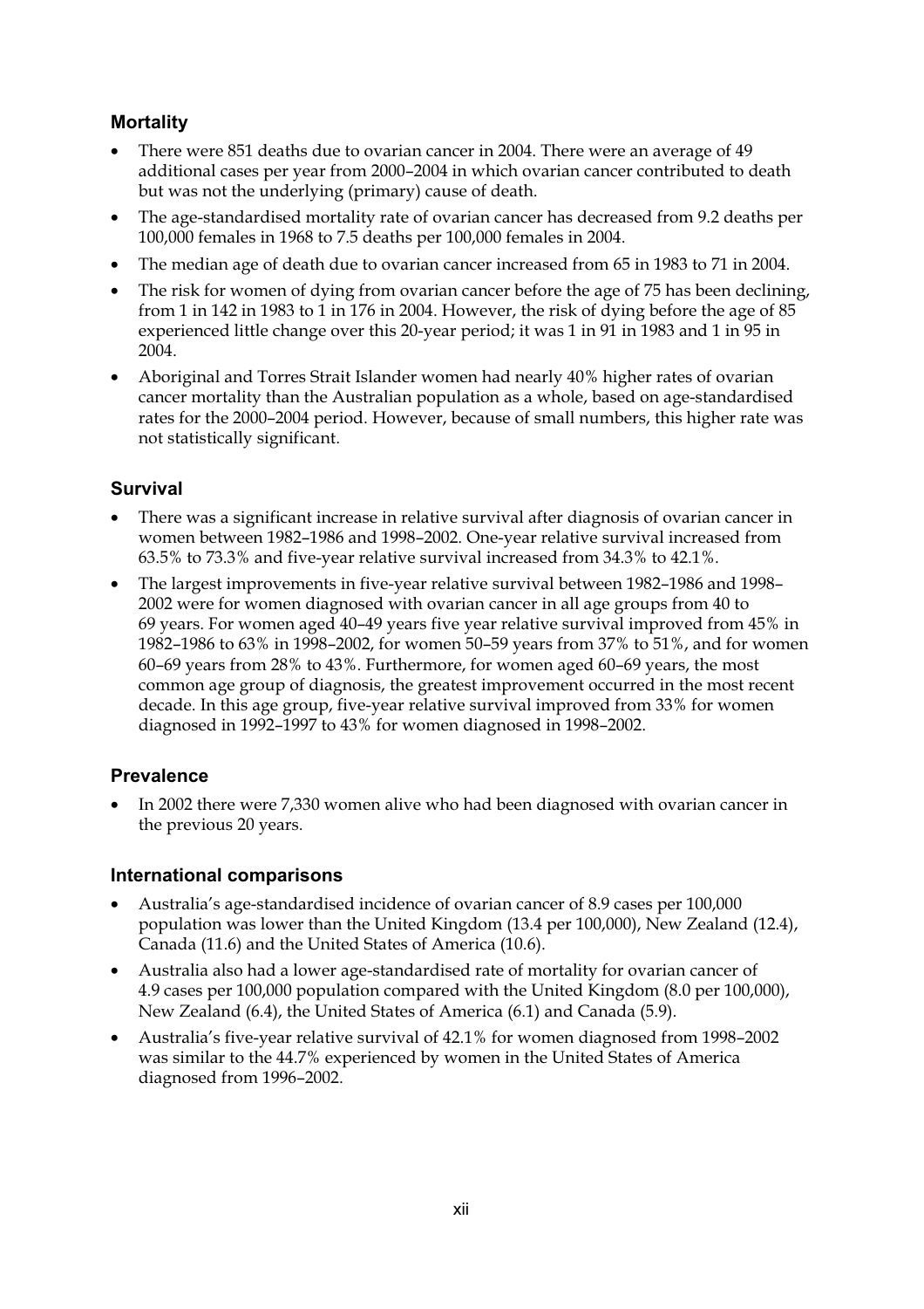## Mortality

- There were 851 deaths due to ovarian cancer in 2004. There were an average of 49 additional cases per year from 2000–2004 in which ovarian cancer contributed to death but was not the underlying (primary) cause of death.
- The age-standardised mortality rate of ovarian cancer has decreased from 9.2 deaths per 100,000 females in 1968 to 7.5 deaths per 100,000 females in 2004.
- The median age of death due to ovarian cancer increased from 65 in 1983 to 71 in 2004.
- The risk for women of dying from ovarian cancer before the age of 75 has been declining, from 1 in 142 in 1983 to 1 in 176 in 2004. However, the risk of dying before the age of 85 experienced little change over this 20-year period; it was 1 in 91 in 1983 and 1 in 95 in 2004.
- Aboriginal and Torres Strait Islander women had nearly 40% higher rates of ovarian cancer mortality than the Australian population as a whole, based on age-standardised rates for the 2000–2004 period. However, because of small numbers, this higher rate was not statistically significant.

## Survival

- There was a significant increase in relative survival after diagnosis of ovarian cancer in women between 1982–1986 and 1998–2002. One-year relative survival increased from 63.5% to 73.3% and five-year relative survival increased from 34.3% to 42.1%.
- The largest improvements in five-year relative survival between 1982–1986 and 1998–2002 were for women diagnosed with ovarian cancer in all age groups from 40 to 69 years. For women aged 40–49 years five year relative survival improved from 45% in 1982–1986 to 63% in 1998–2002, for women 50–59 years from 37% to 51%, and for women 60–69 years from 28% to 43%. Furthermore, for women aged 60–69 years, the most common age group of diagnosis, the greatest improvement occurred in the most recent decade. In this age group, five-year relative survival improved from 33% for women diagnosed in 1992–1997 to 43% for women diagnosed in 1998–2002.

## Prevalence

- In 2002 there were 7,330 women alive who had been diagnosed with ovarian cancer in the previous 20 years.

## International comparisons

- Australia's age-standardised incidence of ovarian cancer of 8.9 cases per 100,000 population was lower than the United Kingdom (13.4 per 100,000), New Zealand (12.4), Canada (11.6) and the United States of America (10.6).
- Australia also had a lower age-standardised rate of mortality for ovarian cancer of 4.9 cases per 100,000 population compared with the United Kingdom (8.0 per 100,000), New Zealand (6.4), the United States of America (6.1) and Canada (5.9).
- Australia's five-year relative survival of 42.1% for women diagnosed from 1998–2002 was similar to the 44.7% experienced by women in the United States of America diagnosed from 1996–2002.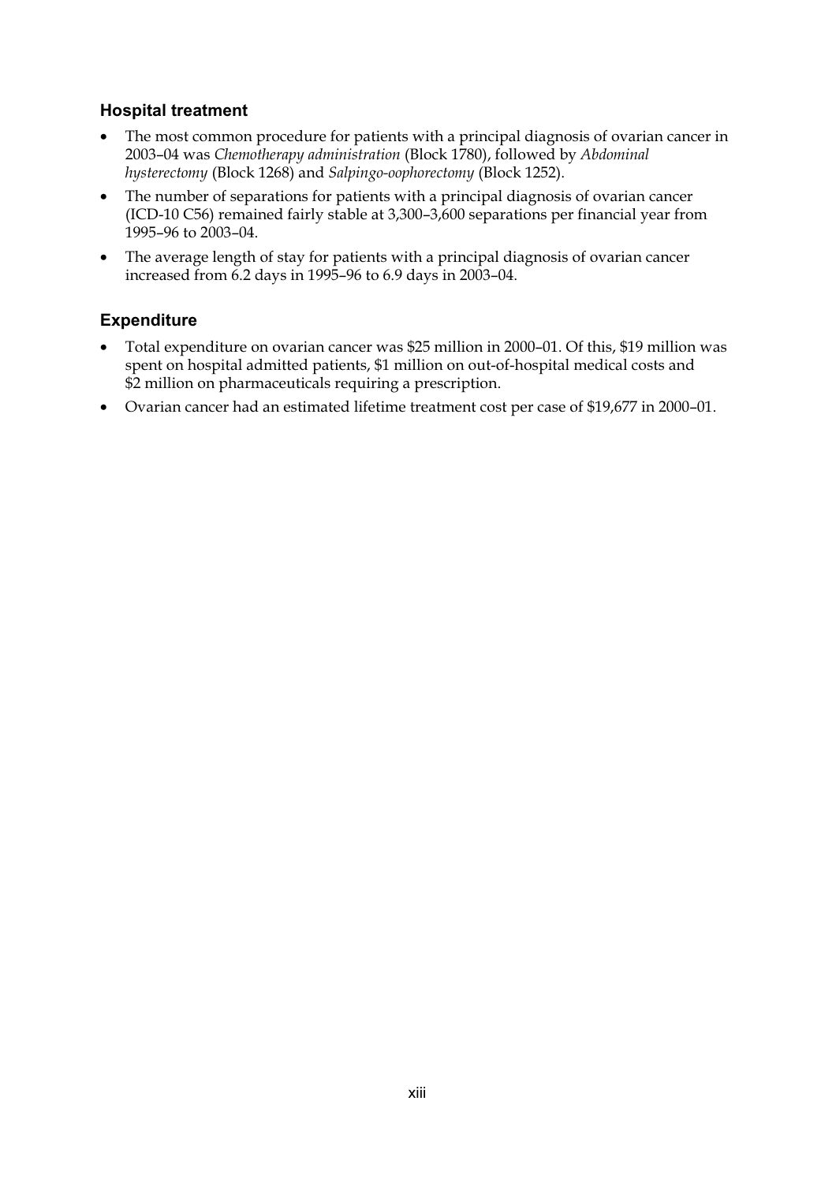### Hospital treatment

- The most common procedure for patients with a principal diagnosis of ovarian cancer in 2003–04 was *Chemotherapy administration* (Block 1780), followed by *Abdominal hysterectomy* (Block 1268) and *Salpingo-oophorectomy* (Block 1252).
- The number of separations for patients with a principal diagnosis of ovarian cancer (ICD-10 C56) remained fairly stable at 3,300–3,600 separations per financial year from 1995–96 to 2003–04.
- The average length of stay for patients with a principal diagnosis of ovarian cancer increased from 6.2 days in 1995–96 to 6.9 days in 2003–04.

### Expenditure

- Total expenditure on ovarian cancer was $25 million in 2000–01. Of this, $19 million was spent on hospital admitted patients, $1 million on out-of-hospital medical costs and $2 million on pharmaceuticals requiring a prescription.
- Ovarian cancer had an estimated lifetime treatment cost per case of $19,677 in 2000–01.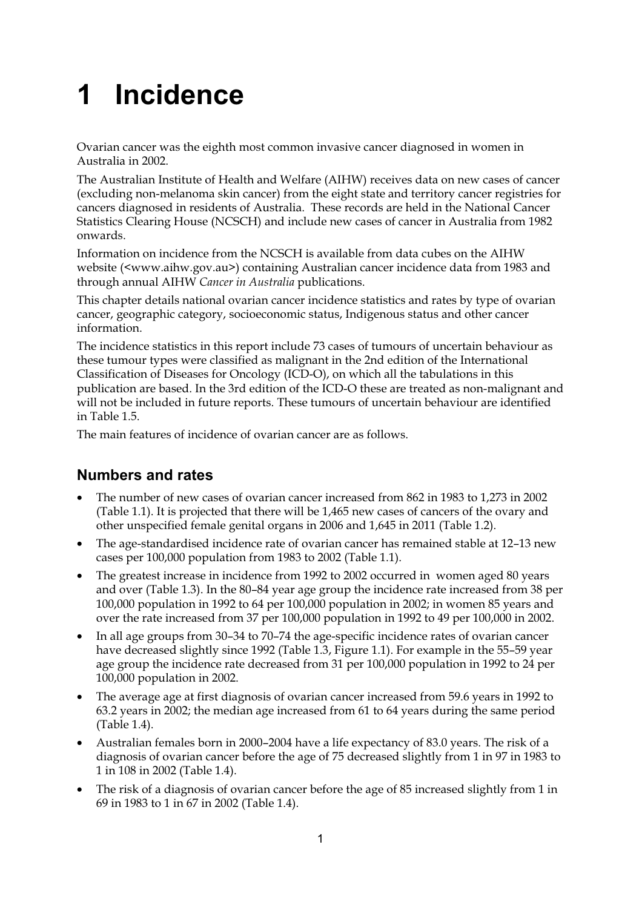# 1 Incidence

Ovarian cancer was the eighth most common invasive cancer diagnosed in women in Australia in 2002.

The Australian Institute of Health and Welfare (AIHW) receives data on new cases of cancer (excluding non-melanoma skin cancer) from the eight state and territory cancer registries for cancers diagnosed in residents of Australia. These records are held in the National Cancer Statistics Clearing House (NCSCH) and include new cases of cancer in Australia from 1982 onwards.

Information on incidence from the NCSCH is available from data cubes on the AIHW website (<www.aihw.gov.au>) containing Australian cancer incidence data from 1983 and through annual AIHW *Cancer in Australia* publications.

This chapter details national ovarian cancer incidence statistics and rates by type of ovarian cancer, geographic category, socioeconomic status, Indigenous status and other cancer information.

The incidence statistics in this report include 73 cases of tumours of uncertain behaviour as these tumour types were classified as malignant in the 2nd edition of the International Classification of Diseases for Oncology (ICD-O), on which all the tabulations in this publication are based. In the 3rd edition of the ICD-O these are treated as non-malignant and will not be included in future reports. These tumours of uncertain behaviour are identified in Table 1.5.

The main features of incidence of ovarian cancer are as follows.

## Numbers and rates

- The number of new cases of ovarian cancer increased from 862 in 1983 to 1,273 in 2002 (Table 1.1). It is projected that there will be 1,465 new cases of cancers of the ovary and other unspecified female genital organs in 2006 and 1,645 in 2011 (Table 1.2).
- The age-standardised incidence rate of ovarian cancer has remained stable at 12–13 new cases per 100,000 population from 1983 to 2002 (Table 1.1).
- The greatest increase in incidence from 1992 to 2002 occurred in women aged 80 years and over (Table 1.3). In the 80–84 year age group the incidence rate increased from 38 per 100,000 population in 1992 to 64 per 100,000 population in 2002; in women 85 years and over the rate increased from 37 per 100,000 population in 1992 to 49 per 100,000 in 2002.
- In all age groups from 30–34 to 70–74 the age-specific incidence rates of ovarian cancer have decreased slightly since 1992 (Table 1.3, Figure 1.1). For example in the 55–59 year age group the incidence rate decreased from 31 per 100,000 population in 1992 to 24 per 100,000 population in 2002.
- The average age at first diagnosis of ovarian cancer increased from 59.6 years in 1992 to 63.2 years in 2002; the median age increased from 61 to 64 years during the same period (Table 1.4).
- Australian females born in 2000–2004 have a life expectancy of 83.0 years. The risk of a diagnosis of ovarian cancer before the age of 75 decreased slightly from 1 in 97 in 1983 to 1 in 108 in 2002 (Table 1.4).
- The risk of a diagnosis of ovarian cancer before the age of 85 increased slightly from 1 in 69 in 1983 to 1 in 67 in 2002 (Table 1.4).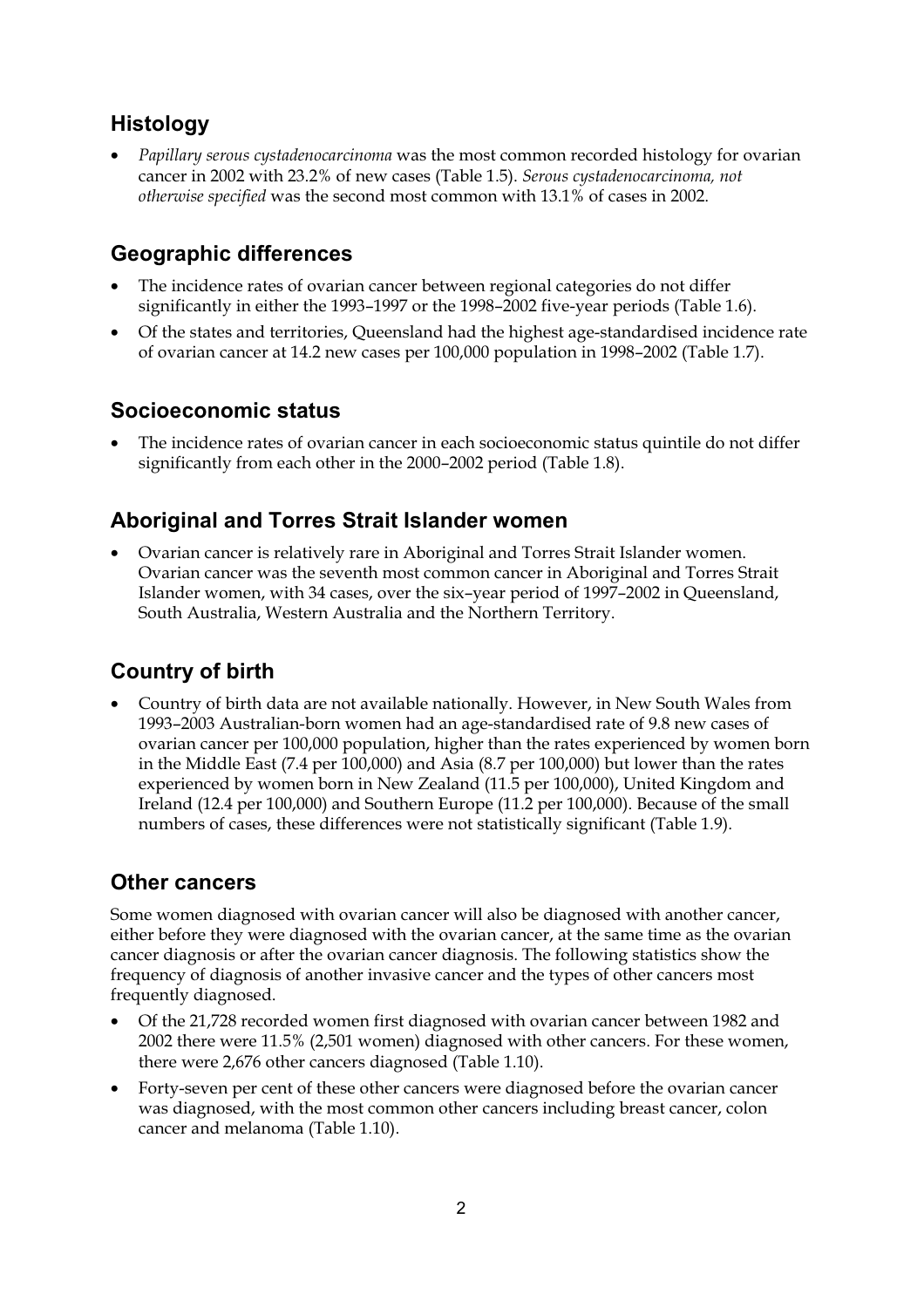## Histology

- *Papillary serous cystadenocarcinoma* was the most common recorded histology for ovarian cancer in 2002 with 23.2% of new cases (Table 1.5). *Serous cystadenocarcinoma, not otherwise specified* was the second most common with 13.1% of cases in 2002.

## Geographic differences

- The incidence rates of ovarian cancer between regional categories do not differ significantly in either the 1993–1997 or the 1998–2002 five-year periods (Table 1.6).
- Of the states and territories, Queensland had the highest age-standardised incidence rate of ovarian cancer at 14.2 new cases per 100,000 population in 1998–2002 (Table 1.7).

## Socioeconomic status

- The incidence rates of ovarian cancer in each socioeconomic status quintile do not differ significantly from each other in the 2000–2002 period (Table 1.8).

## Aboriginal and Torres Strait Islander women

- Ovarian cancer is relatively rare in Aboriginal and Torres Strait Islander women. Ovarian cancer was the seventh most common cancer in Aboriginal and Torres Strait Islander women, with 34 cases, over the six–year period of 1997–2002 in Queensland, South Australia, Western Australia and the Northern Territory.

## Country of birth

- Country of birth data are not available nationally. However, in New South Wales from 1993–2003 Australian-born women had an age-standardised rate of 9.8 new cases of ovarian cancer per 100,000 population, higher than the rates experienced by women born in the Middle East (7.4 per 100,000) and Asia (8.7 per 100,000) but lower than the rates experienced by women born in New Zealand (11.5 per 100,000), United Kingdom and Ireland (12.4 per 100,000) and Southern Europe (11.2 per 100,000). Because of the small numbers of cases, these differences were not statistically significant (Table 1.9).

## Other cancers

Some women diagnosed with ovarian cancer will also be diagnosed with another cancer, either before they were diagnosed with the ovarian cancer, at the same time as the ovarian cancer diagnosis or after the ovarian cancer diagnosis. The following statistics show the frequency of diagnosis of another invasive cancer and the types of other cancers most frequently diagnosed.

- Of the 21,728 recorded women first diagnosed with ovarian cancer between 1982 and 2002 there were 11.5% (2,501 women) diagnosed with other cancers. For these women, there were 2,676 other cancers diagnosed (Table 1.10).
- Forty-seven per cent of these other cancers were diagnosed before the ovarian cancer was diagnosed, with the most common other cancers including breast cancer, colon cancer and melanoma (Table 1.10).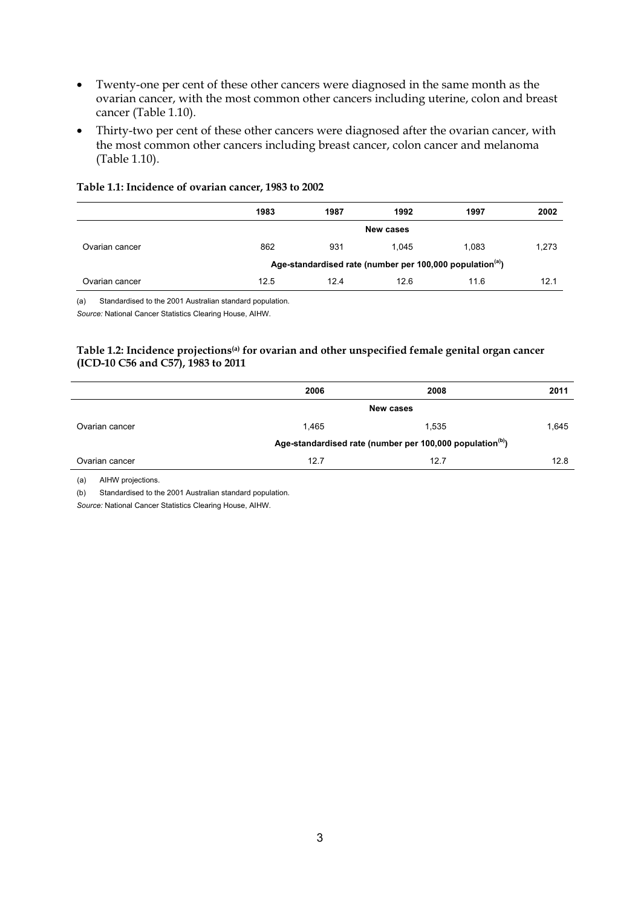- Twenty-one per cent of these other cancers were diagnosed in the same month as the ovarian cancer, with the most common other cancers including uterine, colon and breast cancer (Table 1.10).
- Thirty-two per cent of these other cancers were diagnosed after the ovarian cancer, with the most common other cancers including breast cancer, colon cancer and melanoma (Table 1.10).

**Table 1.1: Incidence of ovarian cancer, 1983 to 2002**

| | 1983 | 1987 | 1992 | 1997 | 2002 |
|---|---|---|---|---|---|
| | New cases | | | | |
| Ovarian cancer | 862 | 931 | 1,045 | 1,083 | 1,273 |
| | Age-standardised rate (number per 100,000 population[(a)]) | | | | |
| Ovarian cancer | 12.5 | 12.4 | 12.6 | 11.6 | 12.1 |

(a) Standardised to the 2001 Australian standard population.

*Source:* National Cancer Statistics Clearing House, AIHW.

**Table 1.2: Incidence projections[(a)] for ovarian and other unspecified female genital organ cancer (ICD-10 C56 and C57), 1983 to 2011**

| | 2006 | 2008 | 2011 |
|---|---|---|---|
| | New cases | | |
| Ovarian cancer | 1,465 | 1,535 | 1,645 |
| | Age-standardised rate (number per 100,000 population[(b)]) | | |
| Ovarian cancer | 12.7 | 12.7 | 12.8 |

(a) AIHW projections.

(b) Standardised to the 2001 Australian standard population.

*Source:* National Cancer Statistics Clearing House, AIHW.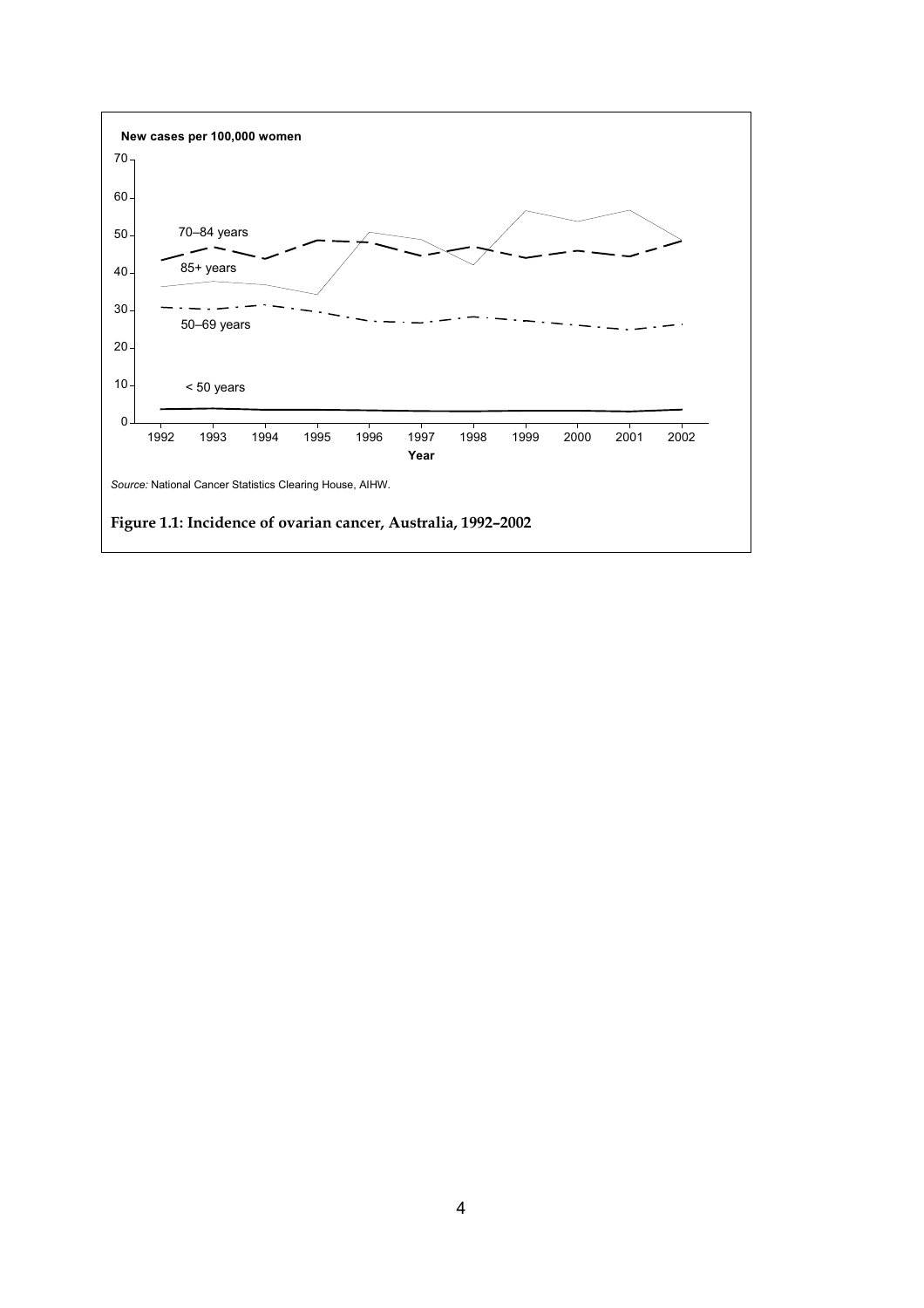*Source:* National Cancer Statistics Clearing House, AIHW.

**Figure 1.1: Incidence of ovarian cancer, Australia, 1992–2002**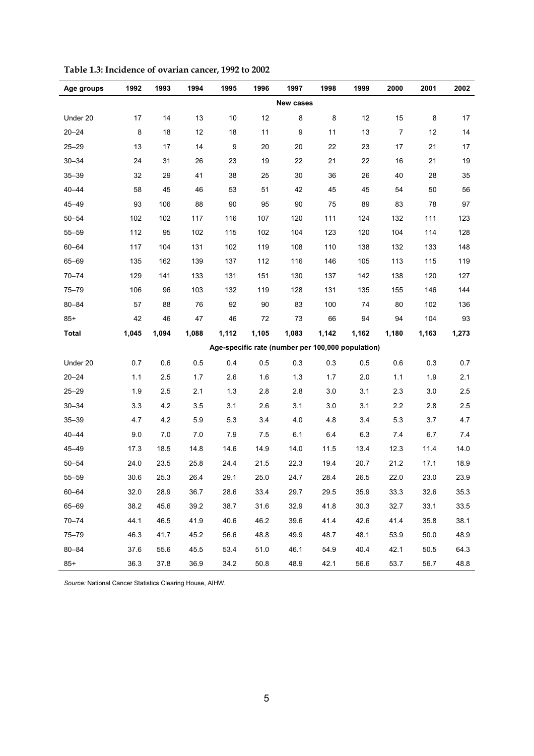**Table 1.3: Incidence of ovarian cancer, 1992 to 2002**

| Age groups | 1992 | 1993 | 1994 | 1995 | 1996 | 1997 | 1998 | 1999 | 2000 | 2001 | 2002 |
|---|---|---|---|---|---|---|---|---|---|---|---|
| | | | | | | **New cases** | | | | | |
| Under 20 | 17 | 14 | 13 | 10 | 12 | 8 | 8 | 12 | 15 | 8 | 17 |
| 20–24 | 8 | 18 | 12 | 18 | 11 | 9 | 11 | 13 | 7 | 12 | 14 |
| 25–29 | 13 | 17 | 14 | 9 | 20 | 20 | 22 | 23 | 17 | 21 | 17 |
| 30–34 | 24 | 31 | 26 | 23 | 19 | 22 | 21 | 22 | 16 | 21 | 19 |
| 35–39 | 32 | 29 | 41 | 38 | 25 | 30 | 36 | 26 | 40 | 28 | 35 |
| 40–44 | 58 | 45 | 46 | 53 | 51 | 42 | 45 | 45 | 54 | 50 | 56 |
| 45–49 | 93 | 106 | 88 | 90 | 95 | 90 | 75 | 89 | 83 | 78 | 97 |
| 50–54 | 102 | 102 | 117 | 116 | 107 | 120 | 111 | 124 | 132 | 111 | 123 |
| 55–59 | 112 | 95 | 102 | 115 | 102 | 104 | 123 | 120 | 104 | 114 | 128 |
| 60–64 | 117 | 104 | 131 | 102 | 119 | 108 | 110 | 138 | 132 | 133 | 148 |
| 65–69 | 135 | 162 | 139 | 137 | 112 | 116 | 146 | 105 | 113 | 115 | 119 |
| 70–74 | 129 | 141 | 133 | 131 | 151 | 130 | 137 | 142 | 138 | 120 | 127 |
| 75–79 | 106 | 96 | 103 | 132 | 119 | 128 | 131 | 135 | 155 | 146 | 144 |
| 80–84 | 57 | 88 | 76 | 92 | 90 | 83 | 100 | 74 | 80 | 102 | 136 |
| 85+ | 42 | 46 | 47 | 46 | 72 | 73 | 66 | 94 | 94 | 104 | 93 |
| **Total** | **1,045** | **1,094** | **1,088** | **1,112** | **1,105** | **1,083** | **1,142** | **1,162** | **1,180** | **1,163** | **1,273** |
| | | | | | | **Age-specific rate (number per 100,000 population)** | | | | | |
| Under 20 | 0.7 | 0.6 | 0.5 | 0.4 | 0.5 | 0.3 | 0.3 | 0.5 | 0.6 | 0.3 | 0.7 |
| 20–24 | 1.1 | 2.5 | 1.7 | 2.6 | 1.6 | 1.3 | 1.7 | 2.0 | 1.1 | 1.9 | 2.1 |
| 25–29 | 1.9 | 2.5 | 2.1 | 1.3 | 2.8 | 2.8 | 3.0 | 3.1 | 2.3 | 3.0 | 2.5 |
| 30–34 | 3.3 | 4.2 | 3.5 | 3.1 | 2.6 | 3.1 | 3.0 | 3.1 | 2.2 | 2.8 | 2.5 |
| 35–39 | 4.7 | 4.2 | 5.9 | 5.3 | 3.4 | 4.0 | 4.8 | 3.4 | 5.3 | 3.7 | 4.7 |
| 40–44 | 9.0 | 7.0 | 7.0 | 7.9 | 7.5 | 6.1 | 6.4 | 6.3 | 7.4 | 6.7 | 7.4 |
| 45–49 | 17.3 | 18.5 | 14.8 | 14.6 | 14.9 | 14.0 | 11.5 | 13.4 | 12.3 | 11.4 | 14.0 |
| 50–54 | 24.0 | 23.5 | 25.8 | 24.4 | 21.5 | 22.3 | 19.4 | 20.7 | 21.2 | 17.1 | 18.9 |
| 55–59 | 30.6 | 25.3 | 26.4 | 29.1 | 25.0 | 24.7 | 28.4 | 26.5 | 22.0 | 23.0 | 23.9 |
| 60–64 | 32.0 | 28.9 | 36.7 | 28.6 | 33.4 | 29.7 | 29.5 | 35.9 | 33.3 | 32.6 | 35.3 |
| 65–69 | 38.2 | 45.6 | 39.2 | 38.7 | 31.6 | 32.9 | 41.8 | 30.3 | 32.7 | 33.1 | 33.5 |
| 70–74 | 44.1 | 46.5 | 41.9 | 40.6 | 46.2 | 39.6 | 41.4 | 42.6 | 41.4 | 35.8 | 38.1 |
| 75–79 | 46.3 | 41.7 | 45.2 | 56.6 | 48.8 | 49.9 | 48.7 | 48.1 | 53.9 | 50.0 | 48.9 |
| 80–84 | 37.6 | 55.6 | 45.5 | 53.4 | 51.0 | 46.1 | 54.9 | 40.4 | 42.1 | 50.5 | 64.3 |
| 85+ | 36.3 | 37.8 | 36.9 | 34.2 | 50.8 | 48.9 | 42.1 | 56.6 | 53.7 | 56.7 | 48.8 |

*Source:* National Cancer Statistics Clearing House, AIHW.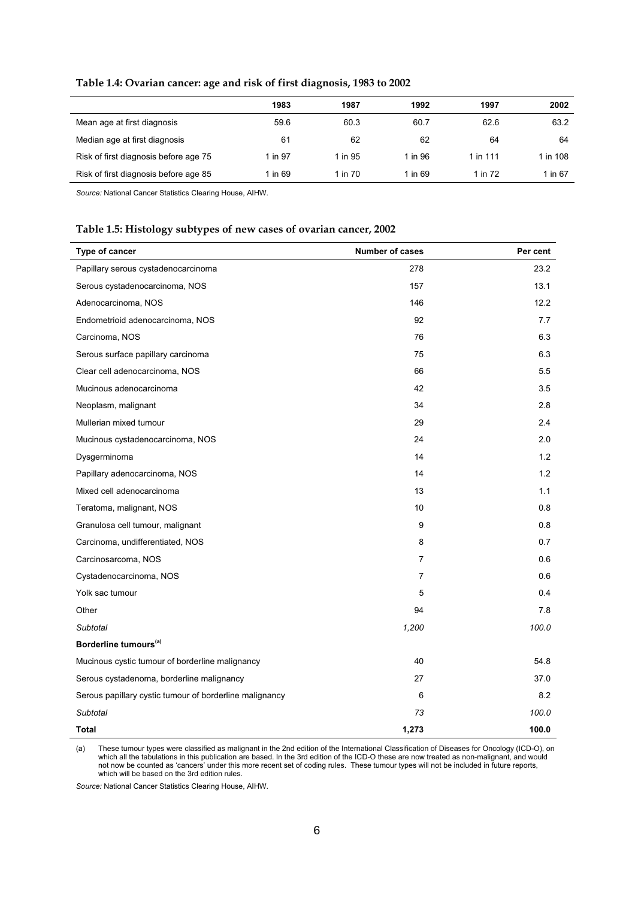**Table 1.4: Ovarian cancer: age and risk of first diagnosis, 1983 to 2002**

| | 1983 | 1987 | 1992 | 1997 | 2002 |
|---|---|---|---|---|---|
| Mean age at first diagnosis | 59.6 | 60.3 | 60.7 | 62.6 | 63.2 |
| Median age at first diagnosis | 61 | 62 | 62 | 64 | 64 |
| Risk of first diagnosis before age 75 | 1 in 97 | 1 in 95 | 1 in 96 | 1 in 111 | 1 in 108 |
| Risk of first diagnosis before age 85 | 1 in 69 | 1 in 70 | 1 in 69 | 1 in 72 | 1 in 67 |

*Source:* National Cancer Statistics Clearing House, AIHW.

**Table 1.5: Histology subtypes of new cases of ovarian cancer, 2002**

| Type of cancer | Number of cases | Per cent |
|---|---|---|
| Papillary serous cystadenocarcinoma | 278 | 23.2 |
| Serous cystadenocarcinoma, NOS | 157 | 13.1 |
| Adenocarcinoma, NOS | 146 | 12.2 |
| Endometrioid adenocarcinoma, NOS | 92 | 7.7 |
| Carcinoma, NOS | 76 | 6.3 |
| Serous surface papillary carcinoma | 75 | 6.3 |
| Clear cell adenocarcinoma, NOS | 66 | 5.5 |
| Mucinous adenocarcinoma | 42 | 3.5 |
| Neoplasm, malignant | 34 | 2.8 |
| Mullerian mixed tumour | 29 | 2.4 |
| Mucinous cystadenocarcinoma, NOS | 24 | 2.0 |
| Dysgerminoma | 14 | 1.2 |
| Papillary adenocarcinoma, NOS | 14 | 1.2 |
| Mixed cell adenocarcinoma | 13 | 1.1 |
| Teratoma, malignant, NOS | 10 | 0.8 |
| Granulosa cell tumour, malignant | 9 | 0.8 |
| Carcinoma, undifferentiated, NOS | 8 | 0.7 |
| Carcinosarcoma, NOS | 7 | 0.6 |
| Cystadenocarcinoma, NOS | 7 | 0.6 |
| Yolk sac tumour | 5 | 0.4 |
| Other | 94 | 7.8 |
| *Subtotal* | *1,200* | *100.0* |
| **Borderline tumours[(a)]** | | |
| Mucinous cystic tumour of borderline malignancy | 40 | 54.8 |
| Serous cystadenoma, borderline malignancy | 27 | 37.0 |
| Serous papillary cystic tumour of borderline malignancy | 6 | 8.2 |
| *Subtotal* | *73* | *100.0* |
| **Total** | **1,273** | **100.0** |

(a) These tumour types were classified as malignant in the 2nd edition of the International Classification of Diseases for Oncology (ICD-O), on which all the tabulations in this publication are based. In the 3rd edition of the ICD-O these are now treated as non-malignant, and would not now be counted as 'cancers' under this more recent set of coding rules. These tumour types will not be included in future reports, which will be based on the 3rd edition rules.

*Source:* National Cancer Statistics Clearing House, AIHW.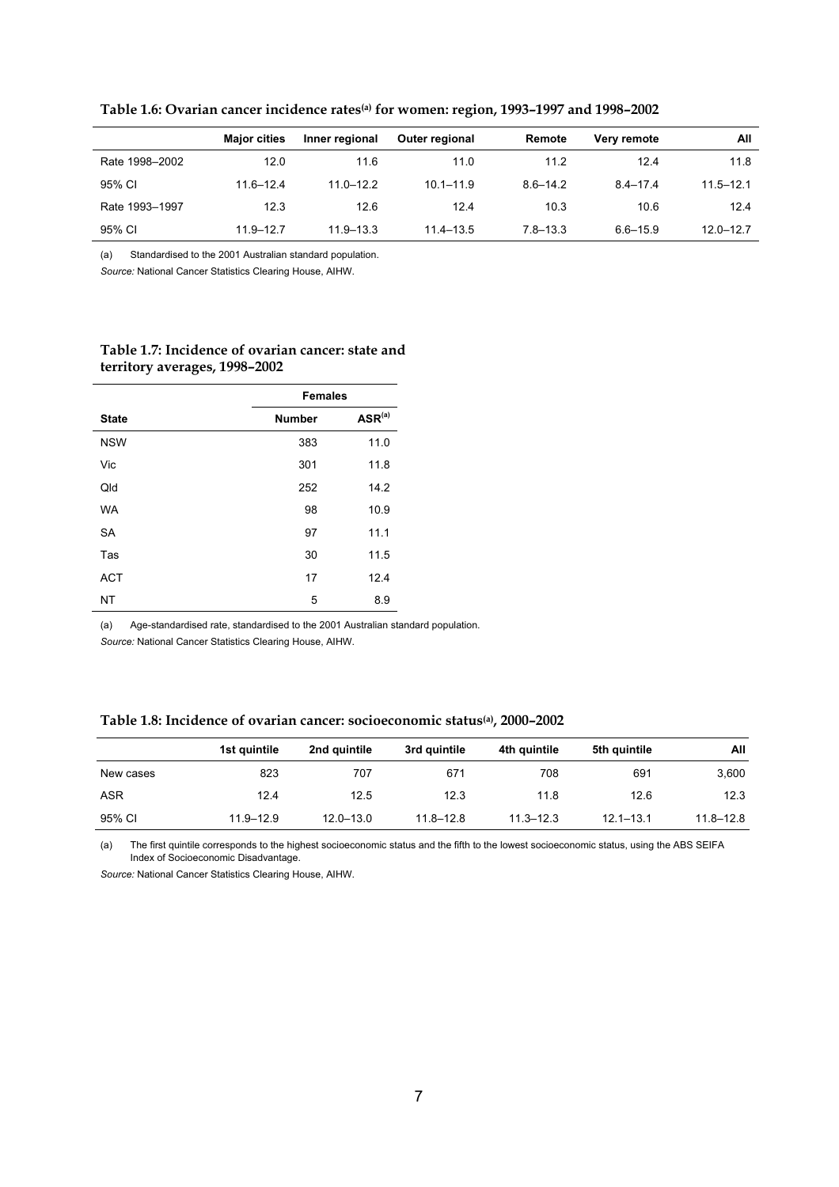**Table 1.6: Ovarian cancer incidence rates(a) for women: region, 1993–1997 and 1998–2002**

| | Major cities | Inner regional | Outer regional | Remote | Very remote | All |
|---|---|---|---|---|---|---|
| Rate 1998–2002 | 12.0 | 11.6 | 11.0 | 11.2 | 12.4 | 11.8 |
| 95% CI | 11.6–12.4 | 11.0–12.2 | 10.1–11.9 | 8.6–14.2 | 8.4–17.4 | 11.5–12.1 |
| Rate 1993–1997 | 12.3 | 12.6 | 12.4 | 10.3 | 10.6 | 12.4 |
| 95% CI | 11.9–12.7 | 11.9–13.3 | 11.4–13.5 | 7.8–13.3 | 6.6–15.9 | 12.0–12.7 |

(a) Standardised to the 2001 Australian standard population.

*Source:* National Cancer Statistics Clearing House, AIHW.

**Table 1.7: Incidence of ovarian cancer: state and territory averages, 1998–2002**

| | Females | |
|---|---|---|
| State | Number | ASR(a) |
| NSW | 383 | 11.0 |
| Vic | 301 | 11.8 |
| Qld | 252 | 14.2 |
| WA | 98 | 10.9 |
| SA | 97 | 11.1 |
| Tas | 30 | 11.5 |
| ACT | 17 | 12.4 |
| NT | 5 | 8.9 |

(a) Age-standardised rate, standardised to the 2001 Australian standard population.

*Source:* National Cancer Statistics Clearing House, AIHW.

**Table 1.8: Incidence of ovarian cancer: socioeconomic status(a), 2000–2002**

| | 1st quintile | 2nd quintile | 3rd quintile | 4th quintile | 5th quintile | All |
|---|---|---|---|---|---|---|
| New cases | 823 | 707 | 671 | 708 | 691 | 3,600 |
| ASR | 12.4 | 12.5 | 12.3 | 11.8 | 12.6 | 12.3 |
| 95% CI | 11.9–12.9 | 12.0–13.0 | 11.8–12.8 | 11.3–12.3 | 12.1–13.1 | 11.8–12.8 |

(a) The first quintile corresponds to the highest socioeconomic status and the fifth to the lowest socioeconomic status, using the ABS SEIFA Index of Socioeconomic Disadvantage.

*Source:* National Cancer Statistics Clearing House, AIHW.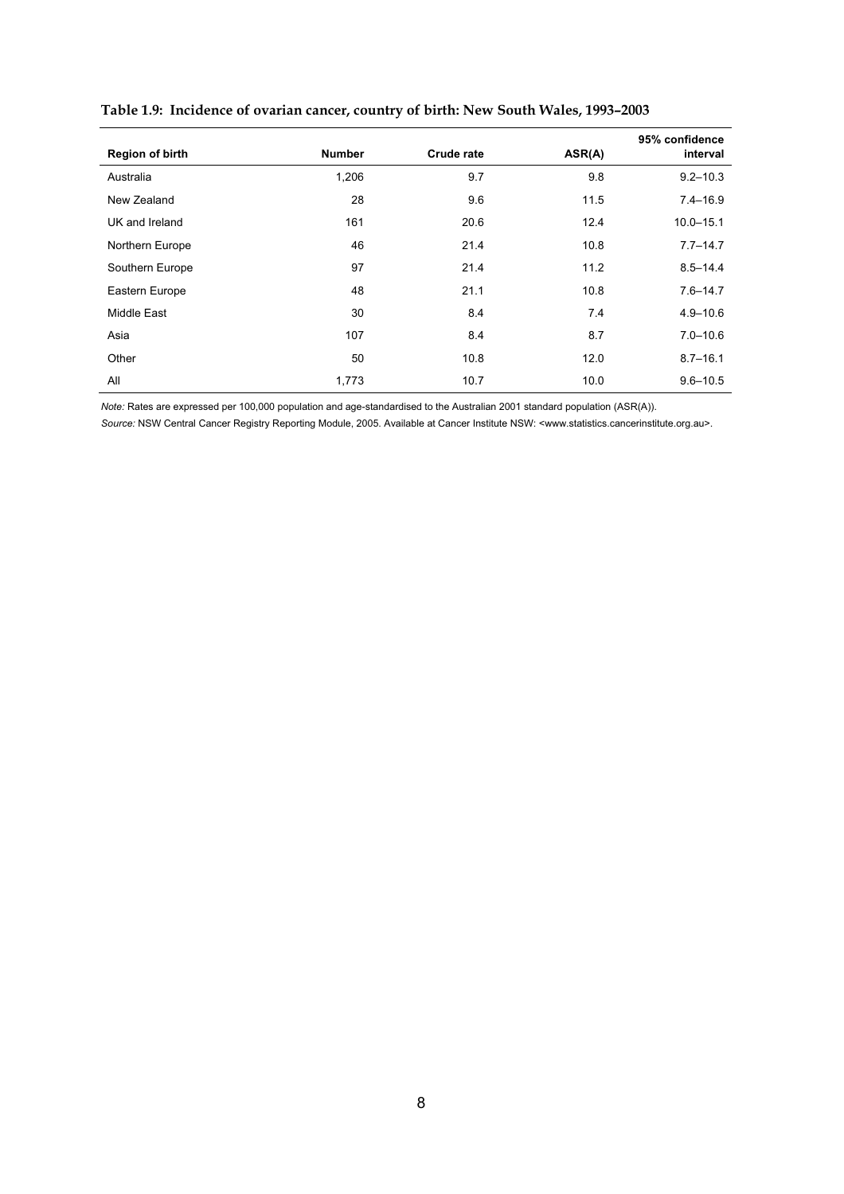**Table 1.9: Incidence of ovarian cancer, country of birth: New South Wales, 1993–2003**

| Region of birth | Number | Crude rate | ASR(A) | 95% confidence interval |
|---|---|---|---|---|
| Australia | 1,206 | 9.7 | 9.8 | 9.2–10.3 |
| New Zealand | 28 | 9.6 | 11.5 | 7.4–16.9 |
| UK and Ireland | 161 | 20.6 | 12.4 | 10.0–15.1 |
| Northern Europe | 46 | 21.4 | 10.8 | 7.7–14.7 |
| Southern Europe | 97 | 21.4 | 11.2 | 8.5–14.4 |
| Eastern Europe | 48 | 21.1 | 10.8 | 7.6–14.7 |
| Middle East | 30 | 8.4 | 7.4 | 4.9–10.6 |
| Asia | 107 | 8.4 | 8.7 | 7.0–10.6 |
| Other | 50 | 10.8 | 12.0 | 8.7–16.1 |
| All | 1,773 | 10.7 | 10.0 | 9.6–10.5 |

*Note:* Rates are expressed per 100,000 population and age-standardised to the Australian 2001 standard population (ASR(A)).

*Source:* NSW Central Cancer Registry Reporting Module, 2005. Available at Cancer Institute NSW: <www.statistics.cancerinstitute.org.au>.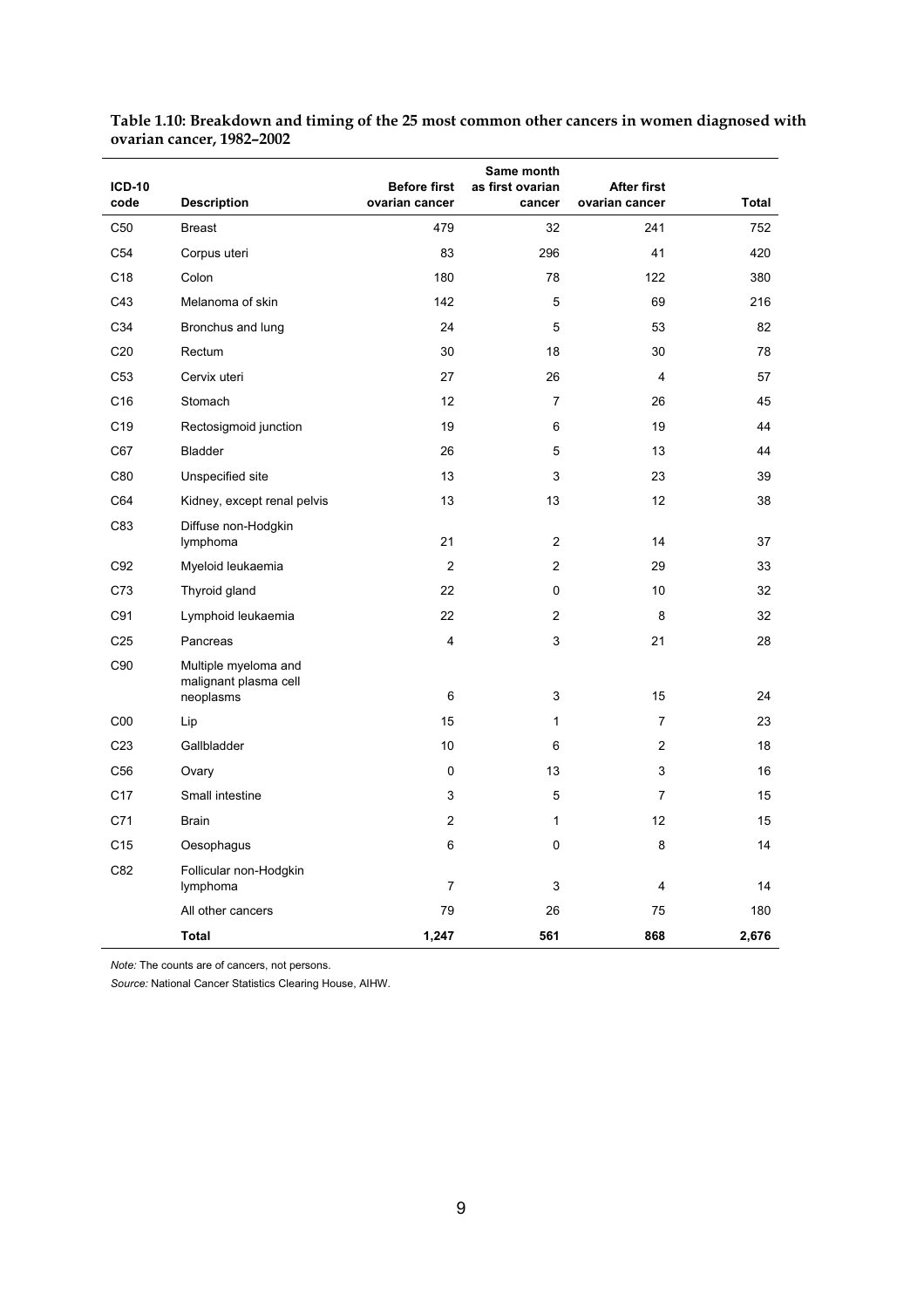**Table 1.10: Breakdown and timing of the 25 most common other cancers in women diagnosed with ovarian cancer, 1982–2002**

| ICD-10 code | Description | Before first ovarian cancer | Same month as first ovarian cancer | After first ovarian cancer | Total |
|---|---|---|---|---|---|
| C50 | Breast | 479 | 32 | 241 | 752 |
| C54 | Corpus uteri | 83 | 296 | 41 | 420 |
| C18 | Colon | 180 | 78 | 122 | 380 |
| C43 | Melanoma of skin | 142 | 5 | 69 | 216 |
| C34 | Bronchus and lung | 24 | 5 | 53 | 82 |
| C20 | Rectum | 30 | 18 | 30 | 78 |
| C53 | Cervix uteri | 27 | 26 | 4 | 57 |
| C16 | Stomach | 12 | 7 | 26 | 45 |
| C19 | Rectosigmoid junction | 19 | 6 | 19 | 44 |
| C67 | Bladder | 26 | 5 | 13 | 44 |
| C80 | Unspecified site | 13 | 3 | 23 | 39 |
| C64 | Kidney, except renal pelvis | 13 | 13 | 12 | 38 |
| C83 | Diffuse non-Hodgkin lymphoma | 21 | 2 | 14 | 37 |
| C92 | Myeloid leukaemia | 2 | 2 | 29 | 33 |
| C73 | Thyroid gland | 22 | 0 | 10 | 32 |
| C91 | Lymphoid leukaemia | 22 | 2 | 8 | 32 |
| C25 | Pancreas | 4 | 3 | 21 | 28 |
| C90 | Multiple myeloma and malignant plasma cell neoplasms | 6 | 3 | 15 | 24 |
| C00 | Lip | 15 | 1 | 7 | 23 |
| C23 | Gallbladder | 10 | 6 | 2 | 18 |
| C56 | Ovary | 0 | 13 | 3 | 16 |
| C17 | Small intestine | 3 | 5 | 7 | 15 |
| C71 | Brain | 2 | 1 | 12 | 15 |
| C15 | Oesophagus | 6 | 0 | 8 | 14 |
| C82 | Follicular non-Hodgkin lymphoma | 7 | 3 | 4 | 14 |
| | All other cancers | 79 | 26 | 75 | 180 |
| | **Total** | **1,247** | **561** | **868** | **2,676** |

*Note:* The counts are of cancers, not persons.

*Source:* National Cancer Statistics Clearing House, AIHW.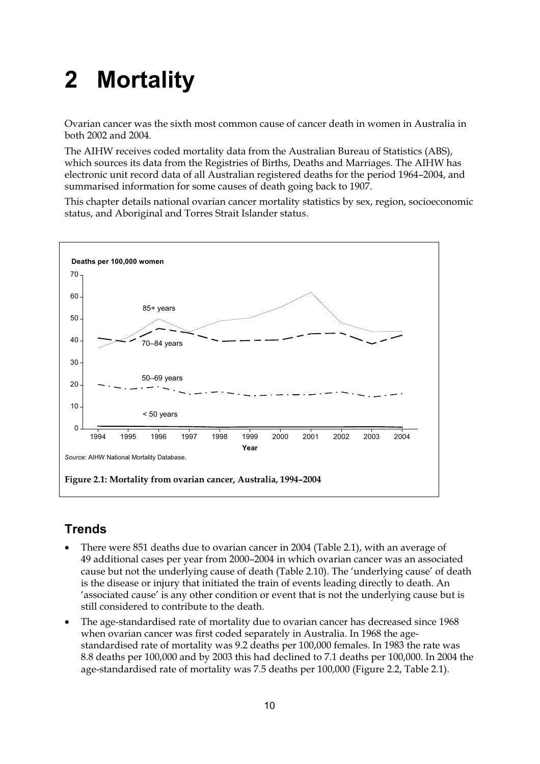# 2 Mortality

Ovarian cancer was the sixth most common cause of cancer death in women in Australia in both 2002 and 2004.

The AIHW receives coded mortality data from the Australian Bureau of Statistics (ABS), which sources its data from the Registries of Births, Deaths and Marriages. The AIHW has electronic unit record data of all Australian registered deaths for the period 1964–2004, and summarised information for some causes of death going back to 1907.

This chapter details national ovarian cancer mortality statistics by sex, region, socioeconomic status, and Aboriginal and Torres Strait Islander status.

*Source:* AIHW National Mortality Database.

**Figure 2.1: Mortality from ovarian cancer, Australia, 1994–2004**

## Trends

- There were 851 deaths due to ovarian cancer in 2004 (Table 2.1), with an average of 49 additional cases per year from 2000–2004 in which ovarian cancer was an associated cause but not the underlying cause of death (Table 2.10). The 'underlying cause' of death is the disease or injury that initiated the train of events leading directly to death. An 'associated cause' is any other condition or event that is not the underlying cause but is still considered to contribute to the death.
- The age-standardised rate of mortality due to ovarian cancer has decreased since 1968 when ovarian cancer was first coded separately in Australia. In 1968 the age-standardised rate of mortality was 9.2 deaths per 100,000 females. In 1983 the rate was 8.8 deaths per 100,000 and by 2003 this had declined to 7.1 deaths per 100,000. In 2004 the age-standardised rate of mortality was 7.5 deaths per 100,000 (Figure 2.2, Table 2.1).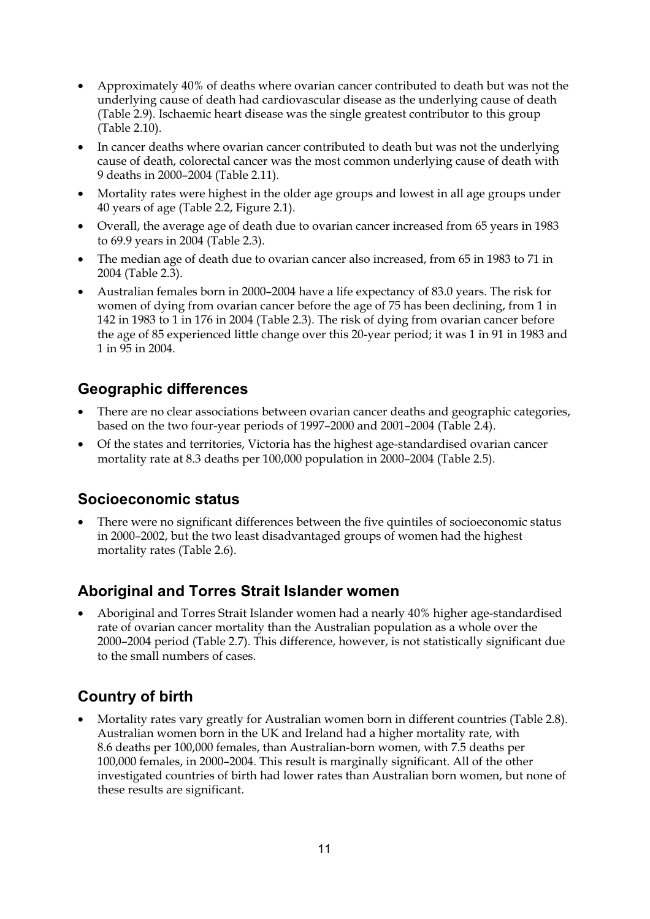- Approximately 40% of deaths where ovarian cancer contributed to death but was not the underlying cause of death had cardiovascular disease as the underlying cause of death (Table 2.9). Ischaemic heart disease was the single greatest contributor to this group (Table 2.10).
- In cancer deaths where ovarian cancer contributed to death but was not the underlying cause of death, colorectal cancer was the most common underlying cause of death with 9 deaths in 2000–2004 (Table 2.11).
- Mortality rates were highest in the older age groups and lowest in all age groups under 40 years of age (Table 2.2, Figure 2.1).
- Overall, the average age of death due to ovarian cancer increased from 65 years in 1983 to 69.9 years in 2004 (Table 2.3).
- The median age of death due to ovarian cancer also increased, from 65 in 1983 to 71 in 2004 (Table 2.3).
- Australian females born in 2000–2004 have a life expectancy of 83.0 years. The risk for women of dying from ovarian cancer before the age of 75 has been declining, from 1 in 142 in 1983 to 1 in 176 in 2004 (Table 2.3). The risk of dying from ovarian cancer before the age of 85 experienced little change over this 20-year period; it was 1 in 91 in 1983 and 1 in 95 in 2004.

## Geographic differences

- There are no clear associations between ovarian cancer deaths and geographic categories, based on the two four-year periods of 1997–2000 and 2001–2004 (Table 2.4).
- Of the states and territories, Victoria has the highest age-standardised ovarian cancer mortality rate at 8.3 deaths per 100,000 population in 2000–2004 (Table 2.5).

## Socioeconomic status

- There were no significant differences between the five quintiles of socioeconomic status in 2000–2002, but the two least disadvantaged groups of women had the highest mortality rates (Table 2.6).

## Aboriginal and Torres Strait Islander women

- Aboriginal and Torres Strait Islander women had a nearly 40% higher age-standardised rate of ovarian cancer mortality than the Australian population as a whole over the 2000–2004 period (Table 2.7). This difference, however, is not statistically significant due to the small numbers of cases.

## Country of birth

- Mortality rates vary greatly for Australian women born in different countries (Table 2.8). Australian women born in the UK and Ireland had a higher mortality rate, with 8.6 deaths per 100,000 females, than Australian-born women, with 7.5 deaths per 100,000 females, in 2000–2004. This result is marginally significant. All of the other investigated countries of birth had lower rates than Australian born women, but none of these results are significant.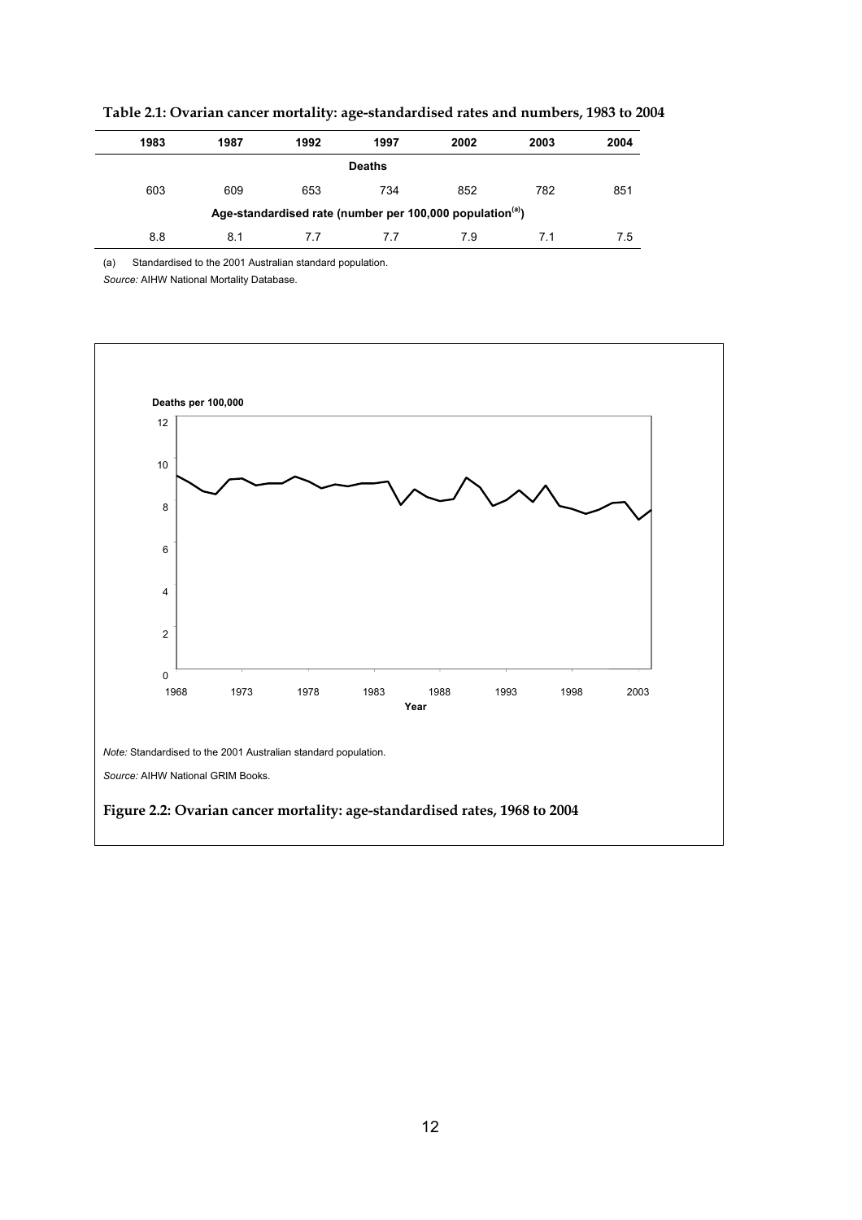**Table 2.1: Ovarian cancer mortality: age-standardised rates and numbers, 1983 to 2004**

| 1983 | 1987 | 1992 | 1997 | 2002 | 2003 | 2004 |
|---|---|---|---|---|---|---|
| | | | **Deaths** | | | |
| 603 | 609 | 653 | 734 | 852 | 782 | 851 |
| | | **Age-standardised rate (number per 100,000 population[(a)])** | | | | |
| 8.8 | 8.1 | 7.7 | 7.7 | 7.9 | 7.1 | 7.5 |

(a) Standardised to the 2001 Australian standard population.

*Source:* AIHW National Mortality Database.

*Note:* Standardised to the 2001 Australian standard population.

*Source:* AIHW National GRIM Books.

**Figure 2.2: Ovarian cancer mortality: age-standardised rates, 1968 to 2004**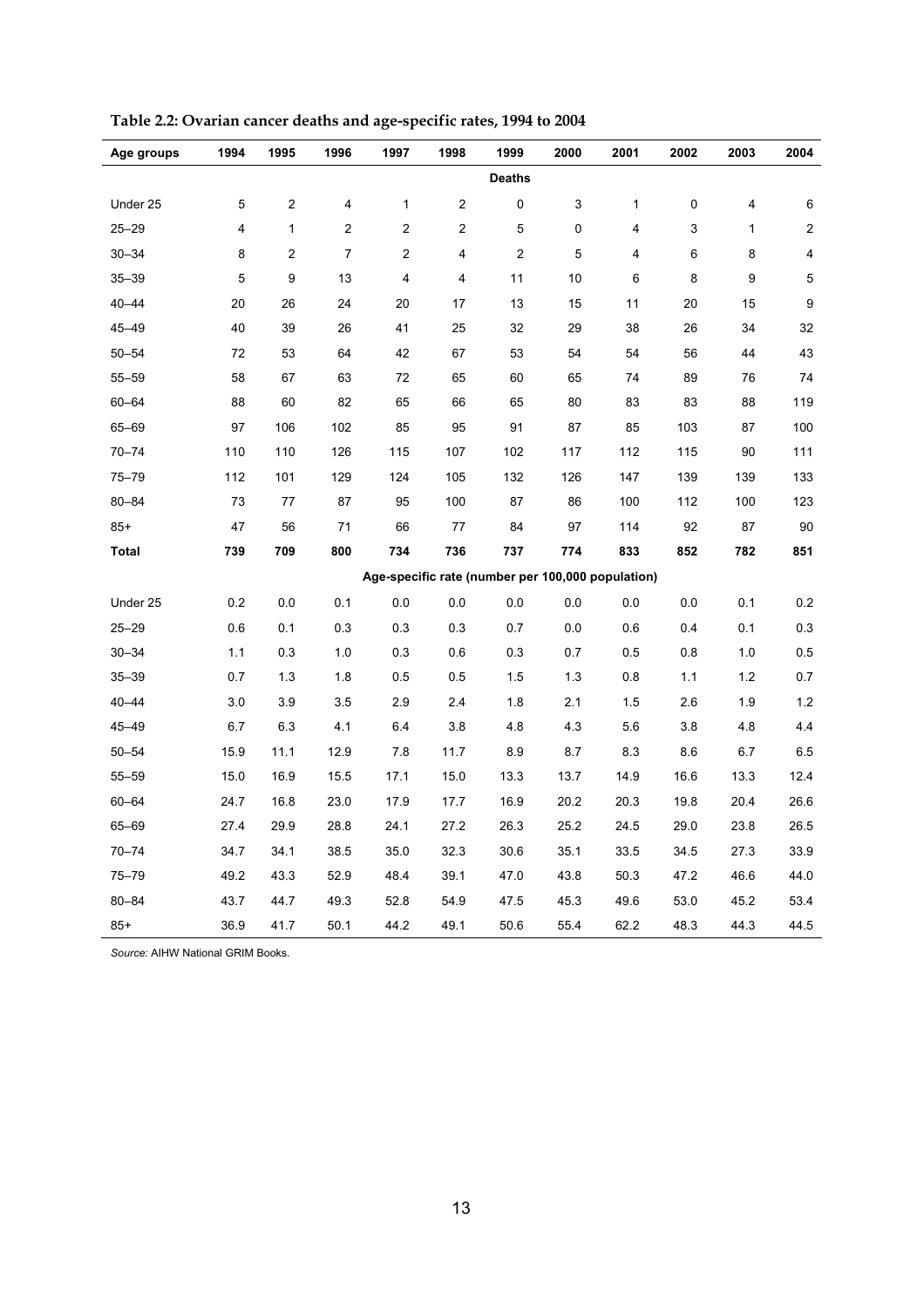**Table 2.2: Ovarian cancer deaths and age-specific rates, 1994 to 2004**

| Age groups | 1994 | 1995 | 1996 | 1997 | 1998 | 1999 | 2000 | 2001 | 2002 | 2003 | 2004 |
|---|---|---|---|---|---|---|---|---|---|---|---|
| | | | | | | **Deaths** | | | | | |
| Under 25 | 5 | 2 | 4 | 1 | 2 | 0 | 3 | 1 | 0 | 4 | 6 |
| 25–29 | 4 | 1 | 2 | 2 | 2 | 5 | 0 | 4 | 3 | 1 | 2 |
| 30–34 | 8 | 2 | 7 | 2 | 4 | 2 | 5 | 4 | 6 | 8 | 4 |
| 35–39 | 5 | 9 | 13 | 4 | 4 | 11 | 10 | 6 | 8 | 9 | 5 |
| 40–44 | 20 | 26 | 24 | 20 | 17 | 13 | 15 | 11 | 20 | 15 | 9 |
| 45–49 | 40 | 39 | 26 | 41 | 25 | 32 | 29 | 38 | 26 | 34 | 32 |
| 50–54 | 72 | 53 | 64 | 42 | 67 | 53 | 54 | 54 | 56 | 44 | 43 |
| 55–59 | 58 | 67 | 63 | 72 | 65 | 60 | 65 | 74 | 89 | 76 | 74 |
| 60–64 | 88 | 60 | 82 | 65 | 66 | 65 | 80 | 83 | 83 | 88 | 119 |
| 65–69 | 97 | 106 | 102 | 85 | 95 | 91 | 87 | 85 | 103 | 87 | 100 |
| 70–74 | 110 | 110 | 126 | 115 | 107 | 102 | 117 | 112 | 115 | 90 | 111 |
| 75–79 | 112 | 101 | 129 | 124 | 105 | 132 | 126 | 147 | 139 | 139 | 133 |
| 80–84 | 73 | 77 | 87 | 95 | 100 | 87 | 86 | 100 | 112 | 100 | 123 |
| 85+ | 47 | 56 | 71 | 66 | 77 | 84 | 97 | 114 | 92 | 87 | 90 |
| **Total** | **739** | **709** | **800** | **734** | **736** | **737** | **774** | **833** | **852** | **782** | **851** |
| | | | | | | **Age-specific rate (number per 100,000 population)** | | | | | |
| Under 25 | 0.2 | 0.0 | 0.1 | 0.0 | 0.0 | 0.0 | 0.0 | 0.0 | 0.0 | 0.1 | 0.2 |
| 25–29 | 0.6 | 0.1 | 0.3 | 0.3 | 0.3 | 0.7 | 0.0 | 0.6 | 0.4 | 0.1 | 0.3 |
| 30–34 | 1.1 | 0.3 | 1.0 | 0.3 | 0.6 | 0.3 | 0.7 | 0.5 | 0.8 | 1.0 | 0.5 |
| 35–39 | 0.7 | 1.3 | 1.8 | 0.5 | 0.5 | 1.5 | 1.3 | 0.8 | 1.1 | 1.2 | 0.7 |
| 40–44 | 3.0 | 3.9 | 3.5 | 2.9 | 2.4 | 1.8 | 2.1 | 1.5 | 2.6 | 1.9 | 1.2 |
| 45–49 | 6.7 | 6.3 | 4.1 | 6.4 | 3.8 | 4.8 | 4.3 | 5.6 | 3.8 | 4.8 | 4.4 |
| 50–54 | 15.9 | 11.1 | 12.9 | 7.8 | 11.7 | 8.9 | 8.7 | 8.3 | 8.6 | 6.7 | 6.5 |
| 55–59 | 15.0 | 16.9 | 15.5 | 17.1 | 15.0 | 13.3 | 13.7 | 14.9 | 16.6 | 13.3 | 12.4 |
| 60–64 | 24.7 | 16.8 | 23.0 | 17.9 | 17.7 | 16.9 | 20.2 | 20.3 | 19.8 | 20.4 | 26.6 |
| 65–69 | 27.4 | 29.9 | 28.8 | 24.1 | 27.2 | 26.3 | 25.2 | 24.5 | 29.0 | 23.8 | 26.5 |
| 70–74 | 34.7 | 34.1 | 38.5 | 35.0 | 32.3 | 30.6 | 35.1 | 33.5 | 34.5 | 27.3 | 33.9 |
| 75–79 | 49.2 | 43.3 | 52.9 | 48.4 | 39.1 | 47.0 | 43.8 | 50.3 | 47.2 | 46.6 | 44.0 |
| 80–84 | 43.7 | 44.7 | 49.3 | 52.8 | 54.9 | 47.5 | 45.3 | 49.6 | 53.0 | 45.2 | 53.4 |
| 85+ | 36.9 | 41.7 | 50.1 | 44.2 | 49.1 | 50.6 | 55.4 | 62.2 | 48.3 | 44.3 | 44.5 |

*Source:* AIHW National GRIM Books.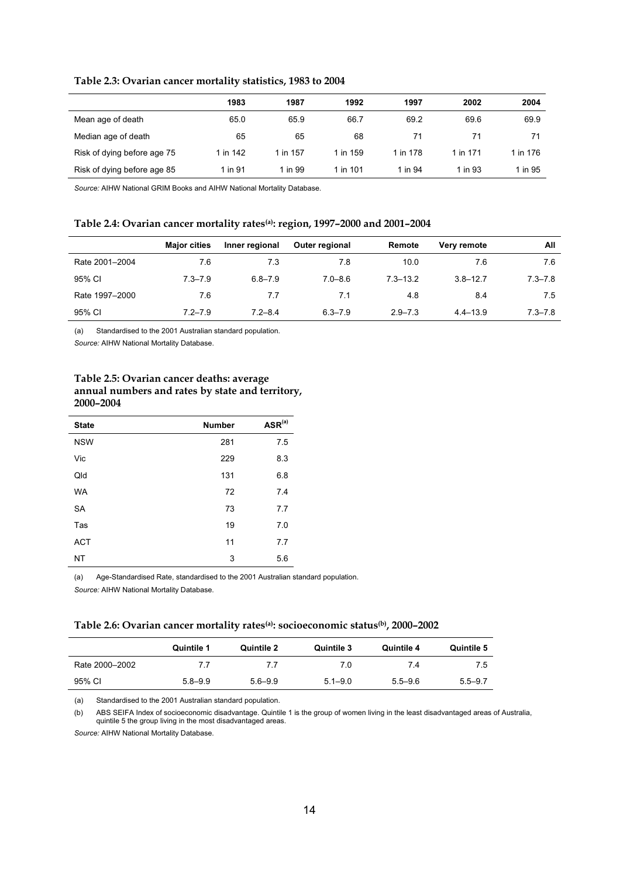**Table 2.3: Ovarian cancer mortality statistics, 1983 to 2004**

| | 1983 | 1987 | 1992 | 1997 | 2002 | 2004 |
|---|---|---|---|---|---|---|
| Mean age of death | 65.0 | 65.9 | 66.7 | 69.2 | 69.6 | 69.9 |
| Median age of death | 65 | 65 | 68 | 71 | 71 | 71 |
| Risk of dying before age 75 | 1 in 142 | 1 in 157 | 1 in 159 | 1 in 178 | 1 in 171 | 1 in 176 |
| Risk of dying before age 85 | 1 in 91 | 1 in 99 | 1 in 101 | 1 in 94 | 1 in 93 | 1 in 95 |

*Source:* AIHW National GRIM Books and AIHW National Mortality Database.

**Table 2.4: Ovarian cancer mortality rates[(a)]: region, 1997–2000 and 2001–2004**

| | Major cities | Inner regional | Outer regional | Remote | Very remote | All |
|---|---|---|---|---|---|---|
| Rate 2001–2004 | 7.6 | 7.3 | 7.8 | 10.0 | 7.6 | 7.6 |
| 95% CI | 7.3–7.9 | 6.8–7.9 | 7.0–8.6 | 7.3–13.2 | 3.8–12.7 | 7.3–7.8 |
| Rate 1997–2000 | 7.6 | 7.7 | 7.1 | 4.8 | 8.4 | 7.5 |
| 95% CI | 7.2–7.9 | 7.2–8.4 | 6.3–7.9 | 2.9–7.3 | 4.4–13.9 | 7.3–7.8 |

(a) Standardised to the 2001 Australian standard population.

*Source:* AIHW National Mortality Database.

**Table 2.5: Ovarian cancer deaths: average annual numbers and rates by state and territory, 2000–2004**

| State | Number | ASR[(a)] |
|---|---|---|
| NSW | 281 | 7.5 |
| Vic | 229 | 8.3 |
| Qld | 131 | 6.8 |
| WA | 72 | 7.4 |
| SA | 73 | 7.7 |
| Tas | 19 | 7.0 |
| ACT | 11 | 7.7 |
| NT | 3 | 5.6 |

(a) Age-Standardised Rate, standardised to the 2001 Australian standard population.

*Source:* AIHW National Mortality Database.

**Table 2.6: Ovarian cancer mortality rates[(a)]: socioeconomic status[(b)], 2000–2002**

| | Quintile 1 | Quintile 2 | Quintile 3 | Quintile 4 | Quintile 5 |
|---|---|---|---|---|---|
| Rate 2000–2002 | 7.7 | 7.7 | 7.0 | 7.4 | 7.5 |
| 95% CI | 5.8–9.9 | 5.6–9.9 | 5.1–9.0 | 5.5–9.6 | 5.5–9.7 |

(a) Standardised to the 2001 Australian standard population.

(b) ABS SEIFA Index of socioeconomic disadvantage. Quintile 1 is the group of women living in the least disadvantaged areas of Australia, quintile 5 the group living in the most disadvantaged areas.

*Source:* AIHW National Mortality Database.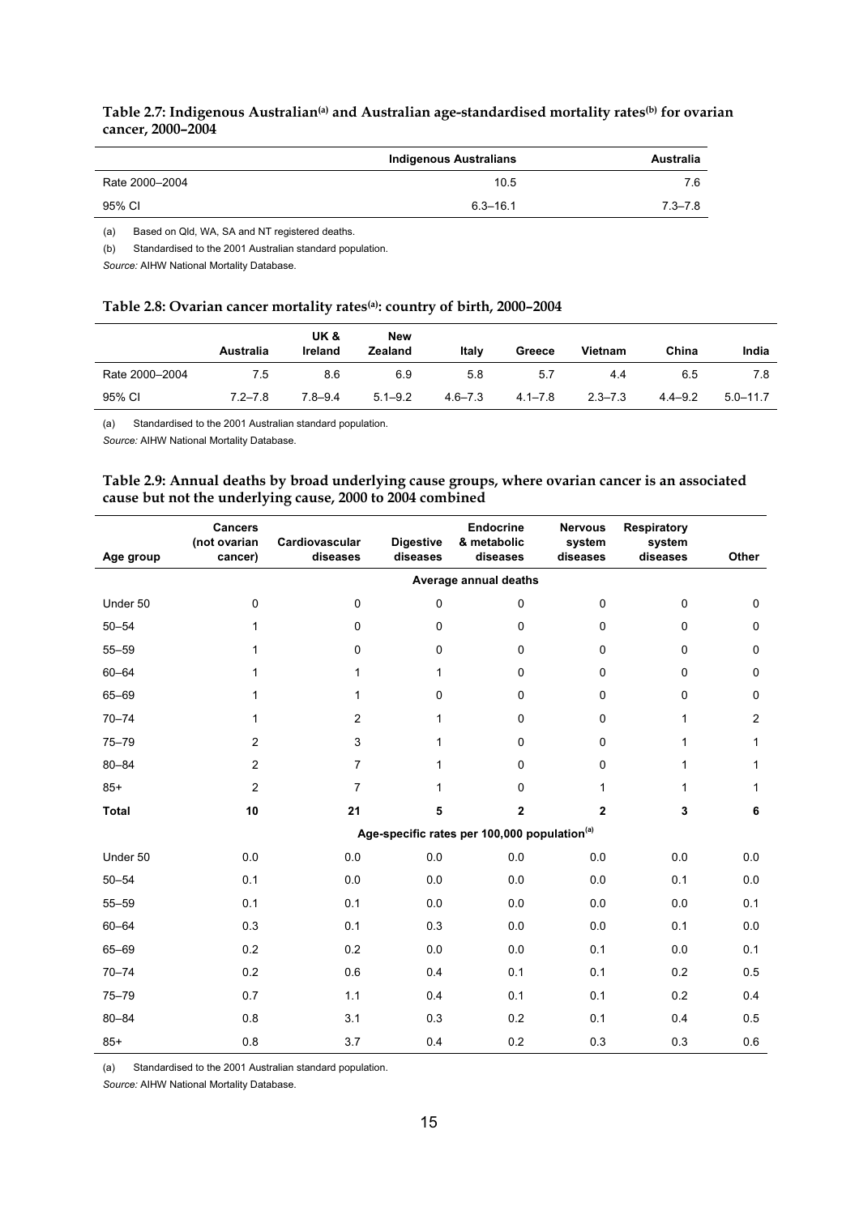**Table 2.7: Indigenous Australian[(a)] and Australian age-standardised mortality rates[(b)] for ovarian cancer, 2000–2004**

| | Indigenous Australians | Australia |
|---|---|---|
| Rate 2000–2004 | 10.5 | 7.6 |
| 95% CI | 6.3–16.1 | 7.3–7.8 |

(a) Based on Qld, WA, SA and NT registered deaths.

(b) Standardised to the 2001 Australian standard population.

*Source:* AIHW National Mortality Database.

**Table 2.8: Ovarian cancer mortality rates[(a)]: country of birth, 2000–2004**

| | Australia | UK & Ireland | New Zealand | Italy | Greece | Vietnam | China | India |
|---|---|---|---|---|---|---|---|---|
| Rate 2000–2004 | 7.5 | 8.6 | 6.9 | 5.8 | 5.7 | 4.4 | 6.5 | 7.8 |
| 95% CI | 7.2–7.8 | 7.8–9.4 | 5.1–9.2 | 4.6–7.3 | 4.1–7.8 | 2.3–7.3 | 4.4–9.2 | 5.0–11.7 |

(a) Standardised to the 2001 Australian standard population.

*Source:* AIHW National Mortality Database.

**Table 2.9: Annual deaths by broad underlying cause groups, where ovarian cancer is an associated cause but not the underlying cause, 2000 to 2004 combined**

| Age group | Cancers (not ovarian cancer) | Cardiovascular diseases | Digestive diseases | Endocrine & metabolic diseases | Nervous system diseases | Respiratory system diseases | Other |
|---|---|---|---|---|---|---|---|
| | | | | **Average annual deaths** | | | |
| Under 50 | 0 | 0 | 0 | 0 | 0 | 0 | 0 |
| 50–54 | 1 | 0 | 0 | 0 | 0 | 0 | 0 |
| 55–59 | 1 | 0 | 0 | 0 | 0 | 0 | 0 |
| 60–64 | 1 | 1 | 1 | 0 | 0 | 0 | 0 |
| 65–69 | 1 | 1 | 0 | 0 | 0 | 0 | 0 |
| 70–74 | 1 | 2 | 1 | 0 | 0 | 1 | 2 |
| 75–79 | 2 | 3 | 1 | 0 | 0 | 1 | 1 |
| 80–84 | 2 | 7 | 1 | 0 | 0 | 1 | 1 |
| 85+ | 2 | 7 | 1 | 0 | 1 | 1 | 1 |
| **Total** | **10** | **21** | **5** | **2** | **2** | **3** | **6** |
| | | | | **Age-specific rates per 100,000 population[(a)]** | | | |
| Under 50 | 0.0 | 0.0 | 0.0 | 0.0 | 0.0 | 0.0 | 0.0 |
| 50–54 | 0.1 | 0.0 | 0.0 | 0.0 | 0.0 | 0.1 | 0.0 |
| 55–59 | 0.1 | 0.1 | 0.0 | 0.0 | 0.0 | 0.0 | 0.1 |
| 60–64 | 0.3 | 0.1 | 0.3 | 0.0 | 0.0 | 0.1 | 0.0 |
| 65–69 | 0.2 | 0.2 | 0.0 | 0.0 | 0.1 | 0.0 | 0.1 |
| 70–74 | 0.2 | 0.6 | 0.4 | 0.1 | 0.1 | 0.2 | 0.5 |
| 75–79 | 0.7 | 1.1 | 0.4 | 0.1 | 0.1 | 0.2 | 0.4 |
| 80–84 | 0.8 | 3.1 | 0.3 | 0.2 | 0.1 | 0.4 | 0.5 |
| 85+ | 0.8 | 3.7 | 0.4 | 0.2 | 0.3 | 0.3 | 0.6 |

(a) Standardised to the 2001 Australian standard population.

*Source:* AIHW National Mortality Database.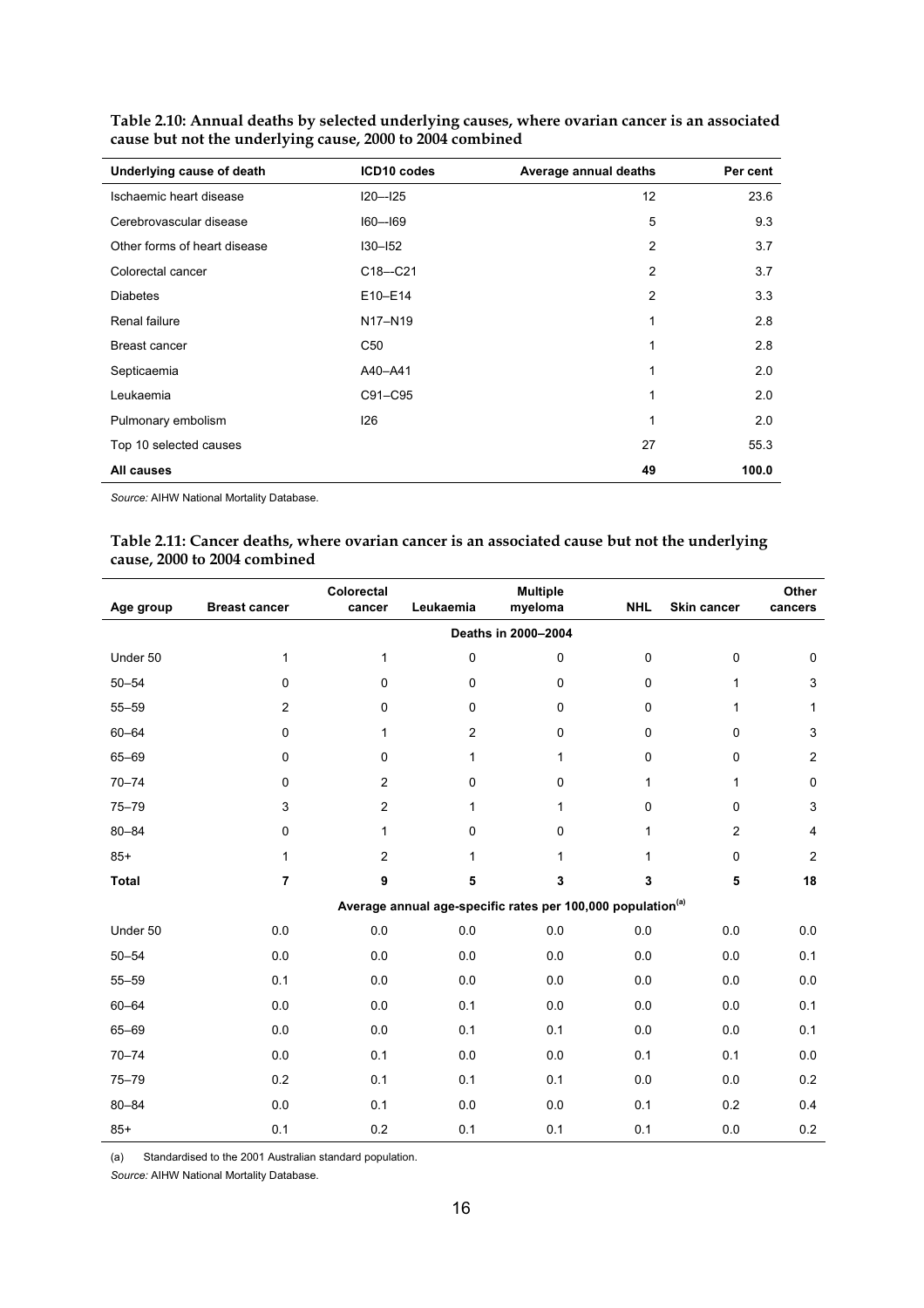**Table 2.10: Annual deaths by selected underlying causes, where ovarian cancer is an associated cause but not the underlying cause, 2000 to 2004 combined**

| Underlying cause of death | ICD10 codes | Average annual deaths | Per cent |
|---|---|---|---|
| Ischaemic heart disease | I20-–I25 | 12 | 23.6 |
| Cerebrovascular disease | I60-–I69 | 5 | 9.3 |
| Other forms of heart disease | I30–I52 | 2 | 3.7 |
| Colorectal cancer | C18-–C21 | 2 | 3.7 |
| Diabetes | E10–E14 | 2 | 3.3 |
| Renal failure | N17–N19 | 1 | 2.8 |
| Breast cancer | C50 | 1 | 2.8 |
| Septicaemia | A40–A41 | 1 | 2.0 |
| Leukaemia | C91–C95 | 1 | 2.0 |
| Pulmonary embolism | I26 | 1 | 2.0 |
| Top 10 selected causes | | 27 | 55.3 |
| **All causes** | | **49** | **100.0** |

*Source:* AIHW National Mortality Database.

**Table 2.11: Cancer deaths, where ovarian cancer is an associated cause but not the underlying cause, 2000 to 2004 combined**

| Age group | Breast cancer | Colorectal cancer | Leukaemia | Multiple myeloma | NHL | Skin cancer | Other cancers |
|---|---|---|---|---|---|---|---|
| | | | | Deaths in 2000–2004 | | | |
| Under 50 | 1 | 1 | 0 | 0 | 0 | 0 | 0 |
| 50–54 | 0 | 0 | 0 | 0 | 0 | 1 | 3 |
| 55–59 | 2 | 0 | 0 | 0 | 0 | 1 | 1 |
| 60–64 | 0 | 1 | 2 | 0 | 0 | 0 | 3 |
| 65–69 | 0 | 0 | 1 | 1 | 0 | 0 | 2 |
| 70–74 | 0 | 2 | 0 | 0 | 1 | 1 | 0 |
| 75–79 | 3 | 2 | 1 | 1 | 0 | 0 | 3 |
| 80–84 | 0 | 1 | 0 | 0 | 1 | 2 | 4 |
| 85+ | 1 | 2 | 1 | 1 | 1 | 0 | 2 |
| **Total** | **7** | **9** | **5** | **3** | **3** | **5** | **18** |
| | | | Average annual age-specific rates per 100,000 population[(a)] | | | | |
| Under 50 | 0.0 | 0.0 | 0.0 | 0.0 | 0.0 | 0.0 | 0.0 |
| 50–54 | 0.0 | 0.0 | 0.0 | 0.0 | 0.0 | 0.0 | 0.1 |
| 55–59 | 0.1 | 0.0 | 0.0 | 0.0 | 0.0 | 0.0 | 0.0 |
| 60–64 | 0.0 | 0.0 | 0.1 | 0.0 | 0.0 | 0.0 | 0.1 |
| 65–69 | 0.0 | 0.0 | 0.1 | 0.1 | 0.0 | 0.0 | 0.1 |
| 70–74 | 0.0 | 0.1 | 0.0 | 0.0 | 0.1 | 0.1 | 0.0 |
| 75–79 | 0.2 | 0.1 | 0.1 | 0.1 | 0.0 | 0.0 | 0.2 |
| 80–84 | 0.0 | 0.1 | 0.0 | 0.0 | 0.1 | 0.2 | 0.4 |
| 85+ | 0.1 | 0.2 | 0.1 | 0.1 | 0.1 | 0.0 | 0.2 |

(a) Standardised to the 2001 Australian standard population.

*Source:* AIHW National Mortality Database.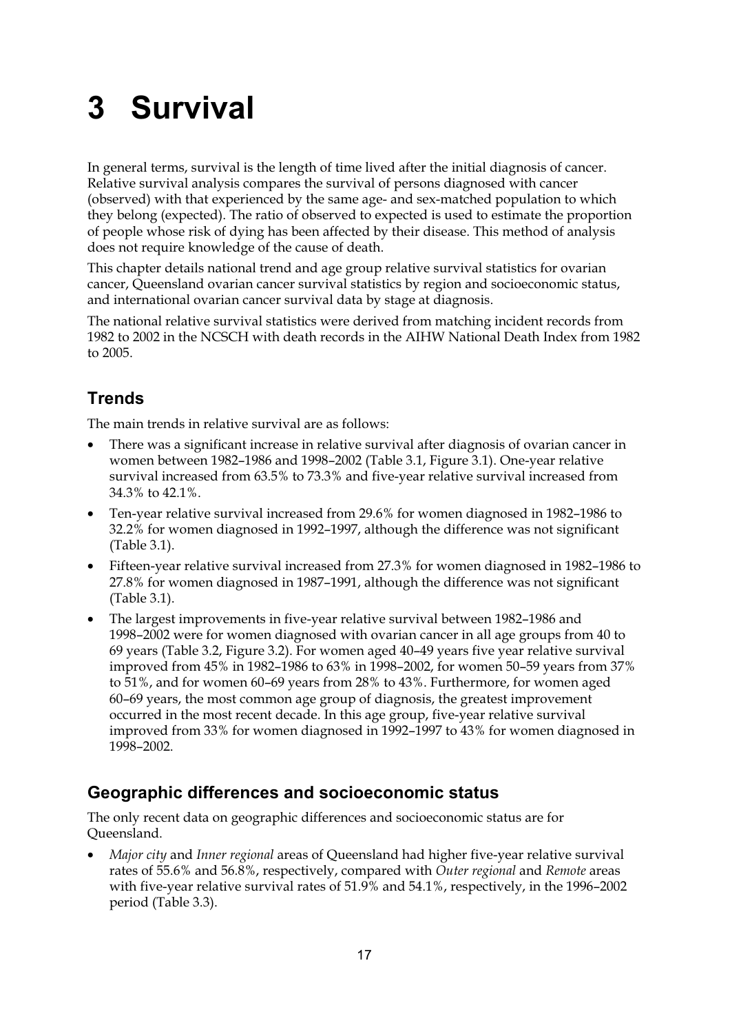# 3 Survival

In general terms, survival is the length of time lived after the initial diagnosis of cancer. Relative survival analysis compares the survival of persons diagnosed with cancer (observed) with that experienced by the same age- and sex-matched population to which they belong (expected). The ratio of observed to expected is used to estimate the proportion of people whose risk of dying has been affected by their disease. This method of analysis does not require knowledge of the cause of death.

This chapter details national trend and age group relative survival statistics for ovarian cancer, Queensland ovarian cancer survival statistics by region and socioeconomic status, and international ovarian cancer survival data by stage at diagnosis.

The national relative survival statistics were derived from matching incident records from 1982 to 2002 in the NCSCH with death records in the AIHW National Death Index from 1982 to 2005.

## Trends

The main trends in relative survival are as follows:

- There was a significant increase in relative survival after diagnosis of ovarian cancer in women between 1982–1986 and 1998–2002 (Table 3.1, Figure 3.1). One-year relative survival increased from 63.5% to 73.3% and five-year relative survival increased from 34.3% to 42.1%.
- Ten-year relative survival increased from 29.6% for women diagnosed in 1982–1986 to 32.2% for women diagnosed in 1992–1997, although the difference was not significant (Table 3.1).
- Fifteen-year relative survival increased from 27.3% for women diagnosed in 1982–1986 to 27.8% for women diagnosed in 1987–1991, although the difference was not significant (Table 3.1).
- The largest improvements in five-year relative survival between 1982–1986 and 1998–2002 were for women diagnosed with ovarian cancer in all age groups from 40 to 69 years (Table 3.2, Figure 3.2). For women aged 40–49 years five year relative survival improved from 45% in 1982–1986 to 63% in 1998–2002, for women 50–59 years from 37% to 51%, and for women 60–69 years from 28% to 43%. Furthermore, for women aged 60–69 years, the most common age group of diagnosis, the greatest improvement occurred in the most recent decade. In this age group, five-year relative survival improved from 33% for women diagnosed in 1992–1997 to 43% for women diagnosed in 1998–2002.

## Geographic differences and socioeconomic status

The only recent data on geographic differences and socioeconomic status are for Queensland.

- *Major city* and *Inner regional* areas of Queensland had higher five-year relative survival rates of 55.6% and 56.8%, respectively, compared with *Outer regional* and *Remote* areas with five-year relative survival rates of 51.9% and 54.1%, respectively, in the 1996–2002 period (Table 3.3).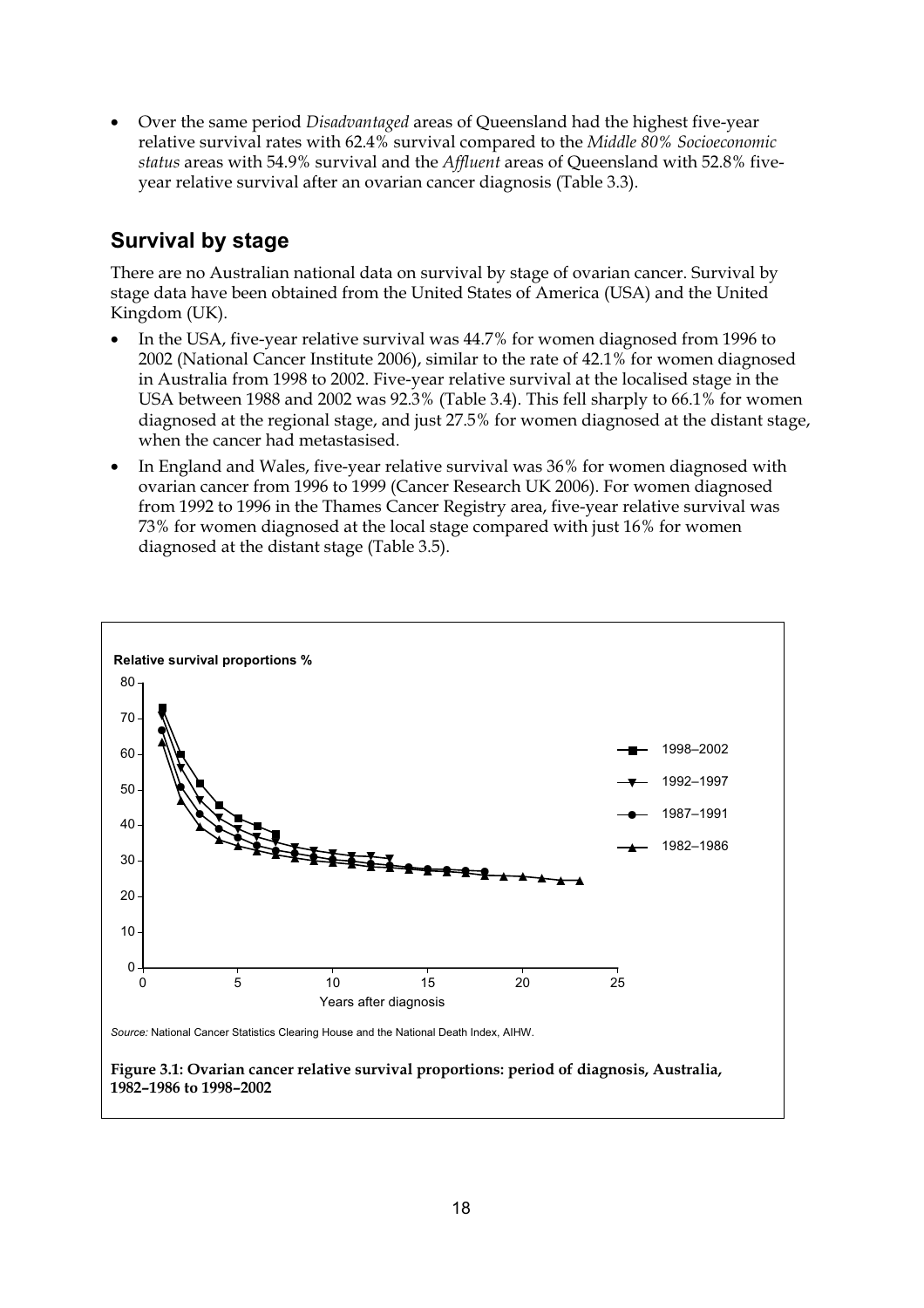- Over the same period *Disadvantaged* areas of Queensland had the highest five-year relative survival rates with 62.4% survival compared to the *Middle 80% Socioeconomic status* areas with 54.9% survival and the *Affluent* areas of Queensland with 52.8% five-year relative survival after an ovarian cancer diagnosis (Table 3.3).

## Survival by stage

There are no Australian national data on survival by stage of ovarian cancer. Survival by stage data have been obtained from the United States of America (USA) and the United Kingdom (UK).

- In the USA, five-year relative survival was 44.7% for women diagnosed from 1996 to 2002 (National Cancer Institute 2006), similar to the rate of 42.1% for women diagnosed in Australia from 1998 to 2002. Five-year relative survival at the localised stage in the USA between 1988 and 2002 was 92.3% (Table 3.4). This fell sharply to 66.1% for women diagnosed at the regional stage, and just 27.5% for women diagnosed at the distant stage, when the cancer had metastasised.
- In England and Wales, five-year relative survival was 36% for women diagnosed with ovarian cancer from 1996 to 1999 (Cancer Research UK 2006). For women diagnosed from 1992 to 1996 in the Thames Cancer Registry area, five-year relative survival was 73% for women diagnosed at the local stage compared with just 16% for women diagnosed at the distant stage (Table 3.5).

*Source:* National Cancer Statistics Clearing House and the National Death Index, AIHW.

**Figure 3.1: Ovarian cancer relative survival proportions: period of diagnosis, Australia, 1982–1986 to 1998–2002**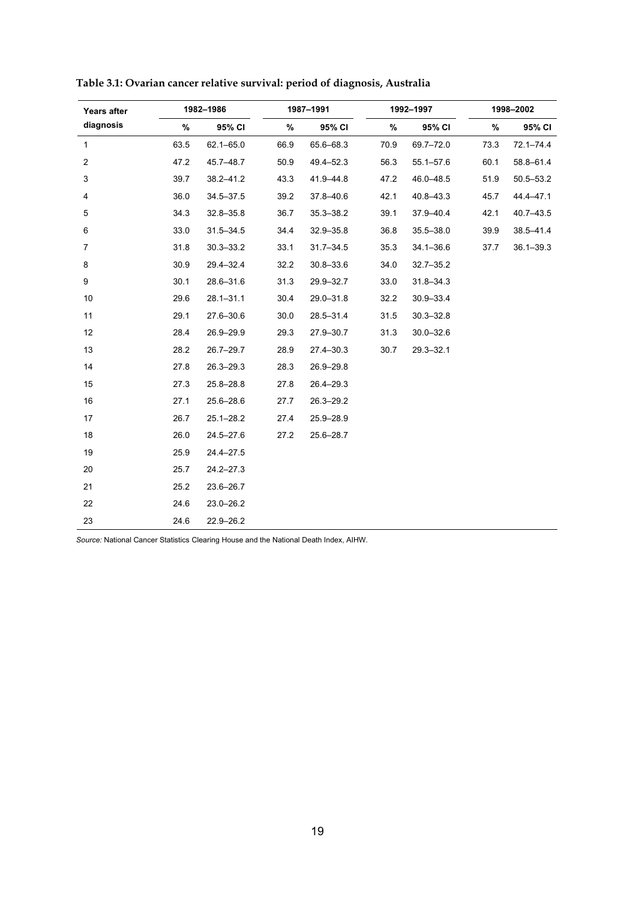**Table 3.1: Ovarian cancer relative survival: period of diagnosis, Australia**

| Years after diagnosis | 1982–1986 | | 1987–1991 | | 1992–1997 | | 1998–2002 | |
|---|---|---|---|---|---|---|---|---|
| | % | 95% CI | % | 95% CI | % | 95% CI | % | 95% CI |
| 1 | 63.5 | 62.1–65.0 | 66.9 | 65.6–68.3 | 70.9 | 69.7–72.0 | 73.3 | 72.1–74.4 |
| 2 | 47.2 | 45.7–48.7 | 50.9 | 49.4–52.3 | 56.3 | 55.1–57.6 | 60.1 | 58.8–61.4 |
| 3 | 39.7 | 38.2–41.2 | 43.3 | 41.9–44.8 | 47.2 | 46.0–48.5 | 51.9 | 50.5–53.2 |
| 4 | 36.0 | 34.5–37.5 | 39.2 | 37.8–40.6 | 42.1 | 40.8–43.3 | 45.7 | 44.4–47.1 |
| 5 | 34.3 | 32.8–35.8 | 36.7 | 35.3–38.2 | 39.1 | 37.9–40.4 | 42.1 | 40.7–43.5 |
| 6 | 33.0 | 31.5–34.5 | 34.4 | 32.9–35.8 | 36.8 | 35.5–38.0 | 39.9 | 38.5–41.4 |
| 7 | 31.8 | 30.3–33.2 | 33.1 | 31.7–34.5 | 35.3 | 34.1–36.6 | 37.7 | 36.1–39.3 |
| 8 | 30.9 | 29.4–32.4 | 32.2 | 30.8–33.6 | 34.0 | 32.7–35.2 | | |
| 9 | 30.1 | 28.6–31.6 | 31.3 | 29.9–32.7 | 33.0 | 31.8–34.3 | | |
| 10 | 29.6 | 28.1–31.1 | 30.4 | 29.0–31.8 | 32.2 | 30.9–33.4 | | |
| 11 | 29.1 | 27.6–30.6 | 30.0 | 28.5–31.4 | 31.5 | 30.3–32.8 | | |
| 12 | 28.4 | 26.9–29.9 | 29.3 | 27.9–30.7 | 31.3 | 30.0–32.6 | | |
| 13 | 28.2 | 26.7–29.7 | 28.9 | 27.4–30.3 | 30.7 | 29.3–32.1 | | |
| 14 | 27.8 | 26.3–29.3 | 28.3 | 26.9–29.8 | | | | |
| 15 | 27.3 | 25.8–28.8 | 27.8 | 26.4–29.3 | | | | |
| 16 | 27.1 | 25.6–28.6 | 27.7 | 26.3–29.2 | | | | |
| 17 | 26.7 | 25.1–28.2 | 27.4 | 25.9–28.9 | | | | |
| 18 | 26.0 | 24.5–27.6 | 27.2 | 25.6–28.7 | | | | |
| 19 | 25.9 | 24.4–27.5 | | | | | | |
| 20 | 25.7 | 24.2–27.3 | | | | | | |
| 21 | 25.2 | 23.6–26.7 | | | | | | |
| 22 | 24.6 | 23.0–26.2 | | | | | | |
| 23 | 24.6 | 22.9–26.2 | | | | | | |

*Source:* National Cancer Statistics Clearing House and the National Death Index, AIHW.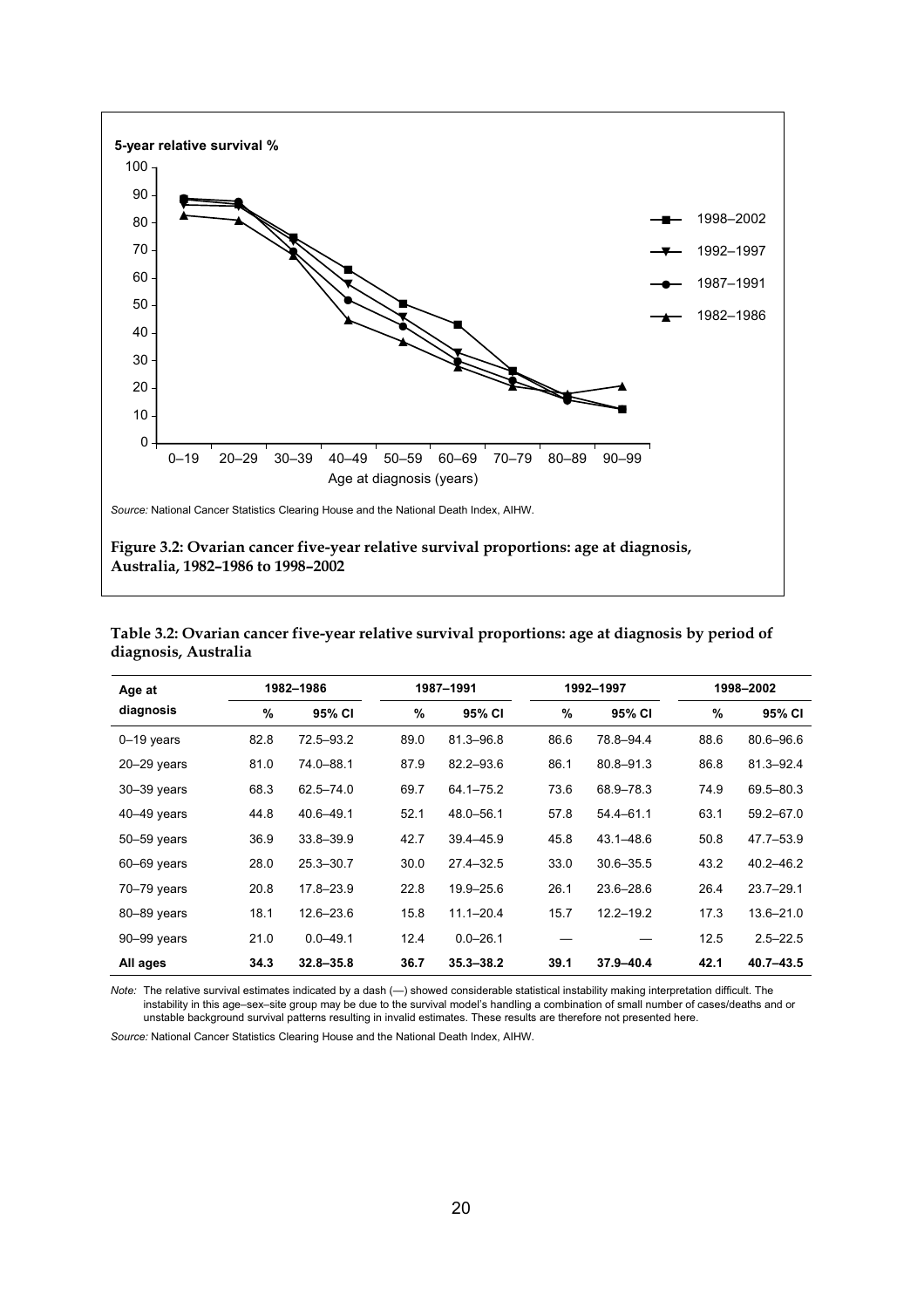5-year relative survival %

Source: National Cancer Statistics Clearing House and the National Death Index, AIHW.

**Figure 3.2: Ovarian cancer five-year relative survival proportions: age at diagnosis, Australia, 1982–1986 to 1998–2002**

**Table 3.2: Ovarian cancer five-year relative survival proportions: age at diagnosis by period of diagnosis, Australia**

| Age at diagnosis | 1982–1986 | | 1987–1991 | | 1992–1997 | | 1998–2002 | |
|---|---|---|---|---|---|---|---|---|
| | % | 95% CI | % | 95% CI | % | 95% CI | % | 95% CI |
| 0–19 years | 82.8 | 72.5–93.2 | 89.0 | 81.3–96.8 | 86.6 | 78.8–94.4 | 88.6 | 80.6–96.6 |
| 20–29 years | 81.0 | 74.0–88.1 | 87.9 | 82.2–93.6 | 86.1 | 80.8–91.3 | 86.8 | 81.3–92.4 |
| 30–39 years | 68.3 | 62.5–74.0 | 69.7 | 64.1–75.2 | 73.6 | 68.9–78.3 | 74.9 | 69.5–80.3 |
| 40–49 years | 44.8 | 40.6–49.1 | 52.1 | 48.0–56.1 | 57.8 | 54.4–61.1 | 63.1 | 59.2–67.0 |
| 50–59 years | 36.9 | 33.8–39.9 | 42.7 | 39.4–45.9 | 45.8 | 43.1–48.6 | 50.8 | 47.7–53.9 |
| 60–69 years | 28.0 | 25.3–30.7 | 30.0 | 27.4–32.5 | 33.0 | 30.6–35.5 | 43.2 | 40.2–46.2 |
| 70–79 years | 20.8 | 17.8–23.9 | 22.8 | 19.9–25.6 | 26.1 | 23.6–28.6 | 26.4 | 23.7–29.1 |
| 80–89 years | 18.1 | 12.6–23.6 | 15.8 | 11.1–20.4 | 15.7 | 12.2–19.2 | 17.3 | 13.6–21.0 |
| 90–99 years | 21.0 | 0.0–49.1 | 12.4 | 0.0–26.1 | — | — | 12.5 | 2.5–22.5 |
| **All ages** | **34.3** | **32.8–35.8** | **36.7** | **35.3–38.2** | **39.1** | **37.9–40.4** | **42.1** | **40.7–43.5** |

*Note:* The relative survival estimates indicated by a dash (—) showed considerable statistical instability making interpretation difficult. The instability in this age–sex–site group may be due to the survival model's handling a combination of small number of cases/deaths and or unstable background survival patterns resulting in invalid estimates. These results are therefore not presented here.

*Source:* National Cancer Statistics Clearing House and the National Death Index, AIHW.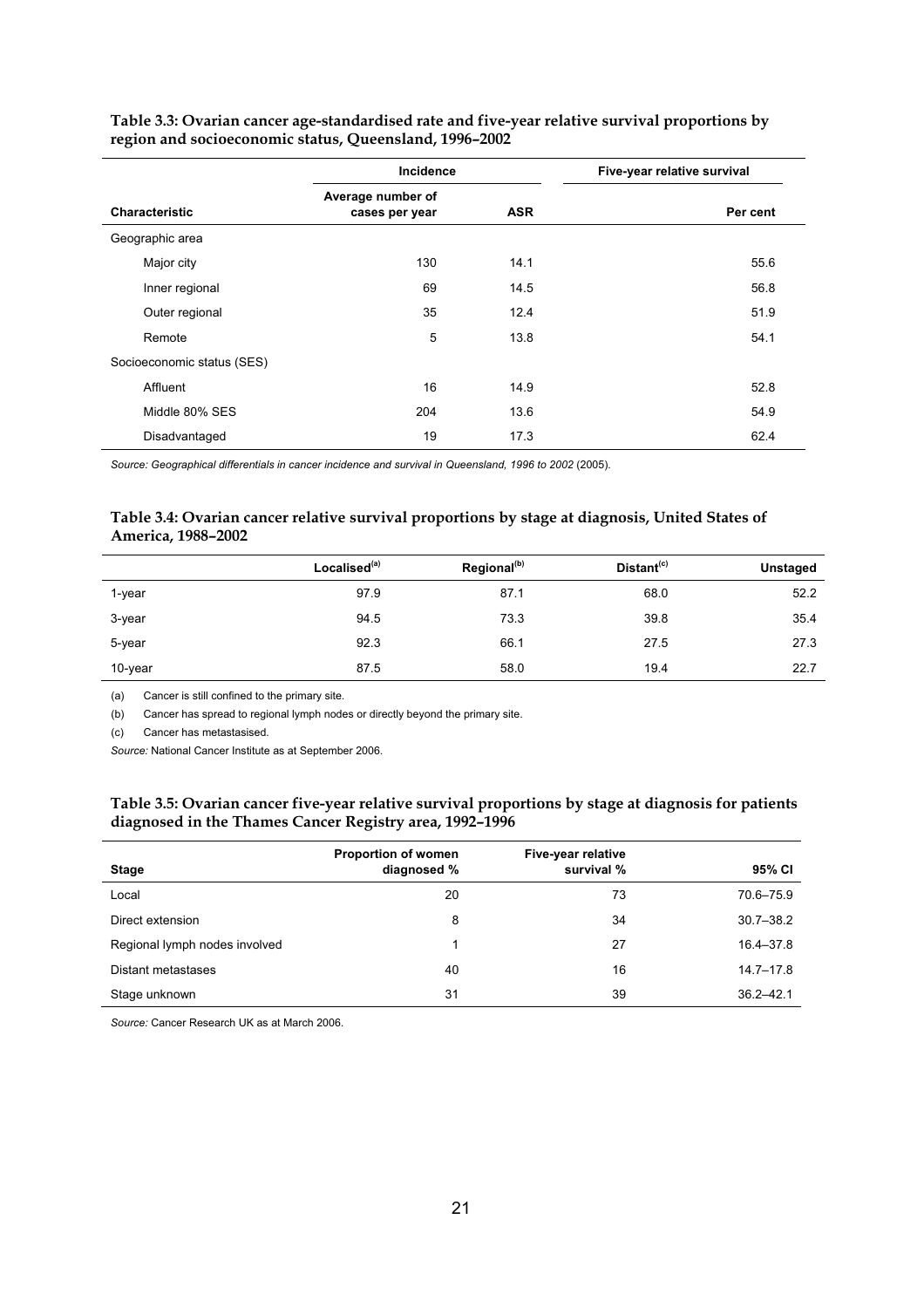**Table 3.3: Ovarian cancer age-standardised rate and five-year relative survival proportions by region and socioeconomic status, Queensland, 1996–2002**

| | Incidence | | Five-year relative survival |
|---|---|---|---|
| **Characteristic** | **Average number of cases per year** | **ASR** | **Per cent** |
| Geographic area | | | |
| Major city | 130 | 14.1 | 55.6 |
| Inner regional | 69 | 14.5 | 56.8 |
| Outer regional | 35 | 12.4 | 51.9 |
| Remote | 5 | 13.8 | 54.1 |
| Socioeconomic status (SES) | | | |
| Affluent | 16 | 14.9 | 52.8 |
| Middle 80% SES | 204 | 13.6 | 54.9 |
| Disadvantaged | 19 | 17.3 | 62.4 |

*Source: Geographical differentials in cancer incidence and survival in Queensland, 1996 to 2002* (2005).

**Table 3.4: Ovarian cancer relative survival proportions by stage at diagnosis, United States of America, 1988–2002**

| | Localised[(a)] | Regional[(b)] | Distant[(c)] | Unstaged |
|---|---|---|---|---|
| 1-year | 97.9 | 87.1 | 68.0 | 52.2 |
| 3-year | 94.5 | 73.3 | 39.8 | 35.4 |
| 5-year | 92.3 | 66.1 | 27.5 | 27.3 |
| 10-year | 87.5 | 58.0 | 19.4 | 22.7 |

(a) Cancer is still confined to the primary site.

(b) Cancer has spread to regional lymph nodes or directly beyond the primary site.

(c) Cancer has metastasised.

*Source:* National Cancer Institute as at September 2006.

**Table 3.5: Ovarian cancer five-year relative survival proportions by stage at diagnosis for patients diagnosed in the Thames Cancer Registry area, 1992–1996**

| Stage | Proportion of women diagnosed % | Five-year relative survival % | 95% CI |
|---|---|---|---|
| Local | 20 | 73 | 70.6–75.9 |
| Direct extension | 8 | 34 | 30.7–38.2 |
| Regional lymph nodes involved | 1 | 27 | 16.4–37.8 |
| Distant metastases | 40 | 16 | 14.7–17.8 |
| Stage unknown | 31 | 39 | 36.2–42.1 |

*Source:* Cancer Research UK as at March 2006.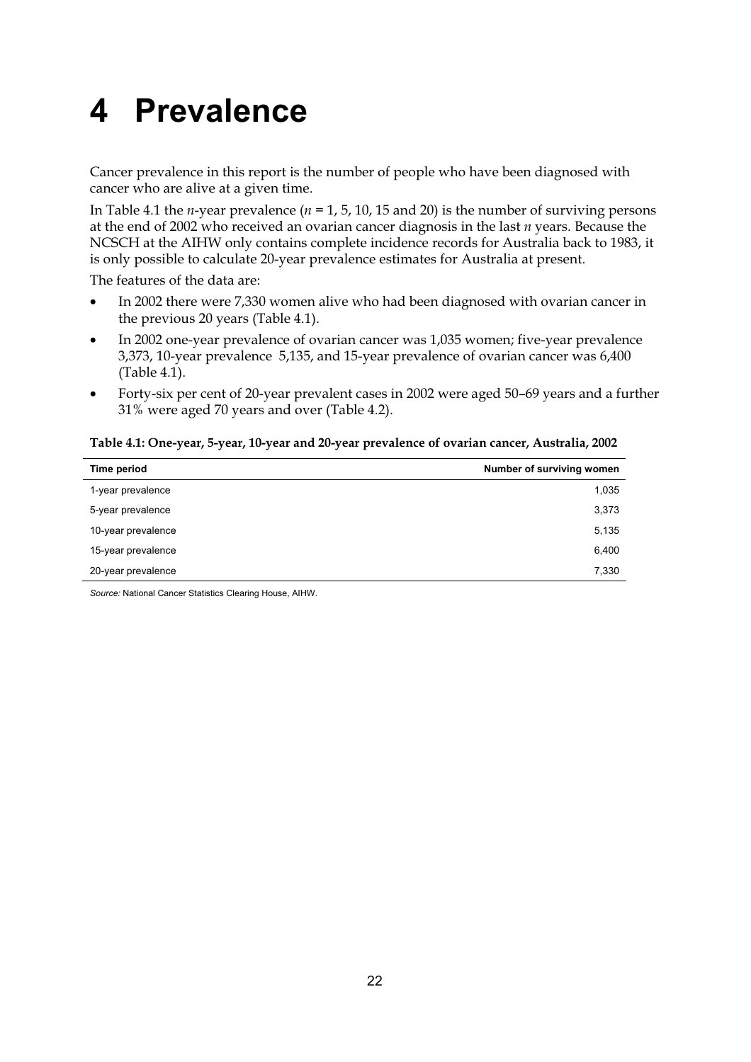# 4 Prevalence

Cancer prevalence in this report is the number of people who have been diagnosed with cancer who are alive at a given time.

In Table 4.1 the *n*-year prevalence ($n$ = 1, 5, 10, 15 and 20) is the number of surviving persons at the end of 2002 who received an ovarian cancer diagnosis in the last *n* years. Because the NCSCH at the AIHW only contains complete incidence records for Australia back to 1983, it is only possible to calculate 20-year prevalence estimates for Australia at present.

The features of the data are:

- In 2002 there were 7,330 women alive who had been diagnosed with ovarian cancer in the previous 20 years (Table 4.1).
- In 2002 one-year prevalence of ovarian cancer was 1,035 women; five-year prevalence 3,373, 10-year prevalence 5,135, and 15-year prevalence of ovarian cancer was 6,400 (Table 4.1).
- Forty-six per cent of 20-year prevalent cases in 2002 were aged 50–69 years and a further 31% were aged 70 years and over (Table 4.2).

**Table 4.1: One-year, 5-year, 10-year and 20-year prevalence of ovarian cancer, Australia, 2002**

| Time period | Number of surviving women |
|---|---|
| 1-year prevalence | 1,035 |
| 5-year prevalence | 3,373 |
| 10-year prevalence | 5,135 |
| 15-year prevalence | 6,400 |
| 20-year prevalence | 7,330 |

*Source:* National Cancer Statistics Clearing House, AIHW.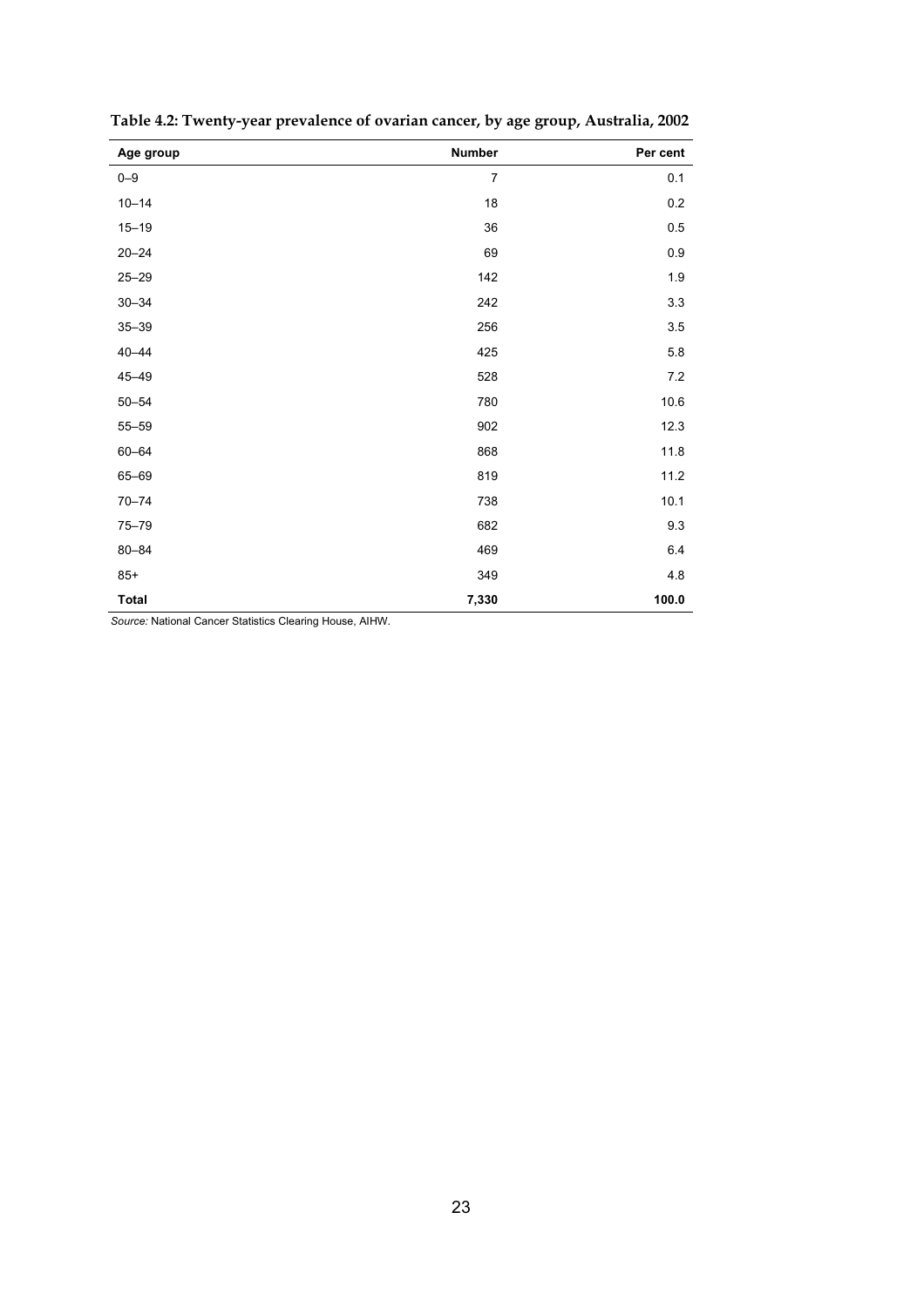**Table 4.2: Twenty-year prevalence of ovarian cancer, by age group, Australia, 2002**

| Age group | Number | Per cent |
|---|---|---|
| 0–9 | 7 | 0.1 |
| 10–14 | 18 | 0.2 |
| 15–19 | 36 | 0.5 |
| 20–24 | 69 | 0.9 |
| 25–29 | 142 | 1.9 |
| 30–34 | 242 | 3.3 |
| 35–39 | 256 | 3.5 |
| 40–44 | 425 | 5.8 |
| 45–49 | 528 | 7.2 |
| 50–54 | 780 | 10.6 |
| 55–59 | 902 | 12.3 |
| 60–64 | 868 | 11.8 |
| 65–69 | 819 | 11.2 |
| 70–74 | 738 | 10.1 |
| 75–79 | 682 | 9.3 |
| 80–84 | 469 | 6.4 |
| 85+ | 349 | 4.8 |
| **Total** | **7,330** | **100.0** |

*Source:* National Cancer Statistics Clearing House, AIHW.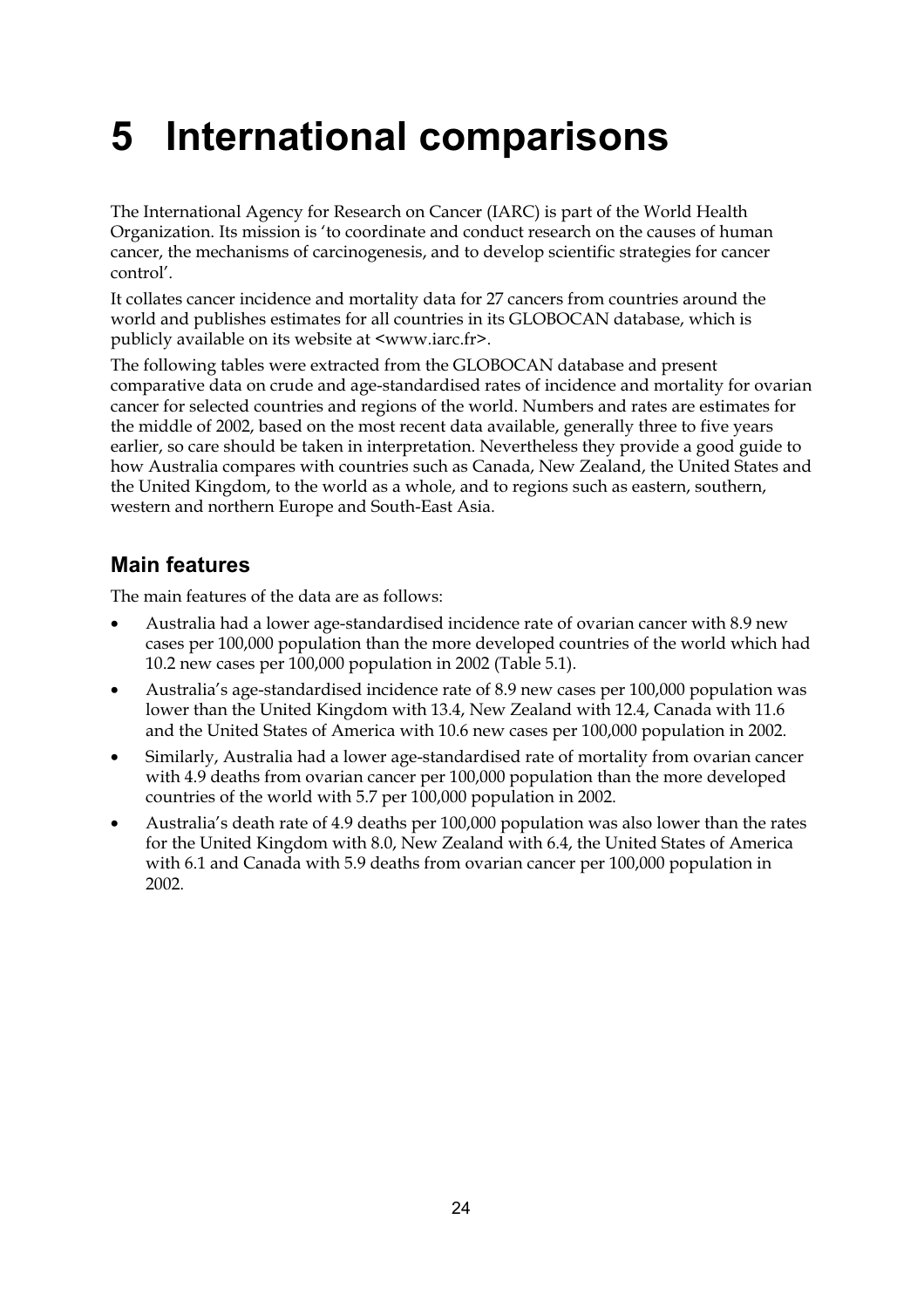# 5 International comparisons

The International Agency for Research on Cancer (IARC) is part of the World Health Organization. Its mission is 'to coordinate and conduct research on the causes of human cancer, the mechanisms of carcinogenesis, and to develop scientific strategies for cancer control'.

It collates cancer incidence and mortality data for 27 cancers from countries around the world and publishes estimates for all countries in its GLOBOCAN database, which is publicly available on its website at <www.iarc.fr>.

The following tables were extracted from the GLOBOCAN database and present comparative data on crude and age-standardised rates of incidence and mortality for ovarian cancer for selected countries and regions of the world. Numbers and rates are estimates for the middle of 2002, based on the most recent data available, generally three to five years earlier, so care should be taken in interpretation. Nevertheless they provide a good guide to how Australia compares with countries such as Canada, New Zealand, the United States and the United Kingdom, to the world as a whole, and to regions such as eastern, southern, western and northern Europe and South-East Asia.

## Main features

The main features of the data are as follows:

- Australia had a lower age-standardised incidence rate of ovarian cancer with 8.9 new cases per 100,000 population than the more developed countries of the world which had 10.2 new cases per 100,000 population in 2002 (Table 5.1).
- Australia's age-standardised incidence rate of 8.9 new cases per 100,000 population was lower than the United Kingdom with 13.4, New Zealand with 12.4, Canada with 11.6 and the United States of America with 10.6 new cases per 100,000 population in 2002.
- Similarly, Australia had a lower age-standardised rate of mortality from ovarian cancer with 4.9 deaths from ovarian cancer per 100,000 population than the more developed countries of the world with 5.7 per 100,000 population in 2002.
- Australia's death rate of 4.9 deaths per 100,000 population was also lower than the rates for the United Kingdom with 8.0, New Zealand with 6.4, the United States of America with 6.1 and Canada with 5.9 deaths from ovarian cancer per 100,000 population in 2002.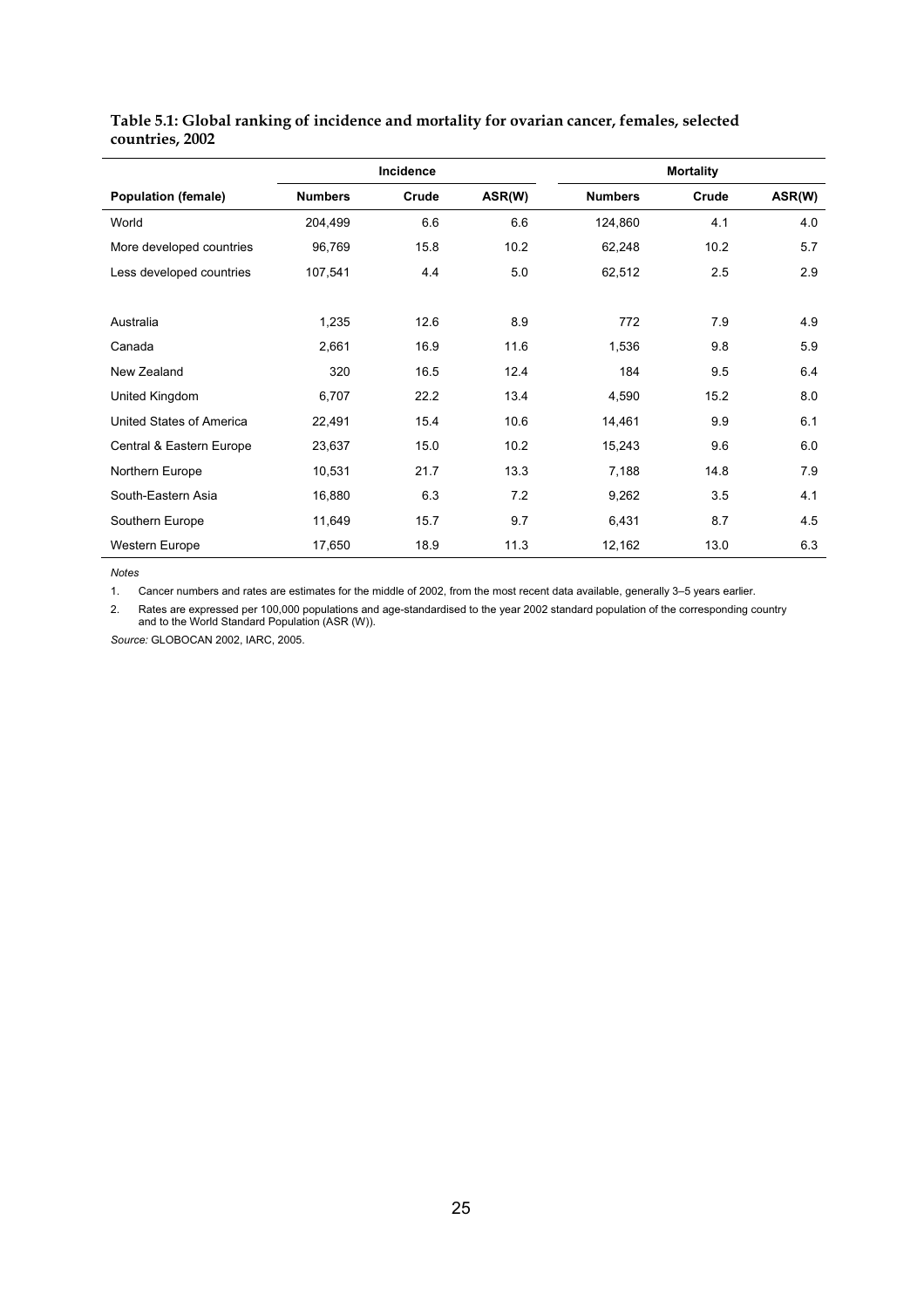**Table 5.1: Global ranking of incidence and mortality for ovarian cancer, females, selected countries, 2002**

| | Incidence | | | Mortality | | |
|---|---|---|---|---|---|---|
| **Population (female)** | **Numbers** | **Crude** | **ASR(W)** | **Numbers** | **Crude** | **ASR(W)** |
| World | 204,499 | 6.6 | 6.6 | 124,860 | 4.1 | 4.0 |
| More developed countries | 96,769 | 15.8 | 10.2 | 62,248 | 10.2 | 5.7 |
| Less developed countries | 107,541 | 4.4 | 5.0 | 62,512 | 2.5 | 2.9 |
| | | | | | | |
| Australia | 1,235 | 12.6 | 8.9 | 772 | 7.9 | 4.9 |
| Canada | 2,661 | 16.9 | 11.6 | 1,536 | 9.8 | 5.9 |
| New Zealand | 320 | 16.5 | 12.4 | 184 | 9.5 | 6.4 |
| United Kingdom | 6,707 | 22.2 | 13.4 | 4,590 | 15.2 | 8.0 |
| United States of America | 22,491 | 15.4 | 10.6 | 14,461 | 9.9 | 6.1 |
| Central & Eastern Europe | 23,637 | 15.0 | 10.2 | 15,243 | 9.6 | 6.0 |
| Northern Europe | 10,531 | 21.7 | 13.3 | 7,188 | 14.8 | 7.9 |
| South-Eastern Asia | 16,880 | 6.3 | 7.2 | 9,262 | 3.5 | 4.1 |
| Southern Europe | 11,649 | 15.7 | 9.7 | 6,431 | 8.7 | 4.5 |
| Western Europe | 17,650 | 18.9 | 11.3 | 12,162 | 13.0 | 6.3 |

*Notes*

1. Cancer numbers and rates are estimates for the middle of 2002, from the most recent data available, generally 3–5 years earlier.
2. Rates are expressed per 100,000 populations and age-standardised to the year 2002 standard population of the corresponding country and to the World Standard Population (ASR (W)).

*Source:* GLOBOCAN 2002, IARC, 2005.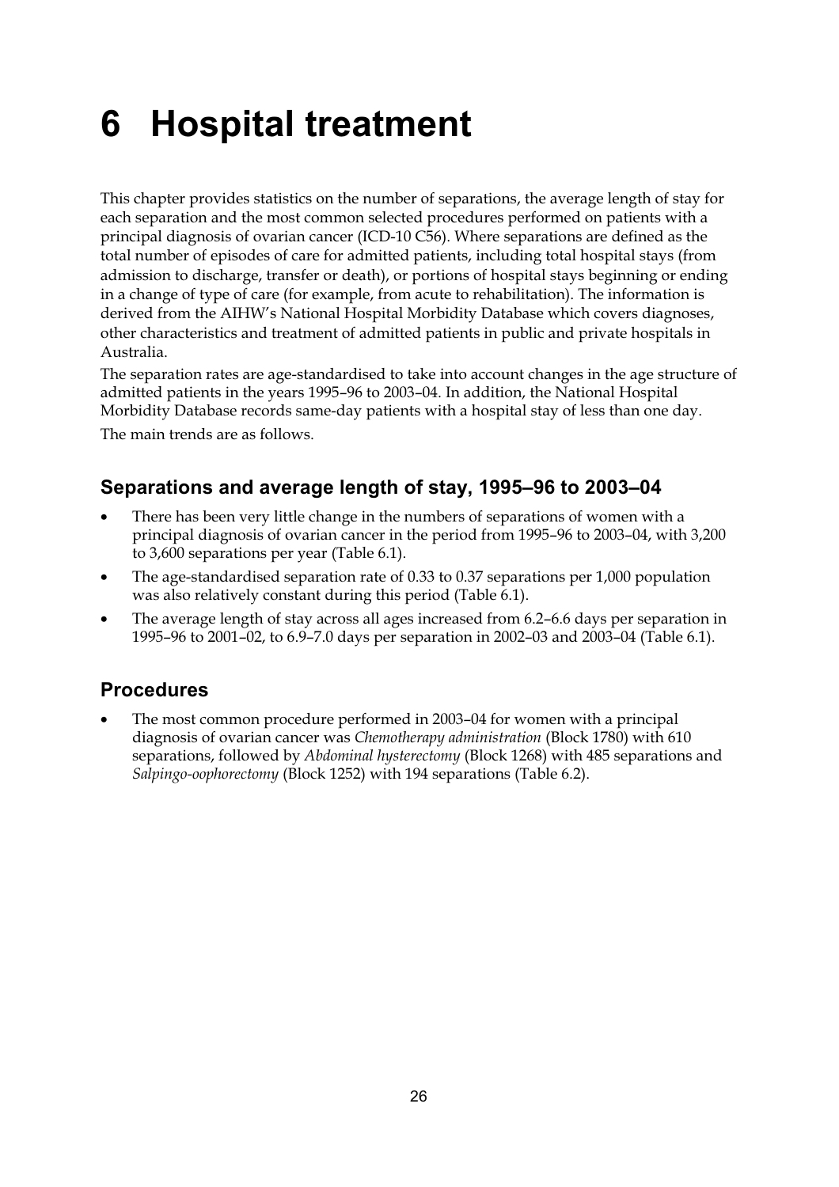# 6 Hospital treatment

This chapter provides statistics on the number of separations, the average length of stay for each separation and the most common selected procedures performed on patients with a principal diagnosis of ovarian cancer (ICD-10 C56). Where separations are defined as the total number of episodes of care for admitted patients, including total hospital stays (from admission to discharge, transfer or death), or portions of hospital stays beginning or ending in a change of type of care (for example, from acute to rehabilitation). The information is derived from the AIHW's National Hospital Morbidity Database which covers diagnoses, other characteristics and treatment of admitted patients in public and private hospitals in Australia.

The separation rates are age-standardised to take into account changes in the age structure of admitted patients in the years 1995–96 to 2003–04. In addition, the National Hospital Morbidity Database records same-day patients with a hospital stay of less than one day.

The main trends are as follows.

## Separations and average length of stay, 1995–96 to 2003–04

- There has been very little change in the numbers of separations of women with a principal diagnosis of ovarian cancer in the period from 1995–96 to 2003–04, with 3,200 to 3,600 separations per year (Table 6.1).
- The age-standardised separation rate of 0.33 to 0.37 separations per 1,000 population was also relatively constant during this period (Table 6.1).
- The average length of stay across all ages increased from 6.2–6.6 days per separation in 1995–96 to 2001–02, to 6.9–7.0 days per separation in 2002–03 and 2003–04 (Table 6.1).

## Procedures

- The most common procedure performed in 2003–04 for women with a principal diagnosis of ovarian cancer was *Chemotherapy administration* (Block 1780) with 610 separations, followed by *Abdominal hysterectomy* (Block 1268) with 485 separations and *Salpingo-oophorectomy* (Block 1252) with 194 separations (Table 6.2).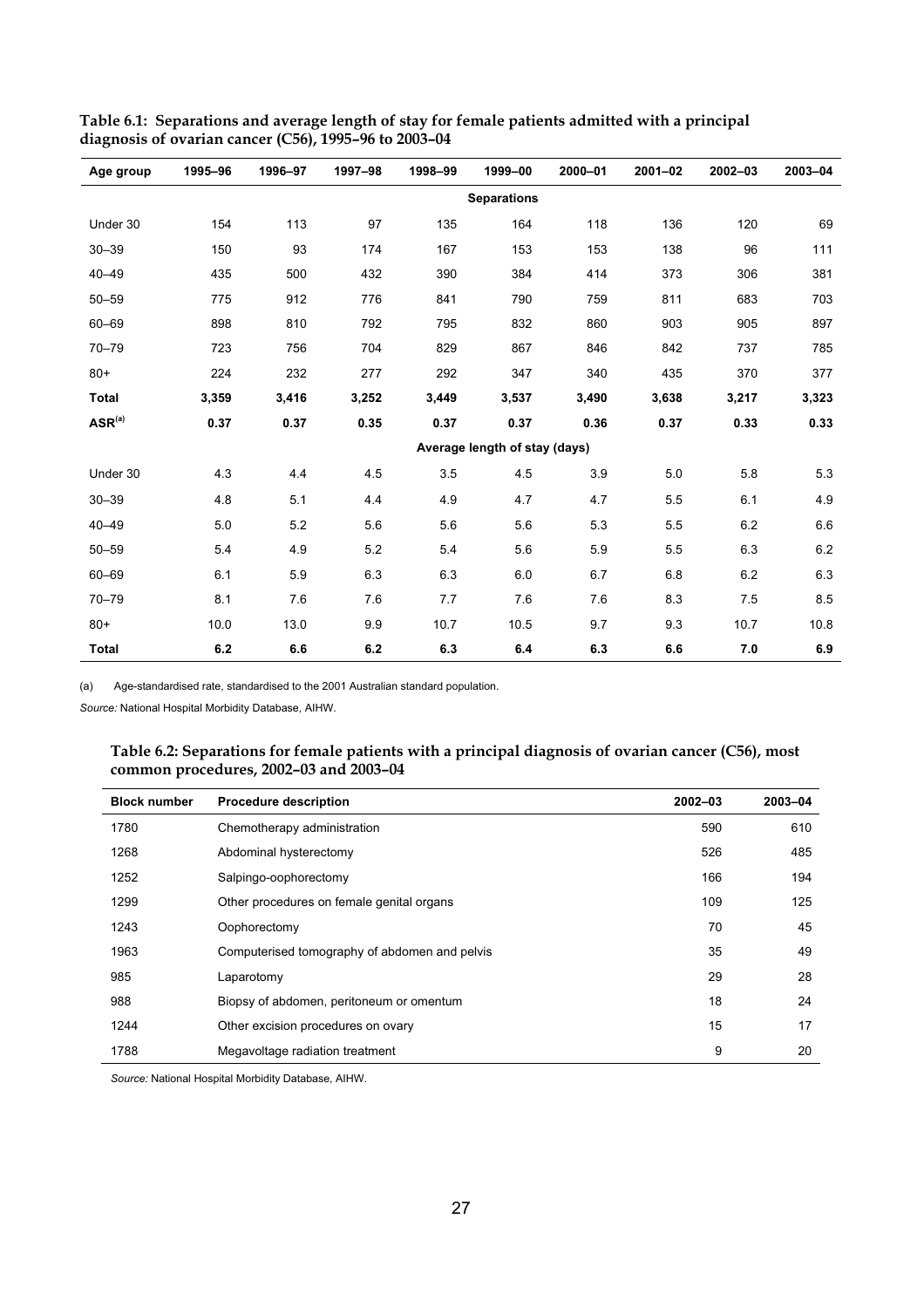**Table 6.1: Separations and average length of stay for female patients admitted with a principal diagnosis of ovarian cancer (C56), 1995–96 to 2003–04**

| Age group | 1995–96 | 1996–97 | 1997–98 | 1998–99 | 1999–00 | 2000–01 | 2001–02 | 2002–03 | 2003–04 |
|---|---|---|---|---|---|---|---|---|---|
| | | | | | **Separations** | | | | |
| Under 30 | 154 | 113 | 97 | 135 | 164 | 118 | 136 | 120 | 69 |
| 30–39 | 150 | 93 | 174 | 167 | 153 | 153 | 138 | 96 | 111 |
| 40–49 | 435 | 500 | 432 | 390 | 384 | 414 | 373 | 306 | 381 |
| 50–59 | 775 | 912 | 776 | 841 | 790 | 759 | 811 | 683 | 703 |
| 60–69 | 898 | 810 | 792 | 795 | 832 | 860 | 903 | 905 | 897 |
| 70–79 | 723 | 756 | 704 | 829 | 867 | 846 | 842 | 737 | 785 |
| 80+ | 224 | 232 | 277 | 292 | 347 | 340 | 435 | 370 | 377 |
| **Total** | **3,359** | **3,416** | **3,252** | **3,449** | **3,537** | **3,490** | **3,638** | **3,217** | **3,323** |
| **ASR[(a)]** | **0.37** | **0.37** | **0.35** | **0.37** | **0.37** | **0.36** | **0.37** | **0.33** | **0.33** |
| | | | | | **Average length of stay (days)** | | | | |
| Under 30 | 4.3 | 4.4 | 4.5 | 3.5 | 4.5 | 3.9 | 5.0 | 5.8 | 5.3 |
| 30–39 | 4.8 | 5.1 | 4.4 | 4.9 | 4.7 | 4.7 | 5.5 | 6.1 | 4.9 |
| 40–49 | 5.0 | 5.2 | 5.6 | 5.6 | 5.6 | 5.3 | 5.5 | 6.2 | 6.6 |
| 50–59 | 5.4 | 4.9 | 5.2 | 5.4 | 5.6 | 5.9 | 5.5 | 6.3 | 6.2 |
| 60–69 | 6.1 | 5.9 | 6.3 | 6.3 | 6.0 | 6.7 | 6.8 | 6.2 | 6.3 |
| 70–79 | 8.1 | 7.6 | 7.6 | 7.7 | 7.6 | 7.6 | 8.3 | 7.5 | 8.5 |
| 80+ | 10.0 | 13.0 | 9.9 | 10.7 | 10.5 | 9.7 | 9.3 | 10.7 | 10.8 |
| **Total** | **6.2** | **6.6** | **6.2** | **6.3** | **6.4** | **6.3** | **6.6** | **7.0** | **6.9** |

(a) Age-standardised rate, standardised to the 2001 Australian standard population.

*Source:* National Hospital Morbidity Database, AIHW.

**Table 6.2: Separations for female patients with a principal diagnosis of ovarian cancer (C56), most common procedures, 2002–03 and 2003–04**

| Block number | Procedure description | 2002–03 | 2003–04 |
|---|---|---|---|
| 1780 | Chemotherapy administration | 590 | 610 |
| 1268 | Abdominal hysterectomy | 526 | 485 |
| 1252 | Salpingo-oophorectomy | 166 | 194 |
| 1299 | Other procedures on female genital organs | 109 | 125 |
| 1243 | Oophorectomy | 70 | 45 |
| 1963 | Computerised tomography of abdomen and pelvis | 35 | 49 |
| 985 | Laparotomy | 29 | 28 |
| 988 | Biopsy of abdomen, peritoneum or omentum | 18 | 24 |
| 1244 | Other excision procedures on ovary | 15 | 17 |
| 1788 | Megavoltage radiation treatment | 9 | 20 |

*Source:* National Hospital Morbidity Database, AIHW.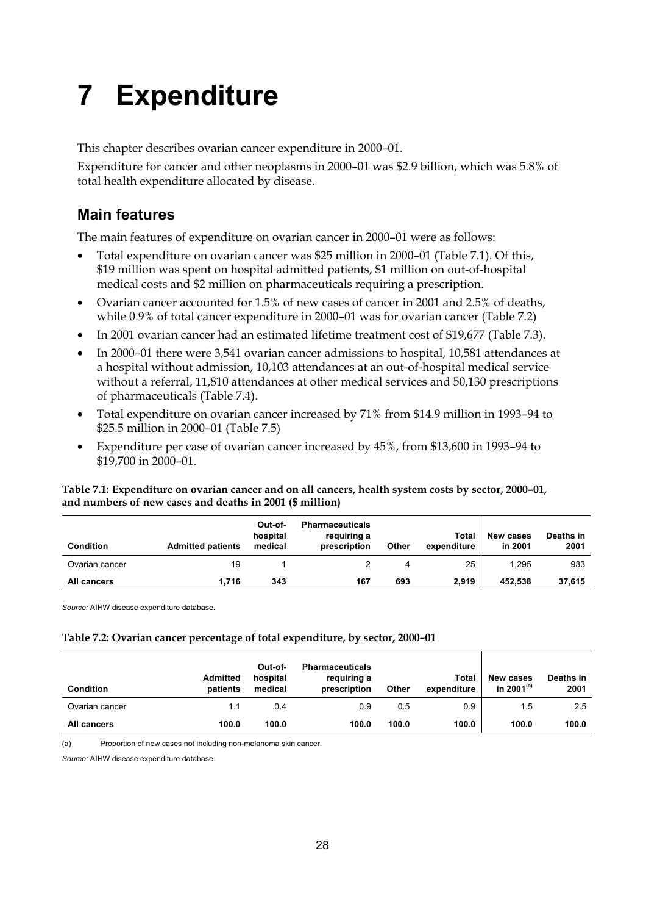# 7 Expenditure

This chapter describes ovarian cancer expenditure in 2000–01.

Expenditure for cancer and other neoplasms in 2000–01 was $2.9 billion, which was 5.8% of total health expenditure allocated by disease.

## Main features

The main features of expenditure on ovarian cancer in 2000–01 were as follows:

- Total expenditure on ovarian cancer was $25 million in 2000–01 (Table 7.1). Of this, $19 million was spent on hospital admitted patients, $1 million on out-of-hospital medical costs and $2 million on pharmaceuticals requiring a prescription.
- Ovarian cancer accounted for 1.5% of new cases of cancer in 2001 and 2.5% of deaths, while 0.9% of total cancer expenditure in 2000–01 was for ovarian cancer (Table 7.2)
- In 2001 ovarian cancer had an estimated lifetime treatment cost of $19,677 (Table 7.3).
- In 2000–01 there were 3,541 ovarian cancer admissions to hospital, 10,581 attendances at a hospital without admission, 10,103 attendances at an out-of-hospital medical service without a referral, 11,810 attendances at other medical services and 50,130 prescriptions of pharmaceuticals (Table 7.4).
- Total expenditure on ovarian cancer increased by 71% from $14.9 million in 1993–94 to $25.5 million in 2000–01 (Table 7.5)
- Expenditure per case of ovarian cancer increased by 45%, from $13,600 in 1993–94 to $19,700 in 2000–01.

**Table 7.1: Expenditure on ovarian cancer and on all cancers, health system costs by sector, 2000–01, and numbers of new cases and deaths in 2001 ($ million)**

| Condition | Admitted patients | Out-of-hospital medical | Pharmaceuticals requiring a prescription | Other | Total expenditure | New cases in 2001 | Deaths in 2001 |
|---|---|---|---|---|---|---|---|
| Ovarian cancer | 19 | 1 | 2 | 4 | 25 | 1,295 | 933 |
| **All cancers** | **1,716** | **343** | **167** | **693** | **2,919** | **452,538** | **37,615** |

*Source:* AIHW disease expenditure database.

**Table 7.2: Ovarian cancer percentage of total expenditure, by sector, 2000–01**

| Condition | Admitted patients | Out-of-hospital medical | Pharmaceuticals requiring a prescription | Other | Total expenditure | New cases in 2001[(a)] | Deaths in 2001 |
|---|---|---|---|---|---|---|---|
| Ovarian cancer | 1.1 | 0.4 | 0.9 | 0.5 | 0.9 | 1.5 | 2.5 |
| **All cancers** | **100.0** | **100.0** | **100.0** | **100.0** | **100.0** | **100.0** | **100.0** |

(a) Proportion of new cases not including non-melanoma skin cancer.

*Source:* AIHW disease expenditure database.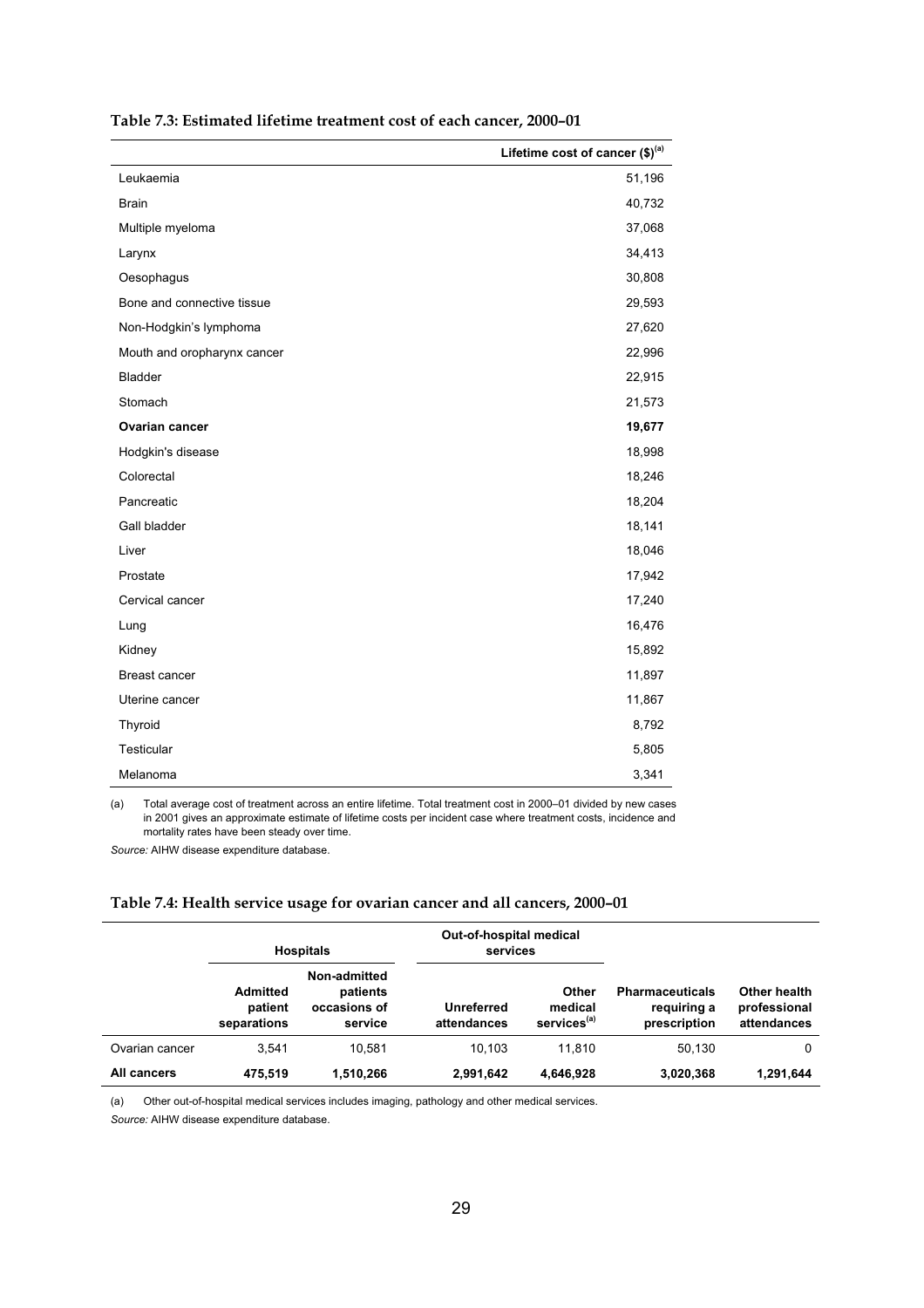**Table 7.3: Estimated lifetime treatment cost of each cancer, 2000–01**

| | Lifetime cost of cancer ($)[(a)] |
|---|---|
| Leukaemia | 51,196 |
| Brain | 40,732 |
| Multiple myeloma | 37,068 |
| Larynx | 34,413 |
| Oesophagus | 30,808 |
| Bone and connective tissue | 29,593 |
| Non-Hodgkin's lymphoma | 27,620 |
| Mouth and oropharynx cancer | 22,996 |
| Bladder | 22,915 |
| Stomach | 21,573 |
| **Ovarian cancer** | **19,677** |
| Hodgkin's disease | 18,998 |
| Colorectal | 18,246 |
| Pancreatic | 18,204 |
| Gall bladder | 18,141 |
| Liver | 18,046 |
| Prostate | 17,942 |
| Cervical cancer | 17,240 |
| Lung | 16,476 |
| Kidney | 15,892 |
| Breast cancer | 11,897 |
| Uterine cancer | 11,867 |
| Thyroid | 8,792 |
| Testicular | 5,805 |
| Melanoma | 3,341 |

(a) Total average cost of treatment across an entire lifetime. Total treatment cost in 2000–01 divided by new cases in 2001 gives an approximate estimate of lifetime costs per incident case where treatment costs, incidence and mortality rates have been steady over time.

*Source:* AIHW disease expenditure database.

**Table 7.4: Health service usage for ovarian cancer and all cancers, 2000–01**

| | Hospitals | | Out-of-hospital medical services | | | |
|---|---|---|---|---|---|---|
| | Admitted patient separations | Non-admitted patients occasions of service | Unreferred attendances | Other medical services[(a)] | Pharmaceuticals requiring a prescription | Other health professional attendances |
| Ovarian cancer | 3,541 | 10,581 | 10,103 | 11,810 | 50,130 | 0 |
| **All cancers** | **475,519** | **1,510,266** | **2,991,642** | **4,646,928** | **3,020,368** | **1,291,644** |

(a) Other out-of-hospital medical services includes imaging, pathology and other medical services.

*Source:* AIHW disease expenditure database.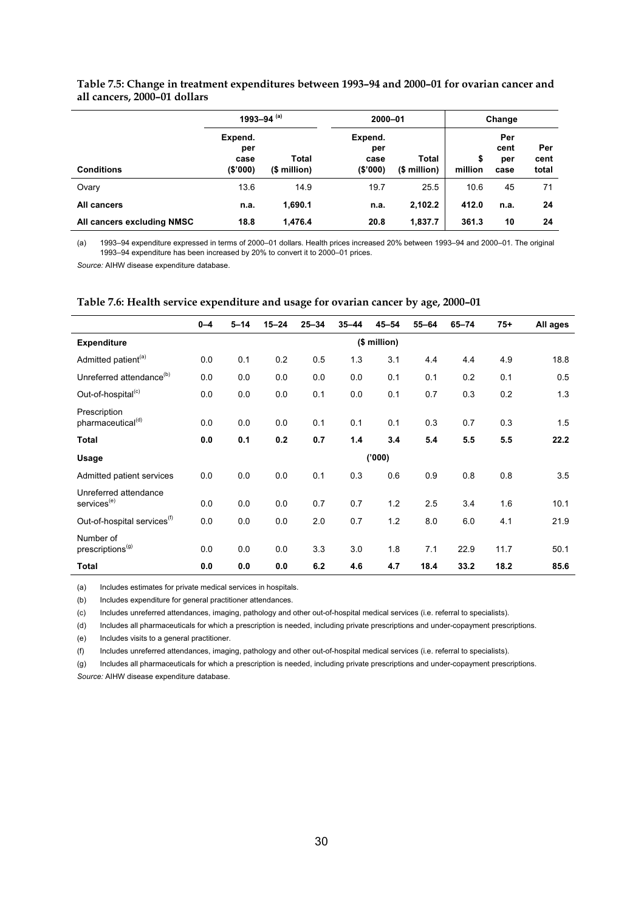**Table 7.5: Change in treatment expenditures between 1993–94 and 2000–01 for ovarian cancer and all cancers, 2000–01 dollars**

| | 1993–94 (a) | | 2000–01 | | Change | | |
|---|---|---|---|---|---|---|---|
| **Conditions** | Expend. per case ($'000) | Total ($ million) | Expend. per case ($'000) | Total ($ million) | $ million | Per cent per case | Per cent total |
| Ovary | 13.6 | 14.9 | 19.7 | 25.5 | 10.6 | 45 | 71 |
| **All cancers** | **n.a.** | **1,690.1** | **n.a.** | **2,102.2** | **412.0** | **n.a.** | **24** |
| **All cancers excluding NMSC** | **18.8** | **1,476.4** | **20.8** | **1,837.7** | **361.3** | **10** | **24** |

(a) 1993–94 expenditure expressed in terms of 2000–01 dollars. Health prices increased 20% between 1993–94 and 2000–01. The original 1993–94 expenditure has been increased by 20% to convert it to 2000–01 prices.

*Source:* AIHW disease expenditure database.

**Table 7.6: Health service expenditure and usage for ovarian cancer by age, 2000–01**

| | 0–4 | 5–14 | 15–24 | 25–34 | 35–44 | 45–54 | 55–64 | 65–74 | 75+ | All ages |
|---|---|---|---|---|---|---|---|---|---|---|
| **Expenditure** | | | | | | ($ million) | | | | |
| Admitted patient[(a)] | 0.0 | 0.1 | 0.2 | 0.5 | 1.3 | 3.1 | 4.4 | 4.4 | 4.9 | 18.8 |
| Unreferred attendance[(b)] | 0.0 | 0.0 | 0.0 | 0.0 | 0.0 | 0.1 | 0.1 | 0.2 | 0.1 | 0.5 |
| Out-of-hospital[(c)] | 0.0 | 0.0 | 0.0 | 0.1 | 0.0 | 0.1 | 0.7 | 0.3 | 0.2 | 1.3 |
| Prescription pharmaceutical[(d)] | 0.0 | 0.0 | 0.0 | 0.1 | 0.1 | 0.1 | 0.3 | 0.7 | 0.3 | 1.5 |
| **Total** | **0.0** | **0.1** | **0.2** | **0.7** | **1.4** | **3.4** | **5.4** | **5.5** | **5.5** | **22.2** |
| **Usage** | | | | | | ('000) | | | | |
| Admitted patient services | 0.0 | 0.0 | 0.0 | 0.1 | 0.3 | 0.6 | 0.9 | 0.8 | 0.8 | 3.5 |
| Unreferred attendance services[(e)] | 0.0 | 0.0 | 0.0 | 0.7 | 0.7 | 1.2 | 2.5 | 3.4 | 1.6 | 10.1 |
| Out-of-hospital services[(f)] | 0.0 | 0.0 | 0.0 | 2.0 | 0.7 | 1.2 | 8.0 | 6.0 | 4.1 | 21.9 |
| Number of prescriptions[(g)] | 0.0 | 0.0 | 0.0 | 3.3 | 3.0 | 1.8 | 7.1 | 22.9 | 11.7 | 50.1 |
| **Total** | **0.0** | **0.0** | **0.0** | **6.2** | **4.6** | **4.7** | **18.4** | **33.2** | **18.2** | **85.6** |

(a) Includes estimates for private medical services in hospitals.

(b) Includes expenditure for general practitioner attendances.

(c) Includes unreferred attendances, imaging, pathology and other out-of-hospital medical services (i.e. referral to specialists).

(d) Includes all pharmaceuticals for which a prescription is needed, including private prescriptions and under-copayment prescriptions.

(e) Includes visits to a general practitioner.

(f) Includes unreferred attendances, imaging, pathology and other out-of-hospital medical services (i.e. referral to specialists).

(g) Includes all pharmaceuticals for which a prescription is needed, including private prescriptions and under-copayment prescriptions.

*Source:* AIHW disease expenditure database.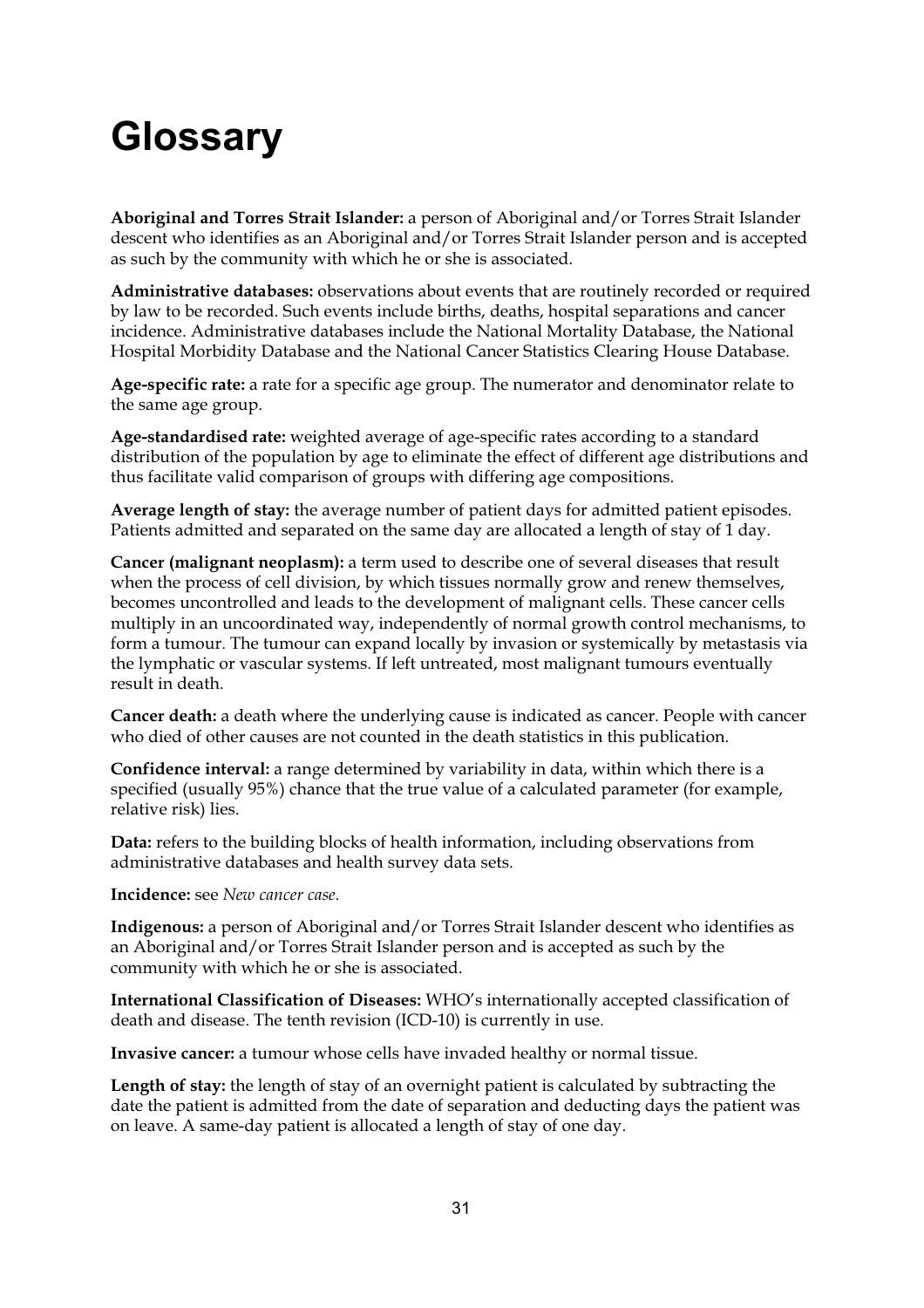# Glossary

**Aboriginal and Torres Strait Islander:** a person of Aboriginal and/or Torres Strait Islander descent who identifies as an Aboriginal and/or Torres Strait Islander person and is accepted as such by the community with which he or she is associated.

**Administrative databases:** observations about events that are routinely recorded or required by law to be recorded. Such events include births, deaths, hospital separations and cancer incidence. Administrative databases include the National Mortality Database, the National Hospital Morbidity Database and the National Cancer Statistics Clearing House Database.

**Age-specific rate:** a rate for a specific age group. The numerator and denominator relate to the same age group.

**Age-standardised rate:** weighted average of age-specific rates according to a standard distribution of the population by age to eliminate the effect of different age distributions and thus facilitate valid comparison of groups with differing age compositions.

**Average length of stay:** the average number of patient days for admitted patient episodes. Patients admitted and separated on the same day are allocated a length of stay of 1 day.

**Cancer (malignant neoplasm):** a term used to describe one of several diseases that result when the process of cell division, by which tissues normally grow and renew themselves, becomes uncontrolled and leads to the development of malignant cells. These cancer cells multiply in an uncoordinated way, independently of normal growth control mechanisms, to form a tumour. The tumour can expand locally by invasion or systemically by metastasis via the lymphatic or vascular systems. If left untreated, most malignant tumours eventually result in death.

**Cancer death:** a death where the underlying cause is indicated as cancer. People with cancer who died of other causes are not counted in the death statistics in this publication.

**Confidence interval:** a range determined by variability in data, within which there is a specified (usually 95%) chance that the true value of a calculated parameter (for example, relative risk) lies.

**Data:** refers to the building blocks of health information, including observations from administrative databases and health survey data sets.

**Incidence:** see *New cancer case*.

**Indigenous:** a person of Aboriginal and/or Torres Strait Islander descent who identifies as an Aboriginal and/or Torres Strait Islander person and is accepted as such by the community with which he or she is associated.

**International Classification of Diseases:** WHO's internationally accepted classification of death and disease. The tenth revision (ICD-10) is currently in use.

**Invasive cancer:** a tumour whose cells have invaded healthy or normal tissue.

**Length of stay:** the length of stay of an overnight patient is calculated by subtracting the date the patient is admitted from the date of separation and deducting days the patient was on leave. A same-day patient is allocated a length of stay of one day.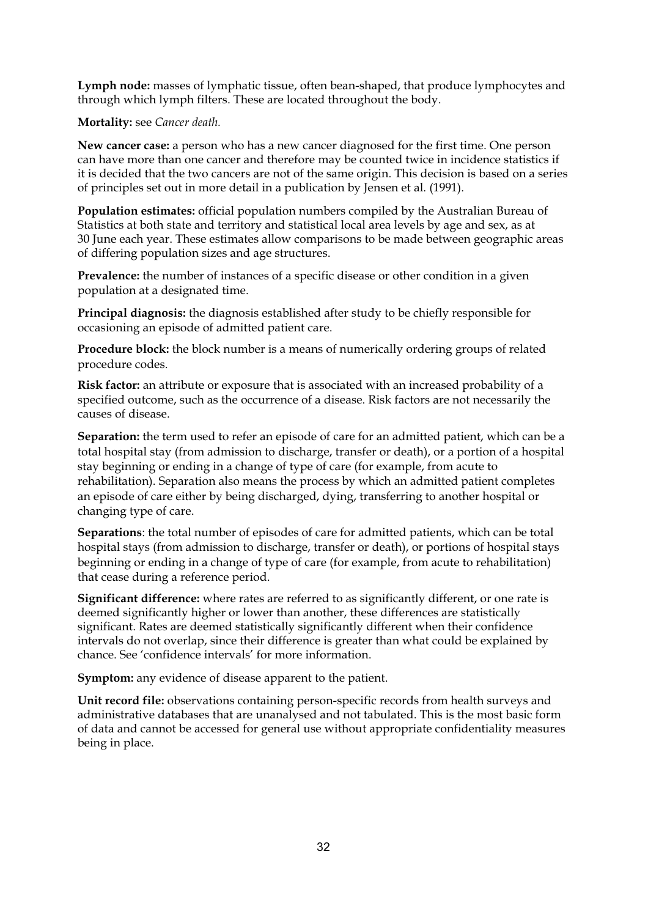**Lymph node:** masses of lymphatic tissue, often bean-shaped, that produce lymphocytes and through which lymph filters. These are located throughout the body.

**Mortality:** see *Cancer death.*

**New cancer case:** a person who has a new cancer diagnosed for the first time. One person can have more than one cancer and therefore may be counted twice in incidence statistics if it is decided that the two cancers are not of the same origin. This decision is based on a series of principles set out in more detail in a publication by Jensen et al. (1991).

**Population estimates:** official population numbers compiled by the Australian Bureau of Statistics at both state and territory and statistical local area levels by age and sex, as at 30 June each year. These estimates allow comparisons to be made between geographic areas of differing population sizes and age structures.

**Prevalence:** the number of instances of a specific disease or other condition in a given population at a designated time.

**Principal diagnosis:** the diagnosis established after study to be chiefly responsible for occasioning an episode of admitted patient care.

**Procedure block:** the block number is a means of numerically ordering groups of related procedure codes.

**Risk factor:** an attribute or exposure that is associated with an increased probability of a specified outcome, such as the occurrence of a disease. Risk factors are not necessarily the causes of disease.

**Separation:** the term used to refer an episode of care for an admitted patient, which can be a total hospital stay (from admission to discharge, transfer or death), or a portion of a hospital stay beginning or ending in a change of type of care (for example, from acute to rehabilitation). Separation also means the process by which an admitted patient completes an episode of care either by being discharged, dying, transferring to another hospital or changing type of care.

**Separations**: the total number of episodes of care for admitted patients, which can be total hospital stays (from admission to discharge, transfer or death), or portions of hospital stays beginning or ending in a change of type of care (for example, from acute to rehabilitation) that cease during a reference period.

**Significant difference:** where rates are referred to as significantly different, or one rate is deemed significantly higher or lower than another, these differences are statistically significant. Rates are deemed statistically significantly different when their confidence intervals do not overlap, since their difference is greater than what could be explained by chance. See 'confidence intervals' for more information.

**Symptom:** any evidence of disease apparent to the patient.

**Unit record file:** observations containing person-specific records from health surveys and administrative databases that are unanalysed and not tabulated. This is the most basic form of data and cannot be accessed for general use without appropriate confidentiality measures being in place.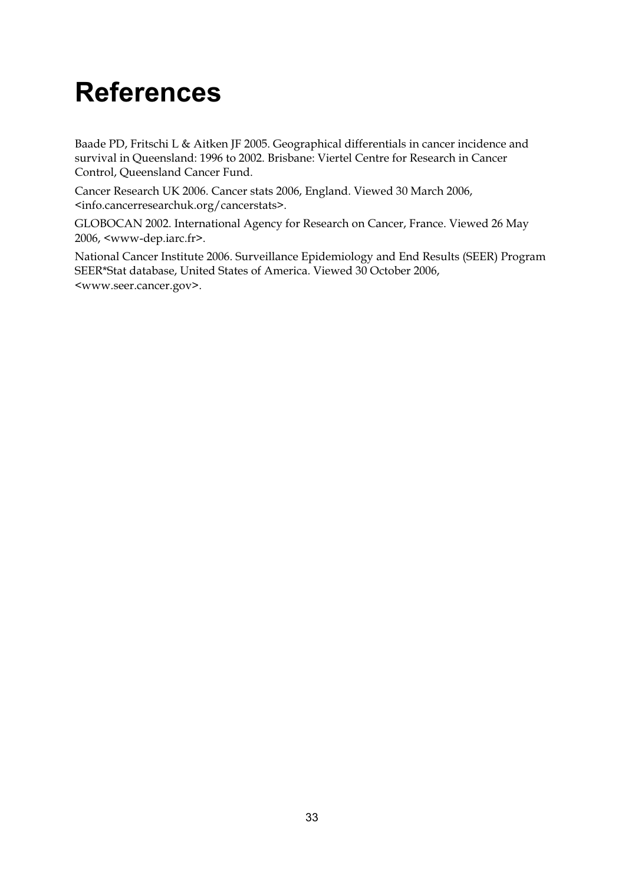# References

Baade PD, Fritschi L & Aitken JF 2005. Geographical differentials in cancer incidence and survival in Queensland: 1996 to 2002. Brisbane: Viertel Centre for Research in Cancer Control, Queensland Cancer Fund.

Cancer Research UK 2006. Cancer stats 2006, England. Viewed 30 March 2006, <info.cancerresearchuk.org/cancerstats>.

GLOBOCAN 2002. International Agency for Research on Cancer, France. Viewed 26 May 2006, <www-dep.iarc.fr>.

National Cancer Institute 2006. Surveillance Epidemiology and End Results (SEER) Program SEER*Stat database, United States of America. Viewed 30 October 2006, <www.seer.cancer.gov>.